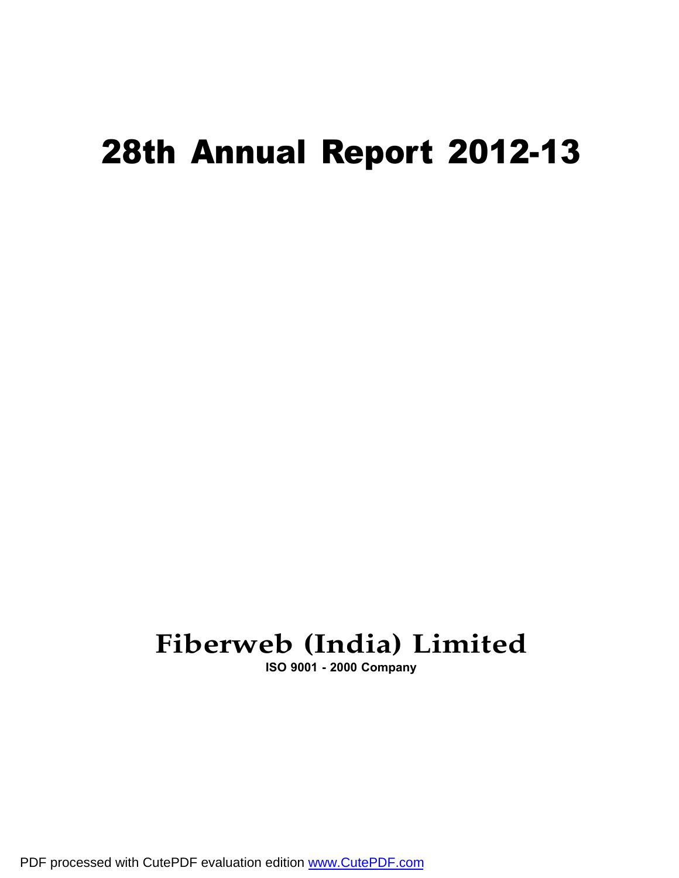# 28th Annual Report 2012-13

# Fiberweb (India) Limited

**ISO 9001 - 2000 Company**

PDF processed with CutePDF evaluation edition www.CutePDF.com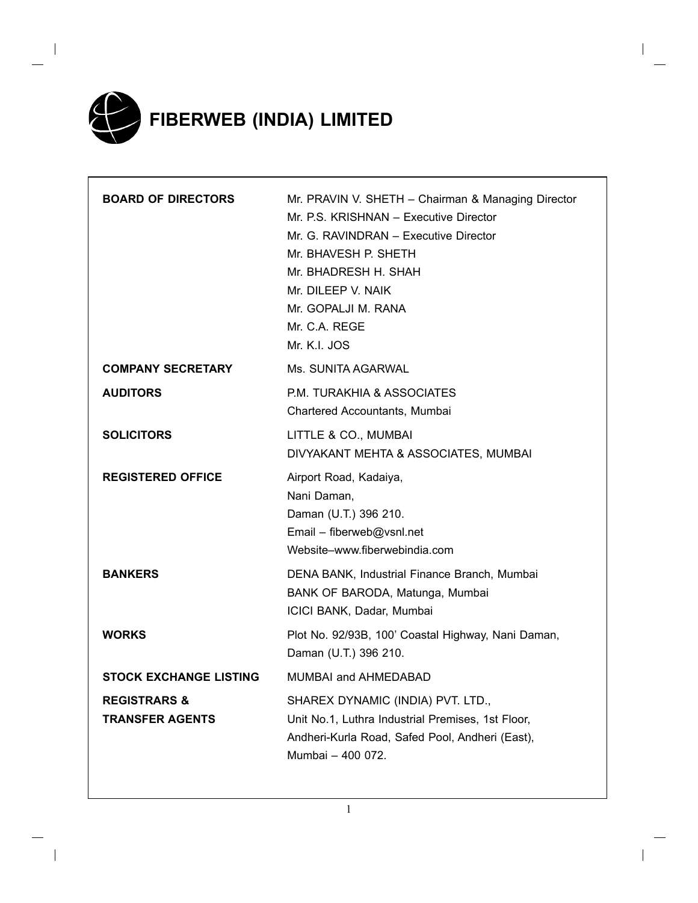# FIBERWEB (INDIA) LIMITED

| | |
|---|---|
| **BOARD OF DIRECTORS** | Mr. PRAVIN V. SHETH – Chairman & Managing Director<br>Mr. P.S. KRISHNAN – Executive Director<br>Mr. G. RAVINDRAN – Executive Director<br>Mr. BHAVESH P. SHETH<br>Mr. BHADRESH H. SHAH<br>Mr. DILEEP V. NAIK<br>Mr. GOPALJI M. RANA<br>Mr. C.A. REGE<br>Mr. K.I. JOS |
| **COMPANY SECRETARY** | Ms. SUNITA AGARWAL |
| **AUDITORS** | P.M. TURAKHIA & ASSOCIATES<br>Chartered Accountants, Mumbai |
| **SOLICITORS** | LITTLE & CO., MUMBAI<br>DIVYAKANT MEHTA & ASSOCIATES, MUMBAI |
| **REGISTERED OFFICE** | Airport Road, Kadaiya,<br>Nani Daman,<br>Daman (U.T.) 396 210.<br>Email – fiberweb@vsnl.net<br>Website–www.fiberwebindia.com |
| **BANKERS** | DENA BANK, Industrial Finance Branch, Mumbai<br>BANK OF BARODA, Matunga, Mumbai<br>ICICI BANK, Dadar, Mumbai |
| **WORKS** | Plot No. 92/93B, 100' Coastal Highway, Nani Daman,<br>Daman (U.T.) 396 210. |
| **STOCK EXCHANGE LISTING** | MUMBAI and AHMEDABAD |
| **REGISTRARS & TRANSFER AGENTS** | SHAREX DYNAMIC (INDIA) PVT. LTD.,<br>Unit No.1, Luthra Industrial Premises, 1st Floor,<br>Andheri-Kurla Road, Safed Pool, Andheri (East),<br>Mumbai – 400 072. |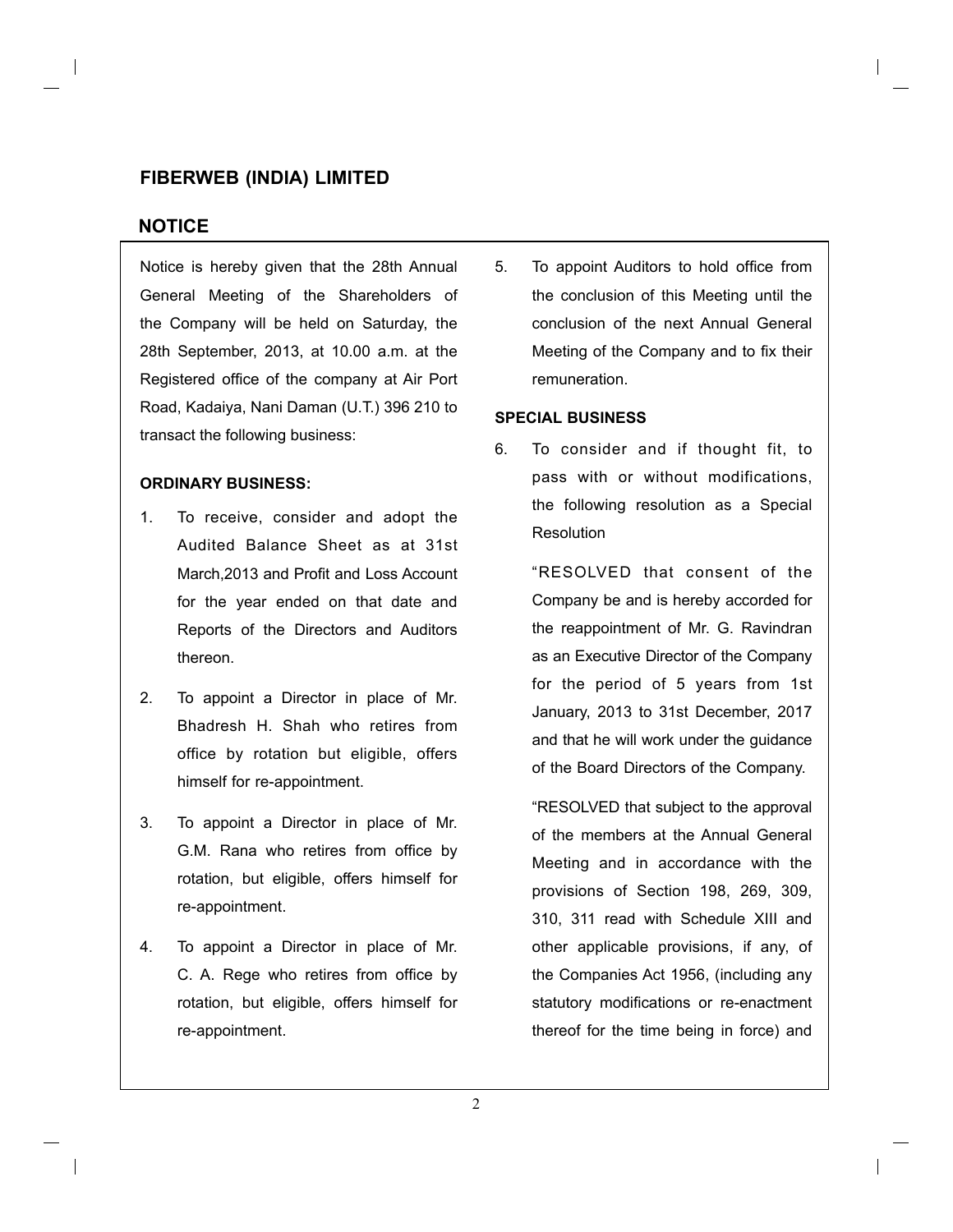# FIBERWEB (INDIA) LIMITED

## NOTICE

Notice is hereby given that the 28th Annual General Meeting of the Shareholders of the Company will be held on Saturday, the 28th September, 2013, at 10.00 a.m. at the Registered office of the company at Air Port Road, Kadaiya, Nani Daman (U.T.) 396 210 to transact the following business:

**ORDINARY BUSINESS:**

1. To receive, consider and adopt the Audited Balance Sheet as at 31st March,2013 and Profit and Loss Account for the year ended on that date and Reports of the Directors and Auditors thereon.

2. To appoint a Director in place of Mr. Bhadresh H. Shah who retires from office by rotation but eligible, offers himself for re-appointment.

3. To appoint a Director in place of Mr. G.M. Rana who retires from office by rotation, but eligible, offers himself for re-appointment.

4. To appoint a Director in place of Mr. C. A. Rege who retires from office by rotation, but eligible, offers himself for re-appointment.

5. To appoint Auditors to hold office from the conclusion of this Meeting until the conclusion of the next Annual General Meeting of the Company and to fix their remuneration.

**SPECIAL BUSINESS**

6. To consider and if thought fit, to pass with or without modifications, the following resolution as a Special Resolution

   "RESOLVED that consent of the Company be and is hereby accorded for the reappointment of Mr. G. Ravindran as an Executive Director of the Company for the period of 5 years from 1st January, 2013 to 31st December, 2017 and that he will work under the guidance of the Board Directors of the Company.

   "RESOLVED that subject to the approval of the members at the Annual General Meeting and in accordance with the provisions of Section 198, 269, 309, 310, 311 read with Schedule XIII and other applicable provisions, if any, of the Companies Act 1956, (including any statutory modifications or re-enactment thereof for the time being in force) and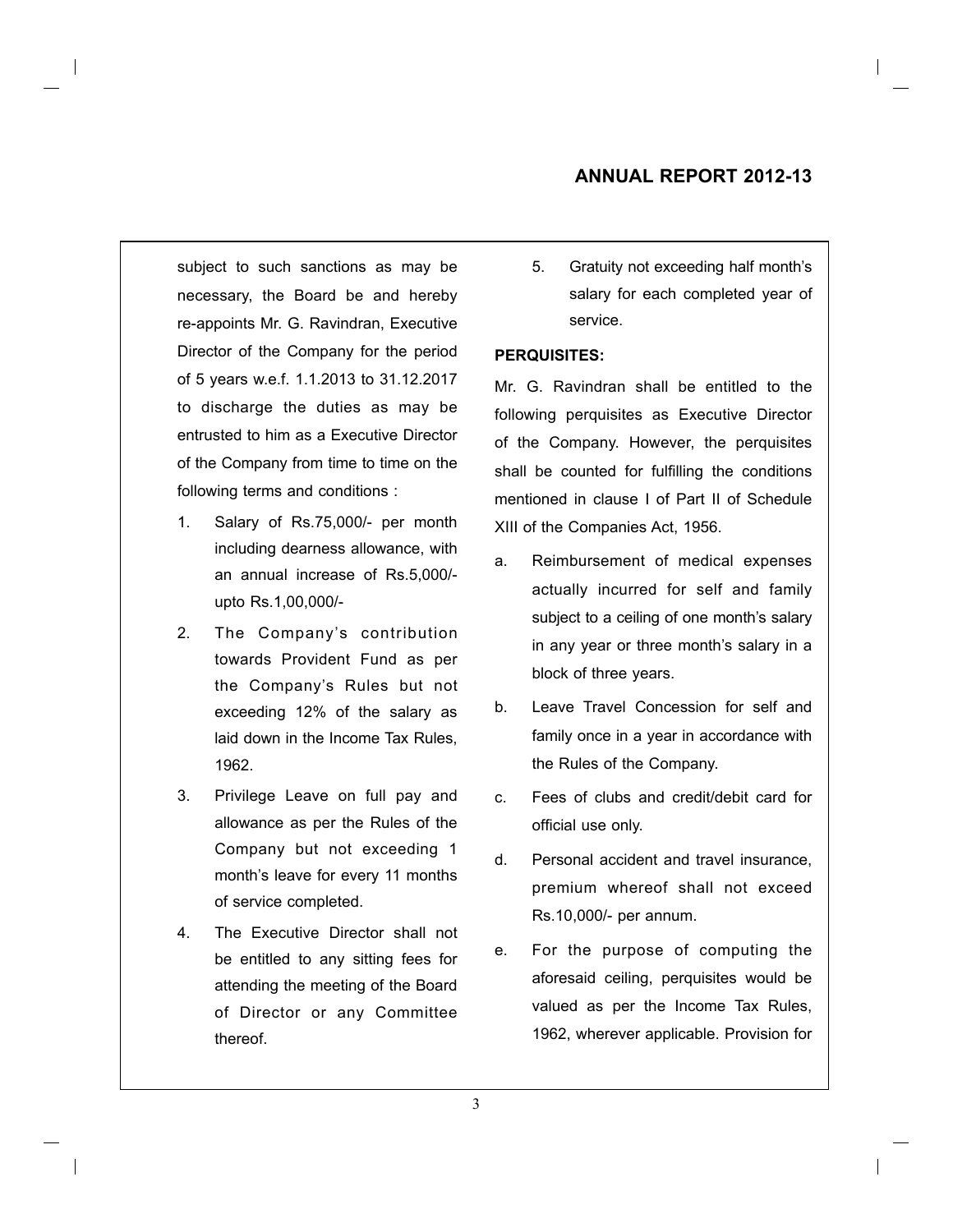subject to such sanctions as may be necessary, the Board be and hereby re-appoints Mr. G. Ravindran, Executive Director of the Company for the period of 5 years w.e.f. 1.1.2013 to 31.12.2017 to discharge the duties as may be entrusted to him as a Executive Director of the Company from time to time on the following terms and conditions :

1. Salary of Rs.75,000/- per month including dearness allowance, with an annual increase of Rs.5,000/- upto Rs.1,00,000/-
2. The Company's contribution towards Provident Fund as per the Company's Rules but not exceeding 12% of the salary as laid down in the Income Tax Rules, 1962.
3. Privilege Leave on full pay and allowance as per the Rules of the Company but not exceeding 1 month's leave for every 11 months of service completed.
4. The Executive Director shall not be entitled to any sitting fees for attending the meeting of the Board of Director or any Committee thereof.
5. Gratuity not exceeding half month's salary for each completed year of service.

**PERQUISITES:**

Mr. G. Ravindran shall be entitled to the following perquisites as Executive Director of the Company. However, the perquisites shall be counted for fulfilling the conditions mentioned in clause I of Part II of Schedule XIII of the Companies Act, 1956.

a. Reimbursement of medical expenses actually incurred for self and family subject to a ceiling of one month's salary in any year or three month's salary in a block of three years.

b. Leave Travel Concession for self and family once in a year in accordance with the Rules of the Company.

c. Fees of clubs and credit/debit card for official use only.

d. Personal accident and travel insurance, premium whereof shall not exceed Rs.10,000/- per annum.

e. For the purpose of computing the aforesaid ceiling, perquisites would be valued as per the Income Tax Rules, 1962, wherever applicable. Provision for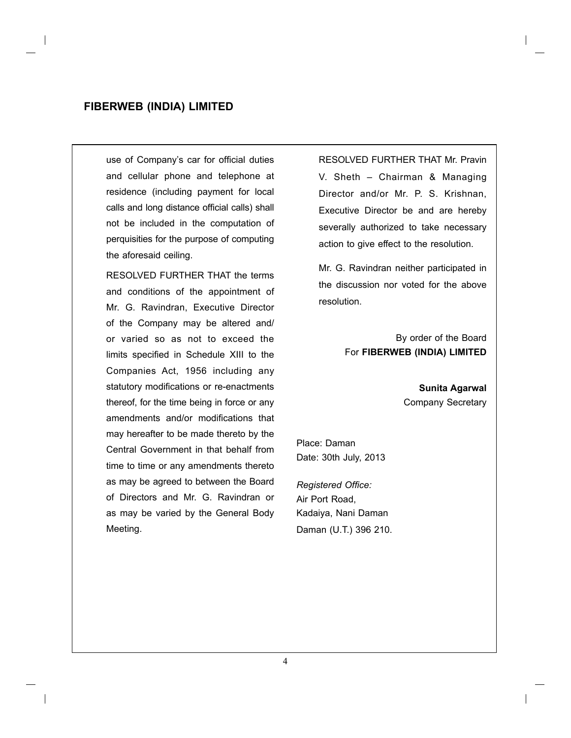use of Company's car for official duties and cellular phone and telephone at residence (including payment for local calls and long distance official calls) shall not be included in the computation of perquisities for the purpose of computing the aforesaid ceiling.

RESOLVED FURTHER THAT the terms and conditions of the appointment of Mr. G. Ravindran, Executive Director of the Company may be altered and/ or varied so as not to exceed the limits specified in Schedule XIII to the Companies Act, 1956 including any statutory modifications or re-enactments thereof, for the time being in force or any amendments and/or modifications that may hereafter to be made thereto by the Central Government in that behalf from time to time or any amendments thereto as may be agreed to between the Board of Directors and Mr. G. Ravindran or as may be varied by the General Body Meeting.

RESOLVED FURTHER THAT Mr. Pravin V. Sheth – Chairman & Managing Director and/or Mr. P. S. Krishnan, Executive Director be and are hereby severally authorized to take necessary action to give effect to the resolution.

Mr. G. Ravindran neither participated in the discussion nor voted for the above resolution.

By order of the Board
For **FIBERWEB (INDIA) LIMITED**

**Sunita Agarwal**
Company Secretary

Place: Daman
Date: 30th July, 2013

*Registered Office:*
Air Port Road,
Kadaiya, Nani Daman
Daman (U.T.) 396 210.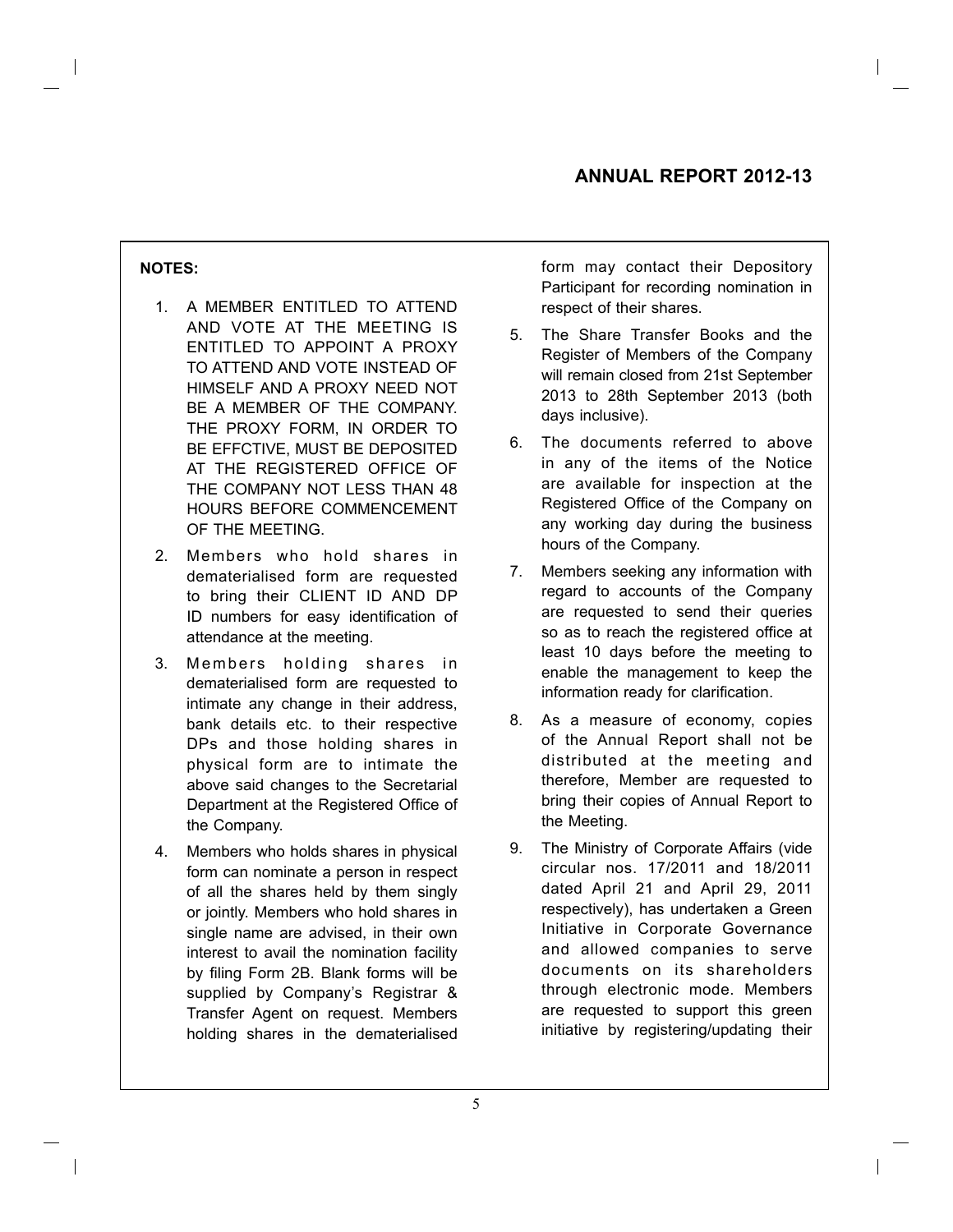**NOTES:**

1. A MEMBER ENTITLED TO ATTEND AND VOTE AT THE MEETING IS ENTITLED TO APPOINT A PROXY TO ATTEND AND VOTE INSTEAD OF HIMSELF AND A PROXY NEED NOT BE A MEMBER OF THE COMPANY. THE PROXY FORM, IN ORDER TO BE EFFCTIVE, MUST BE DEPOSITED AT THE REGISTERED OFFICE OF THE COMPANY NOT LESS THAN 48 HOURS BEFORE COMMENCEMENT OF THE MEETING.

2. Members who hold shares in dematerialised form are requested to bring their CLIENT ID AND DP ID numbers for easy identification of attendance at the meeting.

3. Members holding shares in dematerialised form are requested to intimate any change in their address, bank details etc. to their respective DPs and those holding shares in physical form are to intimate the above said changes to the Secretarial Department at the Registered Office of the Company.

4. Members who holds shares in physical form can nominate a person in respect of all the shares held by them singly or jointly. Members who hold shares in single name are advised, in their own interest to avail the nomination facility by filing Form 2B. Blank forms will be supplied by Company's Registrar & Transfer Agent on request. Members holding shares in the dematerialised form may contact their Depository Participant for recording nomination in respect of their shares.

5. The Share Transfer Books and the Register of Members of the Company will remain closed from 21st September 2013 to 28th September 2013 (both days inclusive).

6. The documents referred to above in any of the items of the Notice are available for inspection at the Registered Office of the Company on any working day during the business hours of the Company.

7. Members seeking any information with regard to accounts of the Company are requested to send their queries so as to reach the registered office at least 10 days before the meeting to enable the management to keep the information ready for clarification.

8. As a measure of economy, copies of the Annual Report shall not be distributed at the meeting and therefore, Member are requested to bring their copies of Annual Report to the Meeting.

9. The Ministry of Corporate Affairs (vide circular nos. 17/2011 and 18/2011 dated April 21 and April 29, 2011 respectively), has undertaken a Green Initiative in Corporate Governance and allowed companies to serve documents on its shareholders through electronic mode. Members are requested to support this green initiative by registering/updating their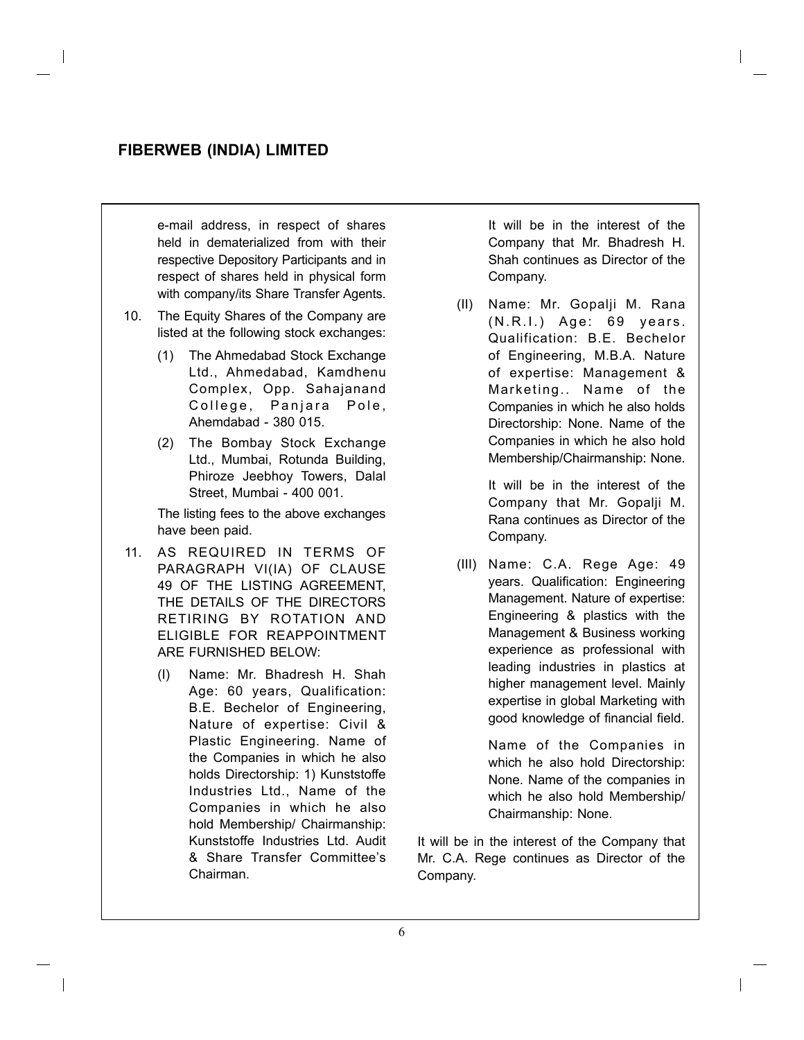e-mail address, in respect of shares held in dematerialized from with their respective Depository Participants and in respect of shares held in physical form with company/its Share Transfer Agents.

10. The Equity Shares of the Company are listed at the following stock exchanges:

    (1) The Ahmedabad Stock Exchange Ltd., Ahmedabad, Kamdhenu Complex, Opp. Sahajanand College, Panjara Pole, Ahemdabad - 380 015.

    (2) The Bombay Stock Exchange Ltd., Mumbai, Rotunda Building, Phiroze Jeebhoy Towers, Dalal Street, Mumbai - 400 001.

    The listing fees to the above exchanges have been paid.

11. AS REQUIRED IN TERMS OF PARAGRAPH VI(IA) OF CLAUSE 49 OF THE LISTING AGREEMENT, THE DETAILS OF THE DIRECTORS RETIRING BY ROTATION AND ELIGIBLE FOR REAPPOINTMENT ARE FURNISHED BELOW:

    (I) Name: Mr. Bhadresh H. Shah Age: 60 years, Qualification: B.E. Bechelor of Engineering, Nature of expertise: Civil & Plastic Engineering. Name of the Companies in which he also holds Directorship: 1) Kunststoffe Industries Ltd., Name of the Companies in which he also hold Membership/ Chairmanship: Kunststoffe Industries Ltd. Audit & Share Transfer Committee's Chairman.

    It will be in the interest of the Company that Mr. Bhadresh H. Shah continues as Director of the Company.

    (II) Name: Mr. Gopalji M. Rana (N.R.I.) Age: 69 years. Qualification: B.E. Bechelor of Engineering, M.B.A. Nature of expertise: Management & Marketing.. Name of the Companies in which he also holds Directorship: None. Name of the Companies in which he also hold Membership/Chairmanship: None.

    It will be in the interest of the Company that Mr. Gopalji M. Rana continues as Director of the Company.

    (III) Name: C.A. Rege Age: 49 years. Qualification: Engineering Management. Nature of expertise: Engineering & plastics with the Management & Business working experience as professional with leading industries in plastics at higher management level. Mainly expertise in global Marketing with good knowledge of financial field.

    Name of the Companies in which he also hold Directorship: None. Name of the companies in which he also hold Membership/ Chairmanship: None.

It will be in the interest of the Company that Mr. C.A. Rege continues as Director of the Company.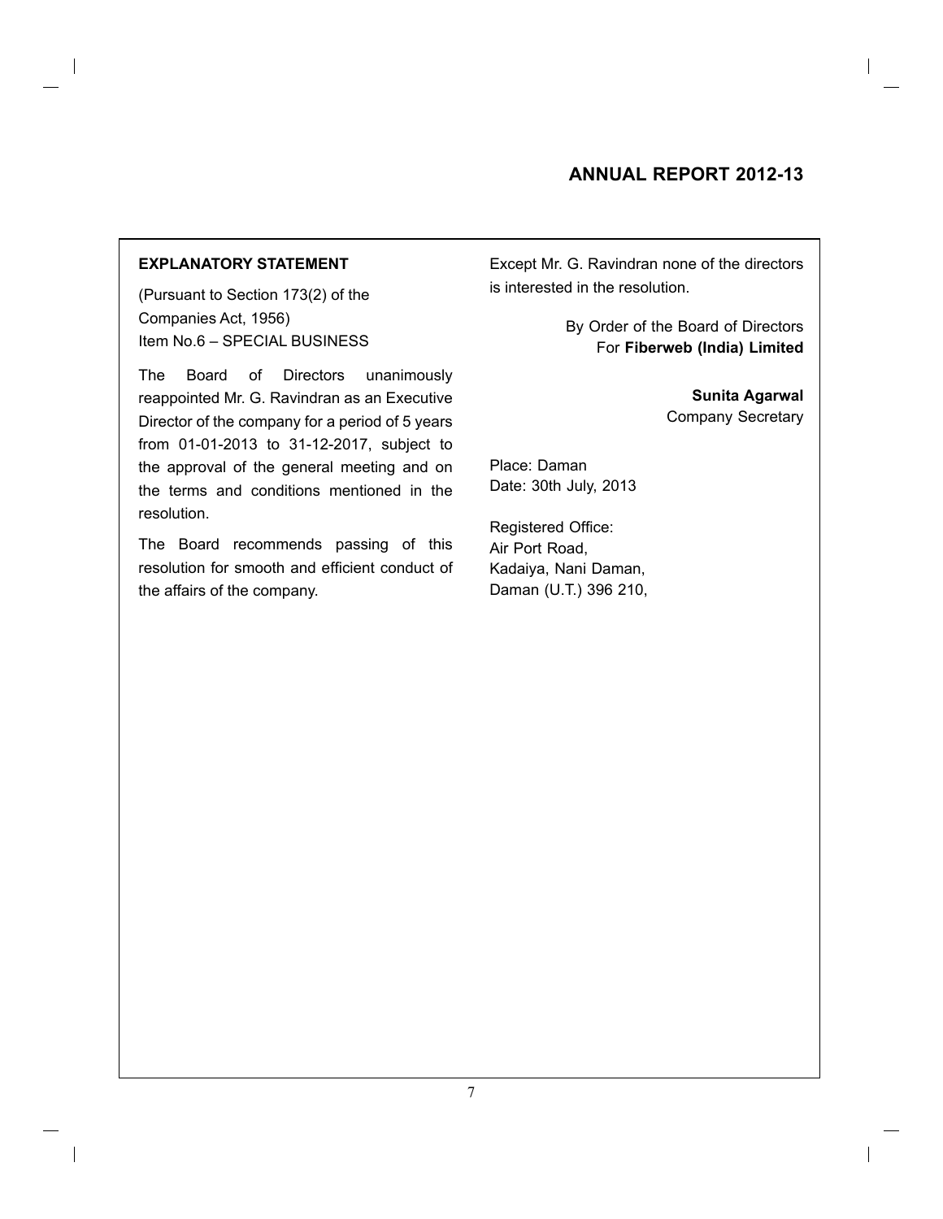**EXPLANATORY STATEMENT**

(Pursuant to Section 173(2) of the Companies Act, 1956)
Item No.6 – SPECIAL BUSINESS

The Board of Directors unanimously reappointed Mr. G. Ravindran as an Executive Director of the company for a period of 5 years from 01-01-2013 to 31-12-2017, subject to the approval of the general meeting and on the terms and conditions mentioned in the resolution.

The Board recommends passing of this resolution for smooth and efficient conduct of the affairs of the company.

Except Mr. G. Ravindran none of the directors is interested in the resolution.

By Order of the Board of Directors
For **Fiberweb (India) Limited**

**Sunita Agarwal**
Company Secretary

Place: Daman
Date: 30th July, 2013

Registered Office:
Air Port Road,
Kadaiya, Nani Daman,
Daman (U.T.) 396 210,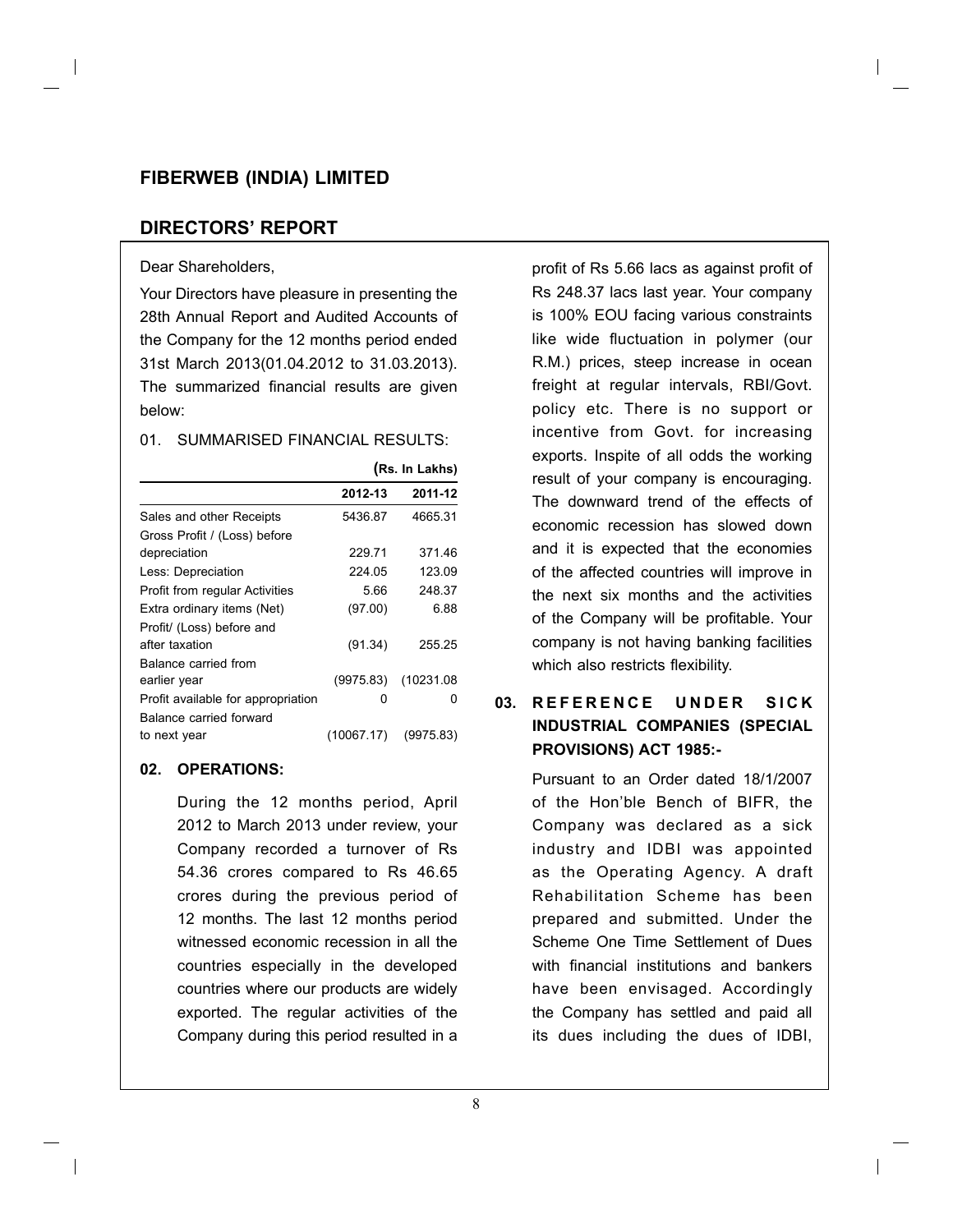# FIBERWEB (INDIA) LIMITED

## DIRECTORS' REPORT

Dear Shareholders,

Your Directors have pleasure in presenting the 28th Annual Report and Audited Accounts of the Company for the 12 months period ended 31st March 2013(01.04.2012 to 31.03.2013). The summarized financial results are given below:

01. SUMMARISED FINANCIAL RESULTS:

(Rs. In Lakhs)

| | 2012-13 | 2011-12 |
|---|---|---|
| Sales and other Receipts | 5436.87 | 4665.31 |
| Gross Profit / (Loss) before depreciation | 229.71 | 371.46 |
| Less: Depreciation | 224.05 | 123.09 |
| Profit from regular Activities | 5.66 | 248.37 |
| Extra ordinary items (Net) | (97.00) | 6.88 |
| Profit/ (Loss) before and after taxation | (91.34) | 255.25 |
| Balance carried from earlier year | (9975.83) | (10231.08 |
| Profit available for appropriation | 0 | 0 |
| Balance carried forward to next year | (10067.17) | (9975.83) |

### 02. OPERATIONS:

During the 12 months period, April 2012 to March 2013 under review, your Company recorded a turnover of Rs 54.36 crores compared to Rs 46.65 crores during the previous period of 12 months. The last 12 months period witnessed economic recession in all the countries especially in the developed countries where our products are widely exported. The regular activities of the Company during this period resulted in a profit of Rs 5.66 lacs as against profit of Rs 248.37 lacs last year. Your company is 100% EOU facing various constraints like wide fluctuation in polymer (our R.M.) prices, steep increase in ocean freight at regular intervals, RBI/Govt. policy etc. There is no support or incentive from Govt. for increasing exports. Inspite of all odds the working result of your company is encouraging. The downward trend of the effects of economic recession has slowed down and it is expected that the economies of the affected countries will improve in the next six months and the activities of the Company will be profitable. Your company is not having banking facilities which also restricts flexibility.

### 03. REFERENCE UNDER SICK INDUSTRIAL COMPANIES (SPECIAL PROVISIONS) ACT 1985:-

Pursuant to an Order dated 18/1/2007 of the Hon'ble Bench of BIFR, the Company was declared as a sick industry and IDBI was appointed as the Operating Agency. A draft Rehabilitation Scheme has been prepared and submitted. Under the Scheme One Time Settlement of Dues with financial institutions and bankers have been envisaged. Accordingly the Company has settled and paid all its dues including the dues of IDBI,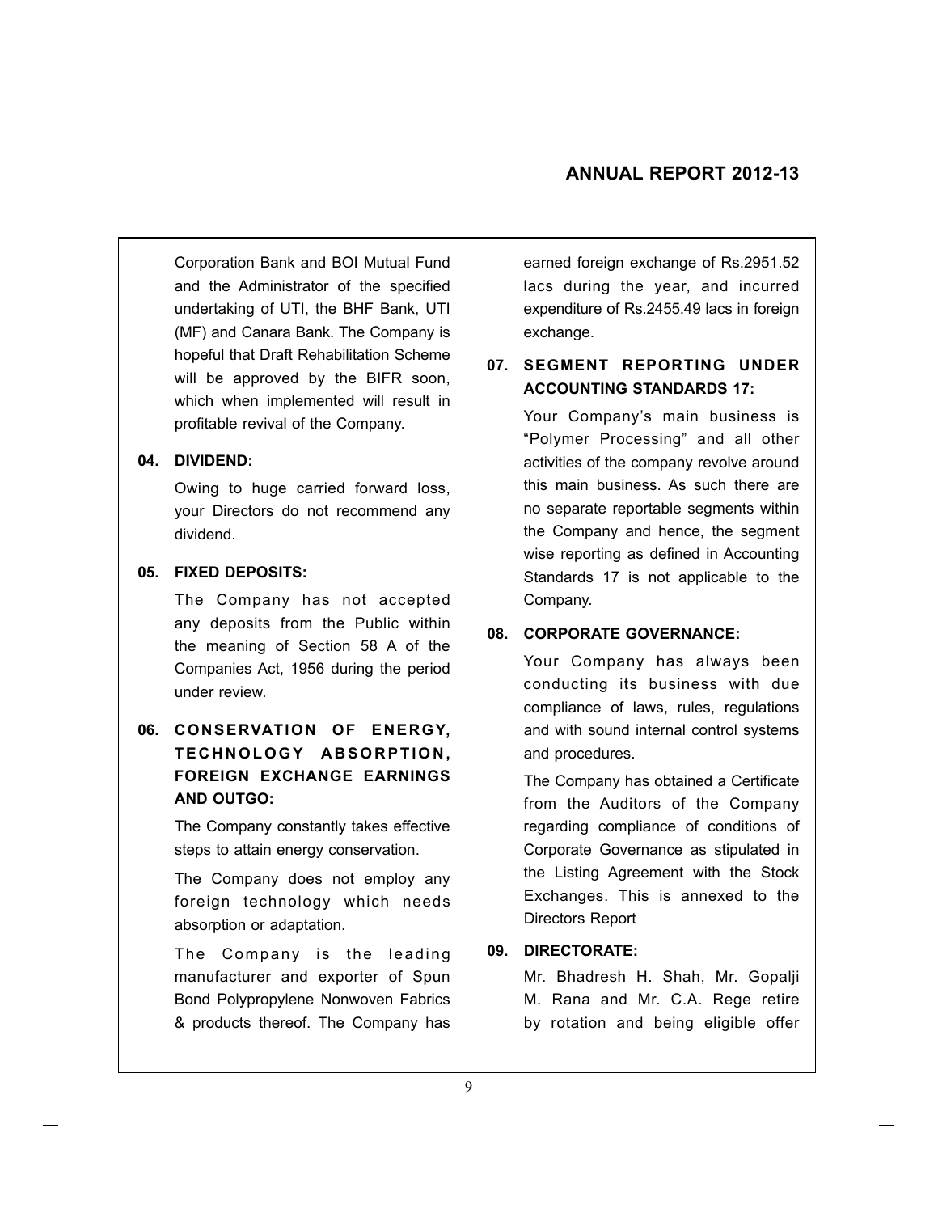Corporation Bank and BOI Mutual Fund and the Administrator of the specified undertaking of UTI, the BHF Bank, UTI (MF) and Canara Bank. The Company is hopeful that Draft Rehabilitation Scheme will be approved by the BIFR soon, which when implemented will result in profitable revival of the Company.

**04. DIVIDEND:**

Owing to huge carried forward loss, your Directors do not recommend any dividend.

**05. FIXED DEPOSITS:**

The Company has not accepted any deposits from the Public within the meaning of Section 58 A of the Companies Act, 1956 during the period under review.

**06. CONSERVATION OF ENERGY, TECHNOLOGY ABSORPTION, FOREIGN EXCHANGE EARNINGS AND OUTGO:**

The Company constantly takes effective steps to attain energy conservation.

The Company does not employ any foreign technology which needs absorption or adaptation.

The Company is the leading manufacturer and exporter of Spun Bond Polypropylene Nonwoven Fabrics & products thereof. The Company has earned foreign exchange of Rs.2951.52 lacs during the year, and incurred expenditure of Rs.2455.49 lacs in foreign exchange.

**07. SEGMENT REPORTING UNDER ACCOUNTING STANDARDS 17:**

Your Company's main business is "Polymer Processing" and all other activities of the company revolve around this main business. As such there are no separate reportable segments within the Company and hence, the segment wise reporting as defined in Accounting Standards 17 is not applicable to the Company.

**08. CORPORATE GOVERNANCE:**

Your Company has always been conducting its business with due compliance of laws, rules, regulations and with sound internal control systems and procedures.

The Company has obtained a Certificate from the Auditors of the Company regarding compliance of conditions of Corporate Governance as stipulated in the Listing Agreement with the Stock Exchanges. This is annexed to the Directors Report

**09. DIRECTORATE:**

Mr. Bhadresh H. Shah, Mr. Gopalji M. Rana and Mr. C.A. Rege retire by rotation and being eligible offer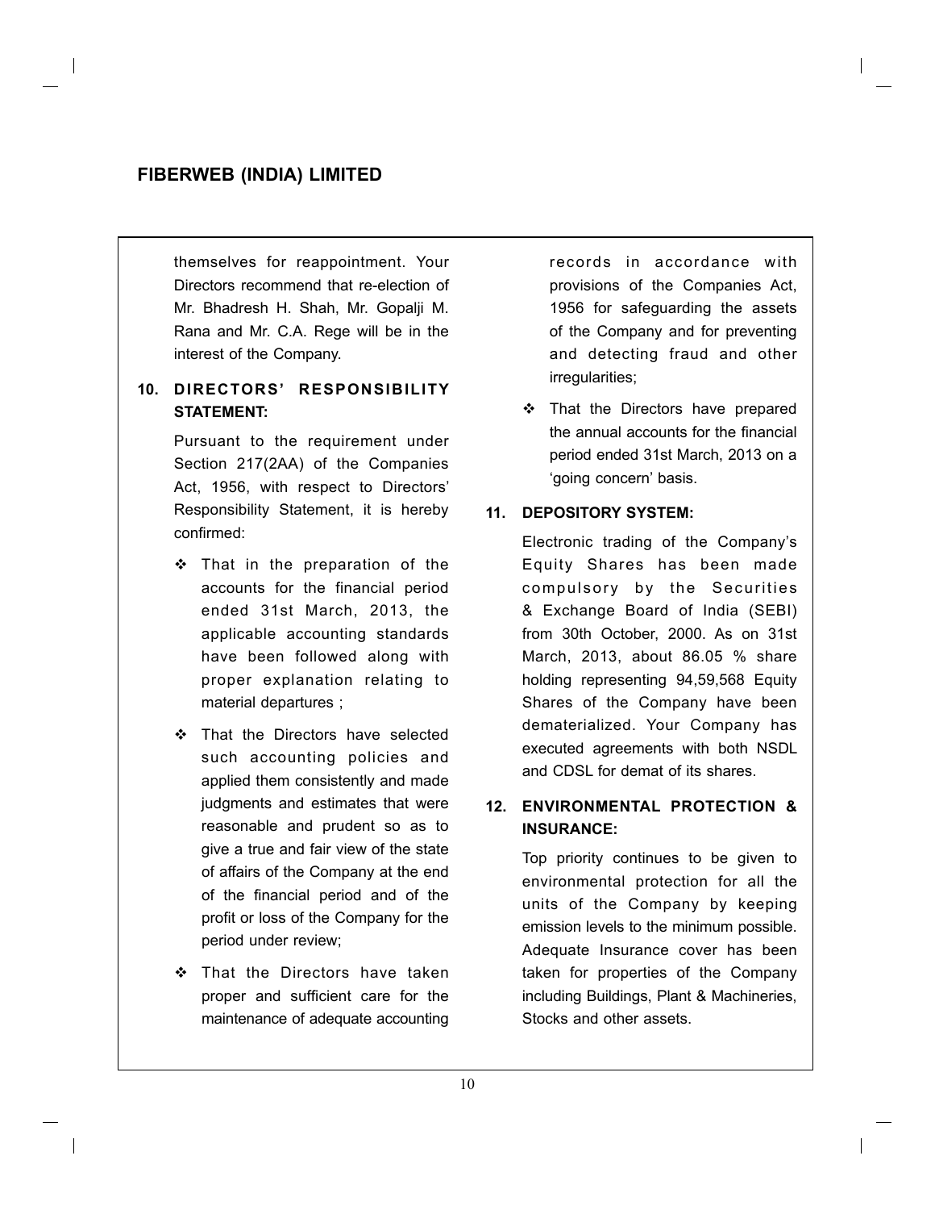themselves for reappointment. Your Directors recommend that re-election of Mr. Bhadresh H. Shah, Mr. Gopalji M. Rana and Mr. C.A. Rege will be in the interest of the Company.

## 10. DIRECTORS' RESPONSIBILITY STATEMENT:

Pursuant to the requirement under Section 217(2AA) of the Companies Act, 1956, with respect to Directors' Responsibility Statement, it is hereby confirmed:

- That in the preparation of the accounts for the financial period ended 31st March, 2013, the applicable accounting standards have been followed along with proper explanation relating to material departures ;
- That the Directors have selected such accounting policies and applied them consistently and made judgments and estimates that were reasonable and prudent so as to give a true and fair view of the state of affairs of the Company at the end of the financial period and of the profit or loss of the Company for the period under review;
- That the Directors have taken proper and sufficient care for the maintenance of adequate accounting records in accordance with provisions of the Companies Act, 1956 for safeguarding the assets of the Company and for preventing and detecting fraud and other irregularities;
- That the Directors have prepared the annual accounts for the financial period ended 31st March, 2013 on a 'going concern' basis.

## 11. DEPOSITORY SYSTEM:

Electronic trading of the Company's Equity Shares has been made compulsory by the Securities & Exchange Board of India (SEBI) from 30th October, 2000. As on 31st March, 2013, about 86.05 % share holding representing 94,59,568 Equity Shares of the Company have been dematerialized. Your Company has executed agreements with both NSDL and CDSL for demat of its shares.

## 12. ENVIRONMENTAL PROTECTION & INSURANCE:

Top priority continues to be given to environmental protection for all the units of the Company by keeping emission levels to the minimum possible. Adequate Insurance cover has been taken for properties of the Company including Buildings, Plant & Machineries, Stocks and other assets.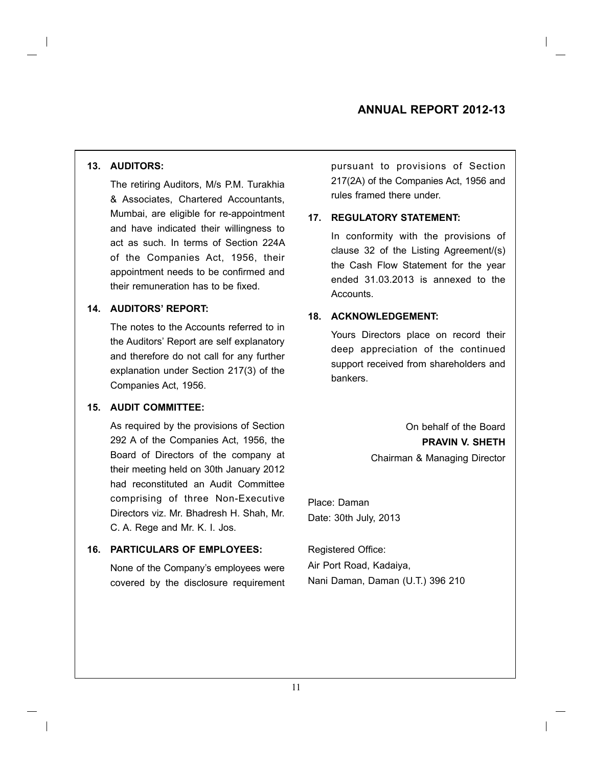### 13. AUDITORS:

The retiring Auditors, M/s P.M. Turakhia & Associates, Chartered Accountants, Mumbai, are eligible for re-appointment and have indicated their willingness to act as such. In terms of Section 224A of the Companies Act, 1956, their appointment needs to be confirmed and their remuneration has to be fixed.

### 14. AUDITORS' REPORT:

The notes to the Accounts referred to in the Auditors' Report are self explanatory and therefore do not call for any further explanation under Section 217(3) of the Companies Act, 1956.

### 15. AUDIT COMMITTEE:

As required by the provisions of Section 292 A of the Companies Act, 1956, the Board of Directors of the company at their meeting held on 30th January 2012 had reconstituted an Audit Committee comprising of three Non-Executive Directors viz. Mr. Bhadresh H. Shah, Mr. C. A. Rege and Mr. K. I. Jos.

### 16. PARTICULARS OF EMPLOYEES:

None of the Company's employees were covered by the disclosure requirement pursuant to provisions of Section 217(2A) of the Companies Act, 1956 and rules framed there under.

### 17. REGULATORY STATEMENT:

In conformity with the provisions of clause 32 of the Listing Agreement/(s) the Cash Flow Statement for the year ended 31.03.2013 is annexed to the Accounts.

### 18. ACKNOWLEDGEMENT:

Yours Directors place on record their deep appreciation of the continued support received from shareholders and bankers.

On behalf of the Board
**PRAVIN V. SHETH**
Chairman & Managing Director

Place: Daman
Date: 30th July, 2013

Registered Office:
Air Port Road, Kadaiya,
Nani Daman, Daman (U.T.) 396 210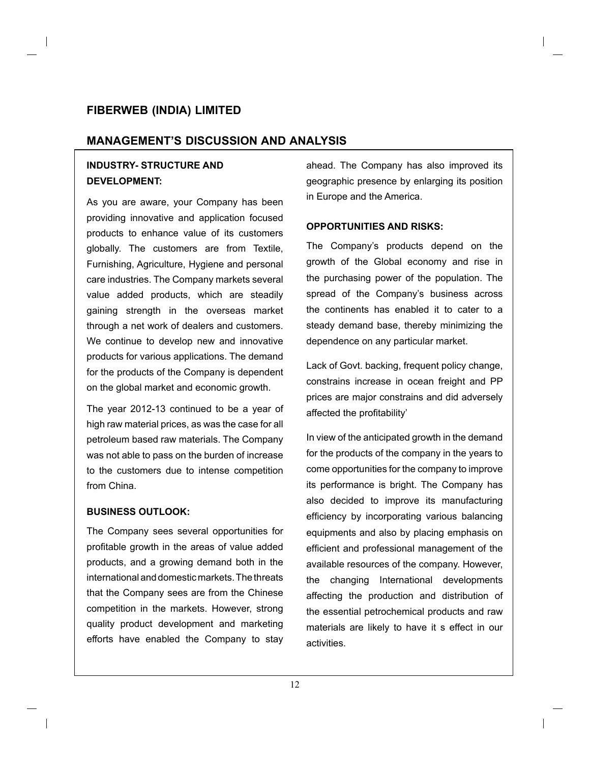# FIBERWEB (INDIA) LIMITED

## MANAGEMENT'S DISCUSSION AND ANALYSIS

### INDUSTRY- STRUCTURE AND DEVELOPMENT:

As you are aware, your Company has been providing innovative and application focused products to enhance value of its customers globally. The customers are from Textile, Furnishing, Agriculture, Hygiene and personal care industries. The Company markets several value added products, which are steadily gaining strength in the overseas market through a net work of dealers and customers. We continue to develop new and innovative products for various applications. The demand for the products of the Company is dependent on the global market and economic growth.

The year 2012-13 continued to be a year of high raw material prices, as was the case for all petroleum based raw materials. The Company was not able to pass on the burden of increase to the customers due to intense competition from China.

### BUSINESS OUTLOOK:

The Company sees several opportunities for profitable growth in the areas of value added products, and a growing demand both in the international and domestic markets. The threats that the Company sees are from the Chinese competition in the markets. However, strong quality product development and marketing efforts have enabled the Company to stay ahead. The Company has also improved its geographic presence by enlarging its position in Europe and the America.

### OPPORTUNITIES AND RISKS:

The Company's products depend on the growth of the Global economy and rise in the purchasing power of the population. The spread of the Company's business across the continents has enabled it to cater to a steady demand base, thereby minimizing the dependence on any particular market.

Lack of Govt. backing, frequent policy change, constrains increase in ocean freight and PP prices are major constrains and did adversely affected the profitability'

In view of the anticipated growth in the demand for the products of the company in the years to come opportunities for the company to improve its performance is bright. The Company has also decided to improve its manufacturing efficiency by incorporating various balancing equipments and also by placing emphasis on efficient and professional management of the available resources of the company. However, the changing International developments affecting the production and distribution of the essential petrochemical products and raw materials are likely to have it s effect in our activities.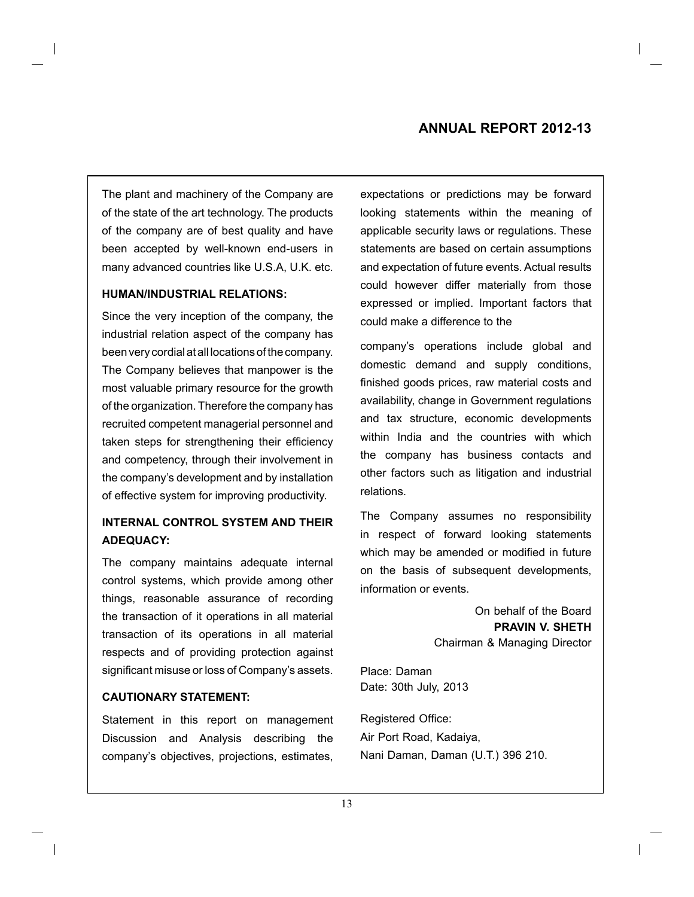The plant and machinery of the Company are of the state of the art technology. The products of the company are of best quality and have been accepted by well-known end-users in many advanced countries like U.S.A, U.K. etc.

**HUMAN/INDUSTRIAL RELATIONS:**

Since the very inception of the company, the industrial relation aspect of the company has been very cordial at all locations of the company. The Company believes that manpower is the most valuable primary resource for the growth of the organization. Therefore the company has recruited competent managerial personnel and taken steps for strengthening their efficiency and competency, through their involvement in the company's development and by installation of effective system for improving productivity.

**INTERNAL CONTROL SYSTEM AND THEIR ADEQUACY:**

The company maintains adequate internal control systems, which provide among other things, reasonable assurance of recording the transaction of it operations in all material transaction of its operations in all material respects and of providing protection against significant misuse or loss of Company's assets.

**CAUTIONARY STATEMENT:**

Statement in this report on management Discussion and Analysis describing the company's objectives, projections, estimates, expectations or predictions may be forward looking statements within the meaning of applicable security laws or regulations. These statements are based on certain assumptions and expectation of future events. Actual results could however differ materially from those expressed or implied. Important factors that could make a difference to the

company's operations include global and domestic demand and supply conditions, finished goods prices, raw material costs and availability, change in Government regulations and tax structure, economic developments within India and the countries with which the company has business contacts and other factors such as litigation and industrial relations.

The Company assumes no responsibility in respect of forward looking statements which may be amended or modified in future on the basis of subsequent developments, information or events.

On behalf of the Board
**PRAVIN V. SHETH**
Chairman & Managing Director

Place: Daman
Date: 30th July, 2013

Registered Office:
Air Port Road, Kadaiya,
Nani Daman, Daman (U.T.) 396 210.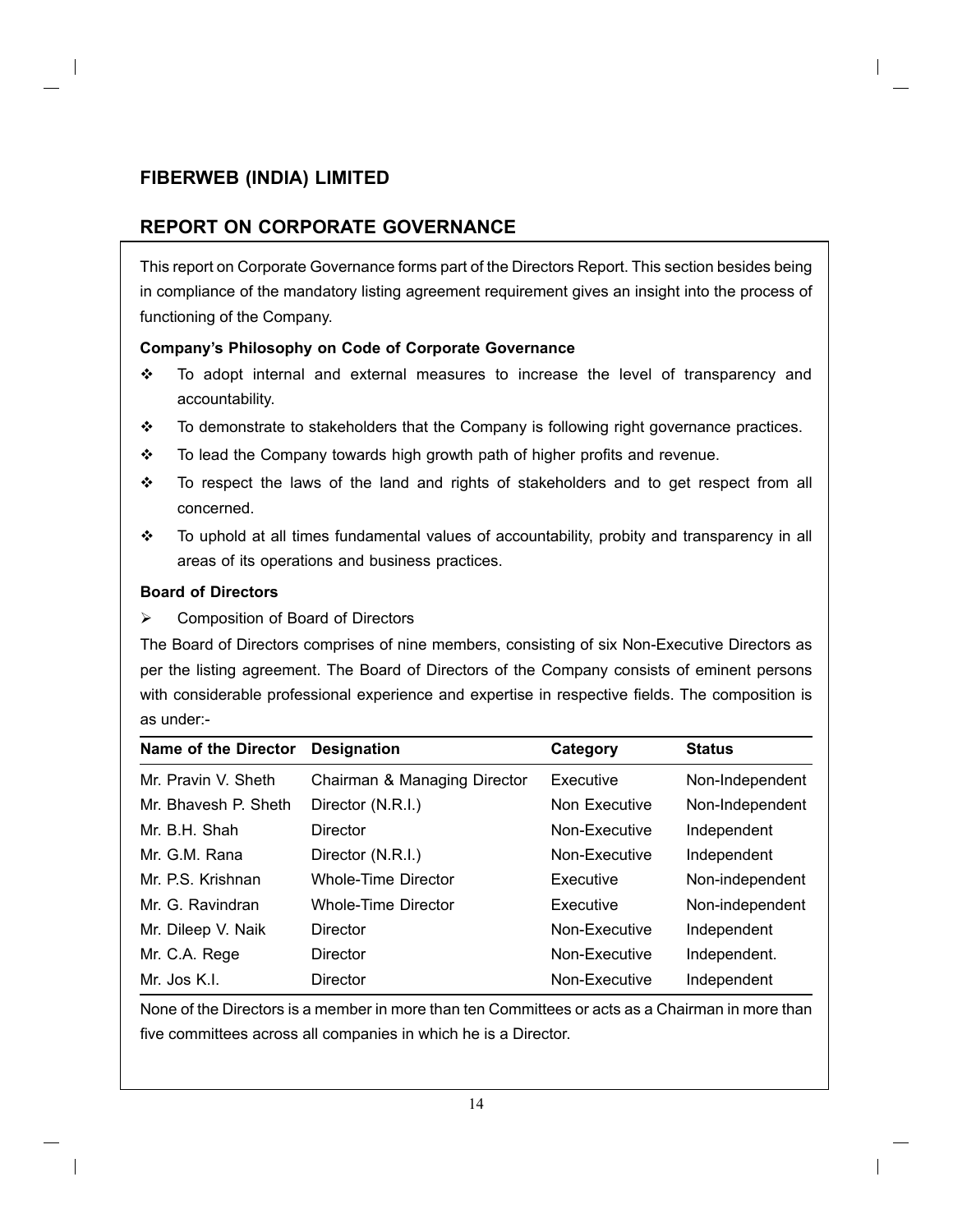# FIBERWEB (INDIA) LIMITED

## REPORT ON CORPORATE GOVERNANCE

This report on Corporate Governance forms part of the Directors Report. This section besides being in compliance of the mandatory listing agreement requirement gives an insight into the process of functioning of the Company.

**Company's Philosophy on Code of Corporate Governance**

- To adopt internal and external measures to increase the level of transparency and accountability.
- To demonstrate to stakeholders that the Company is following right governance practices.
- To lead the Company towards high growth path of higher profits and revenue.
- To respect the laws of the land and rights of stakeholders and to get respect from all concerned.
- To uphold at all times fundamental values of accountability, probity and transparency in all areas of its operations and business practices.

**Board of Directors**

- Composition of Board of Directors

The Board of Directors comprises of nine members, consisting of six Non-Executive Directors as per the listing agreement. The Board of Directors of the Company consists of eminent persons with considerable professional experience and expertise in respective fields. The composition is as under:-

| Name of the Director | Designation | Category | Status |
|---|---|---|---|
| Mr. Pravin V. Sheth | Chairman & Managing Director | Executive | Non-Independent |
| Mr. Bhavesh P. Sheth | Director (N.R.I.) | Non Executive | Non-Independent |
| Mr. B.H. Shah | Director | Non-Executive | Independent |
| Mr. G.M. Rana | Director (N.R.I.) | Non-Executive | Independent |
| Mr. P.S. Krishnan | Whole-Time Director | Executive | Non-independent |
| Mr. G. Ravindran | Whole-Time Director | Executive | Non-independent |
| Mr. Dileep V. Naik | Director | Non-Executive | Independent |
| Mr. C.A. Rege | Director | Non-Executive | Independent. |
| Mr. Jos K.I. | Director | Non-Executive | Independent |

None of the Directors is a member in more than ten Committees or acts as a Chairman in more than five committees across all companies in which he is a Director.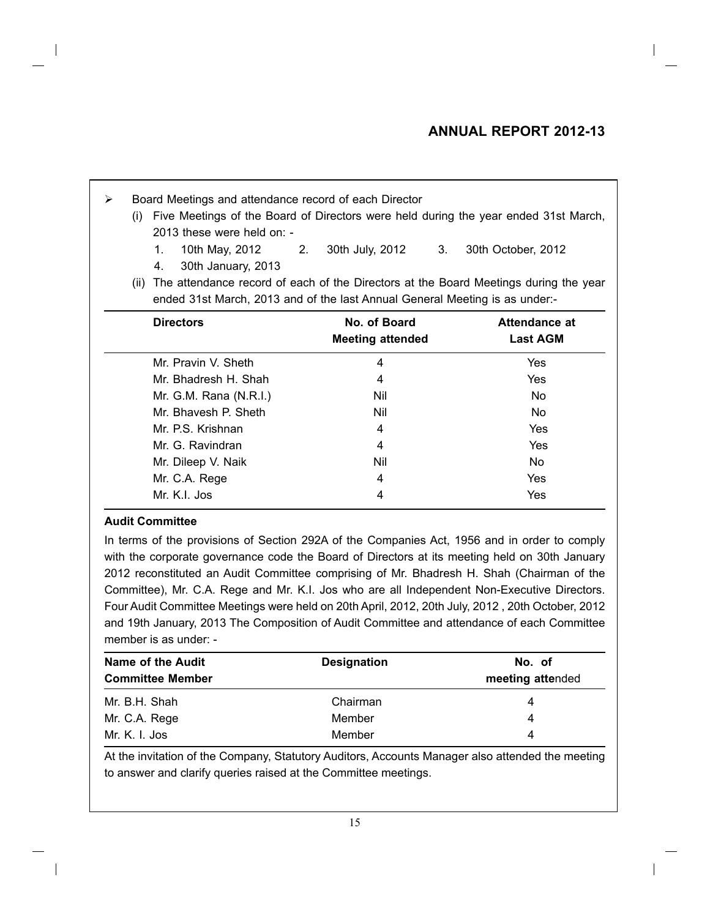- Board Meetings and attendance record of each Director
  - (i) Five Meetings of the Board of Directors were held during the year ended 31st March, 2013 these were held on: -
    1. 10th May, 2012
    2. 30th July, 2012
    3. 30th October, 2012
    4. 30th January, 2013
  - (ii) The attendance record of each of the Directors at the Board Meetings during the year ended 31st March, 2013 and of the last Annual General Meeting is as under:-

| Directors | No. of Board Meeting attended | Attendance at Last AGM |
|---|---|---|
| Mr. Pravin V. Sheth | 4 | Yes |
| Mr. Bhadresh H. Shah | 4 | Yes |
| Mr. G.M. Rana (N.R.I.) | Nil | No |
| Mr. Bhavesh P. Sheth | Nil | No |
| Mr. P.S. Krishnan | 4 | Yes |
| Mr. G. Ravindran | 4 | Yes |
| Mr. Dileep V. Naik | Nil | No |
| Mr. C.A. Rege | 4 | Yes |
| Mr. K.I. Jos | 4 | Yes |

**Audit Committee**

In terms of the provisions of Section 292A of the Companies Act, 1956 and in order to comply with the corporate governance code the Board of Directors at its meeting held on 30th January 2012 reconstituted an Audit Committee comprising of Mr. Bhadresh H. Shah (Chairman of the Committee), Mr. C.A. Rege and Mr. K.I. Jos who are all Independent Non-Executive Directors. Four Audit Committee Meetings were held on 20th April, 2012, 20th July, 2012 , 20th October, 2012 and 19th January, 2013 The Composition of Audit Committee and attendance of each Committee member is as under: -

| Name of the Audit Committee Member | Designation | No. of meeting attended |
|---|---|---|
| Mr. B.H. Shah | Chairman | 4 |
| Mr. C.A. Rege | Member | 4 |
| Mr. K. I. Jos | Member | 4 |

At the invitation of the Company, Statutory Auditors, Accounts Manager also attended the meeting to answer and clarify queries raised at the Committee meetings.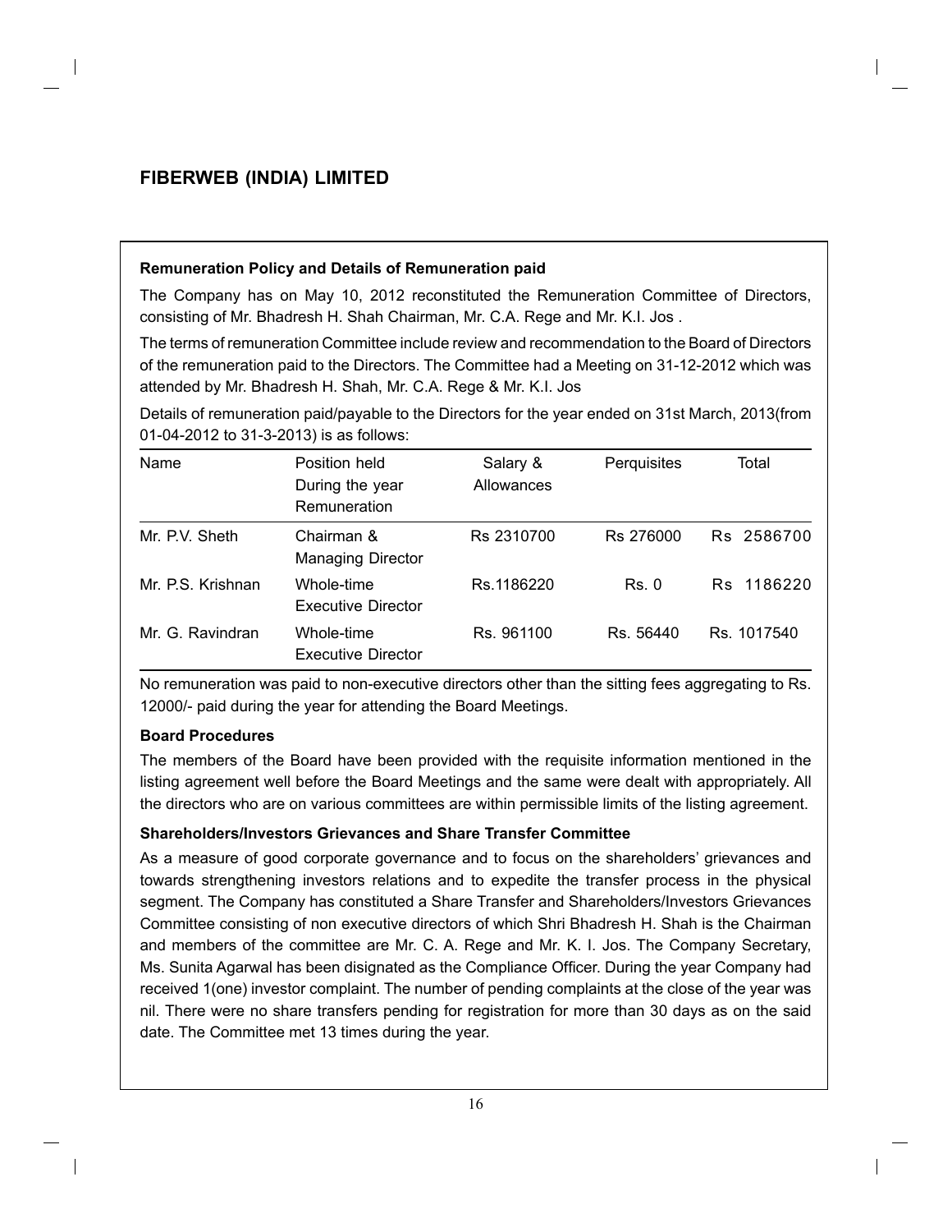### Remuneration Policy and Details of Remuneration paid

The Company has on May 10, 2012 reconstituted the Remuneration Committee of Directors, consisting of Mr. Bhadresh H. Shah Chairman, Mr. C.A. Rege and Mr. K.I. Jos .

The terms of remuneration Committee include review and recommendation to the Board of Directors of the remuneration paid to the Directors. The Committee had a Meeting on 31-12-2012 which was attended by Mr. Bhadresh H. Shah, Mr. C.A. Rege & Mr. K.I. Jos

Details of remuneration paid/payable to the Directors for the year ended on 31st March, 2013(from 01-04-2012 to 31-3-2013) is as follows:

| Name | Position held During the year Remuneration | Salary & Allowances | Perquisites | Total |
|---|---|---|---|---|
| Mr. P.V. Sheth | Chairman & Managing Director | Rs 2310700 | Rs 276000 | Rs 2586700 |
| Mr. P.S. Krishnan | Whole-time Executive Director | Rs.1186220 | Rs. 0 | Rs 1186220 |
| Mr. G. Ravindran | Whole-time Executive Director | Rs. 961100 | Rs. 56440 | Rs. 1017540 |

No remuneration was paid to non-executive directors other than the sitting fees aggregating to Rs. 12000/- paid during the year for attending the Board Meetings.

### Board Procedures

The members of the Board have been provided with the requisite information mentioned in the listing agreement well before the Board Meetings and the same were dealt with appropriately. All the directors who are on various committees are within permissible limits of the listing agreement.

### Shareholders/Investors Grievances and Share Transfer Committee

As a measure of good corporate governance and to focus on the shareholders' grievances and towards strengthening investors relations and to expedite the transfer process in the physical segment. The Company has constituted a Share Transfer and Shareholders/Investors Grievances Committee consisting of non executive directors of which Shri Bhadresh H. Shah is the Chairman and members of the committee are Mr. C. A. Rege and Mr. K. I. Jos. The Company Secretary, Ms. Sunita Agarwal has been disignated as the Compliance Officer. During the year Company had received 1(one) investor complaint. The number of pending complaints at the close of the year was nil. There were no share transfers pending for registration for more than 30 days as on the said date. The Committee met 13 times during the year.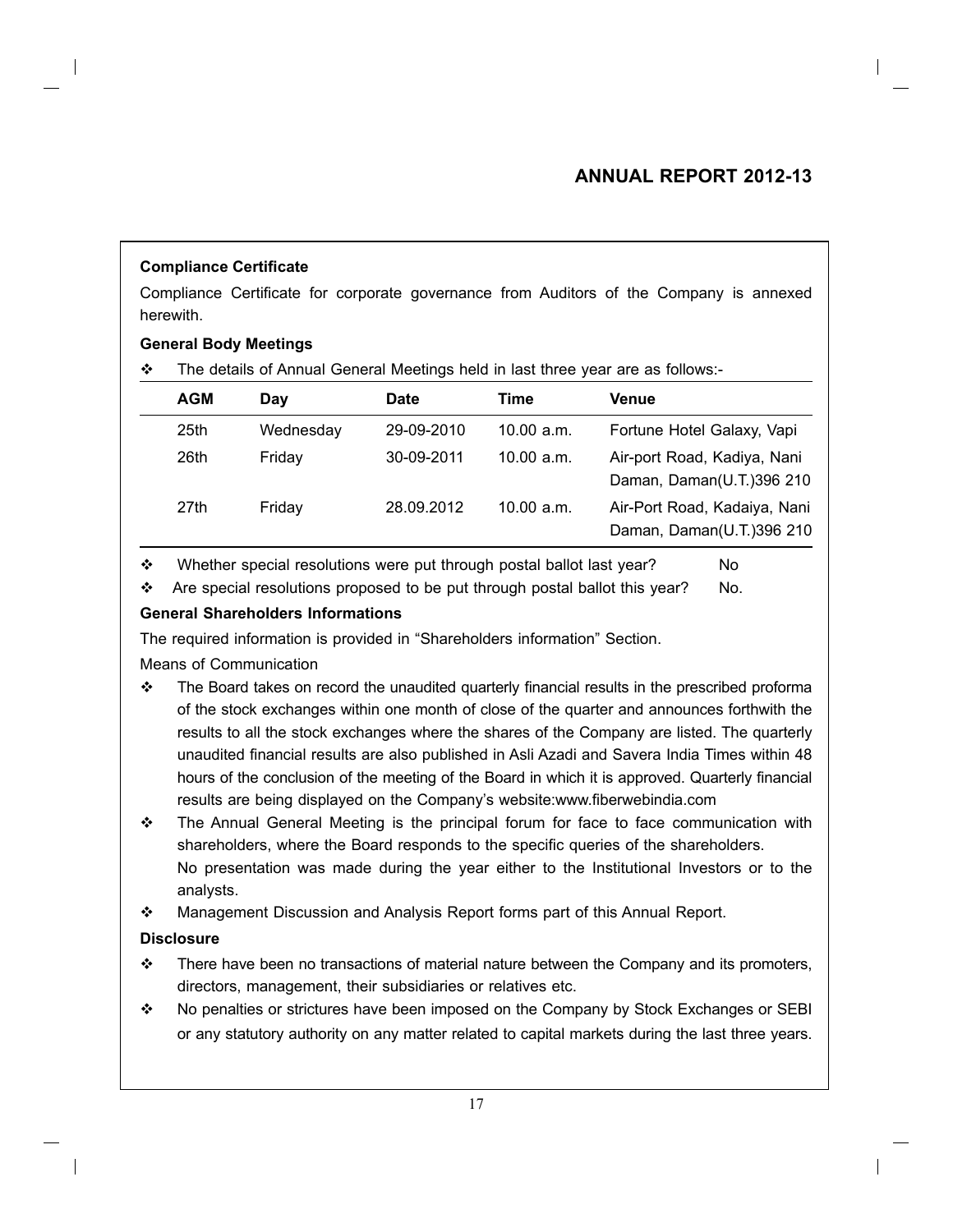### Compliance Certificate

Compliance Certificate for corporate governance from Auditors of the Company is annexed herewith.

### General Body Meetings

- The details of Annual General Meetings held in last three year are as follows:-

| AGM | Day | Date | Time | Venue |
|---|---|---|---|---|
| 25th | Wednesday | 29-09-2010 | 10.00 a.m. | Fortune Hotel Galaxy, Vapi |
| 26th | Friday | 30-09-2011 | 10.00 a.m. | Air-port Road, Kadiya, Nani Daman, Daman(U.T.)396 210 |
| 27th | Friday | 28.09.2012 | 10.00 a.m. | Air-Port Road, Kadaiya, Nani Daman, Daman(U.T.)396 210 |

- Whether special resolutions were put through postal ballot last year? No
- Are special resolutions proposed to be put through postal ballot this year? No.

### General Shareholders Informations

The required information is provided in "Shareholders information" Section.

Means of Communication

- The Board takes on record the unaudited quarterly financial results in the prescribed proforma of the stock exchanges within one month of close of the quarter and announces forthwith the results to all the stock exchanges where the shares of the Company are listed. The quarterly unaudited financial results are also published in Asli Azadi and Savera India Times within 48 hours of the conclusion of the meeting of the Board in which it is approved. Quarterly financial results are being displayed on the Company's website:www.fiberwebindia.com
- The Annual General Meeting is the principal forum for face to face communication with shareholders, where the Board responds to the specific queries of the shareholders.
  No presentation was made during the year either to the Institutional Investors or to the analysts.
- Management Discussion and Analysis Report forms part of this Annual Report.

### Disclosure

- There have been no transactions of material nature between the Company and its promoters, directors, management, their subsidiaries or relatives etc.
- No penalties or strictures have been imposed on the Company by Stock Exchanges or SEBI or any statutory authority on any matter related to capital markets during the last three years.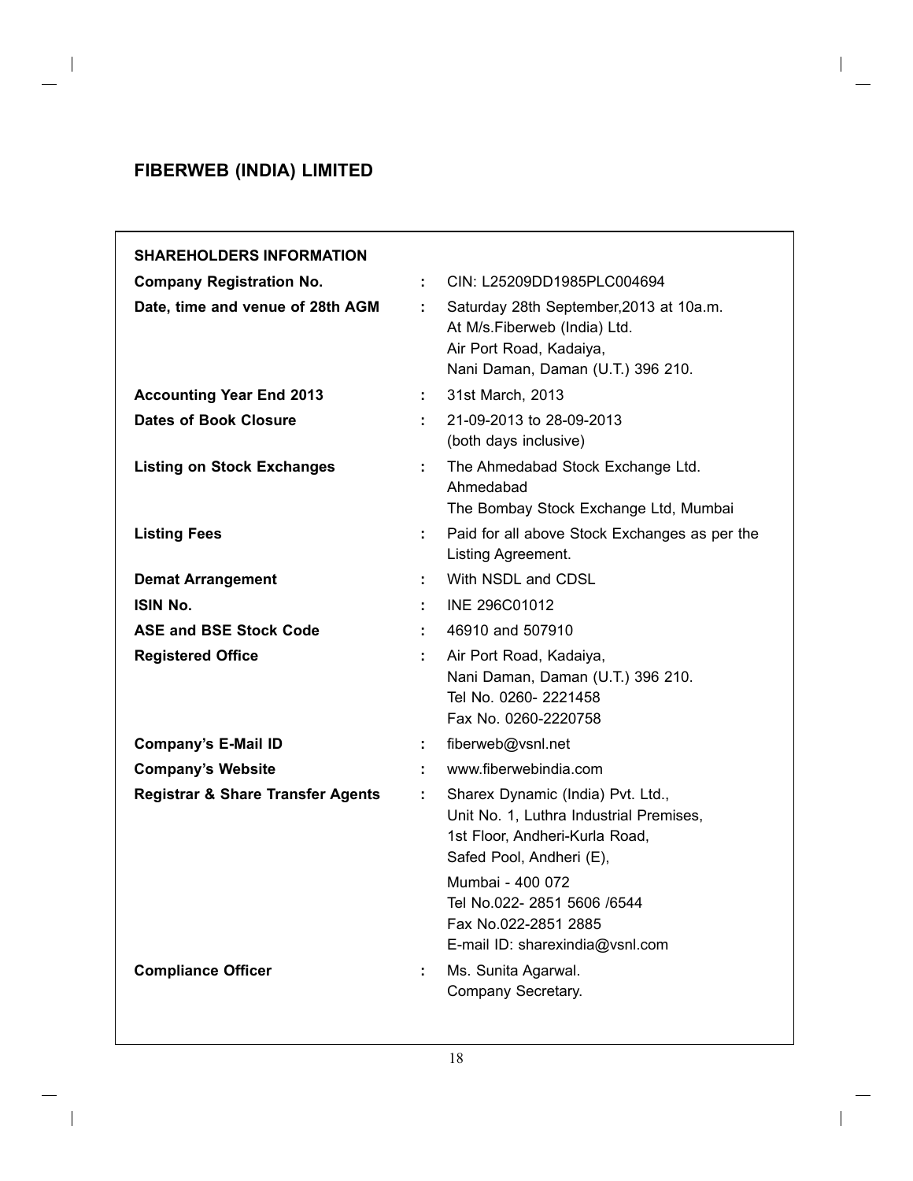# FIBERWEB (INDIA) LIMITED

## SHAREHOLDERS INFORMATION

| | | |
|---|---|---|
| **Company Registration No.** | : | CIN: L25209DD1985PLC004694 |
| **Date, time and venue of 28th AGM** | : | Saturday 28th September,2013 at 10a.m.<br>At M/s.Fiberweb (India) Ltd.<br>Air Port Road, Kadaiya,<br>Nani Daman, Daman (U.T.) 396 210. |
| **Accounting Year End 2013** | : | 31st March, 2013 |
| **Dates of Book Closure** | : | 21-09-2013 to 28-09-2013<br>(both days inclusive) |
| **Listing on Stock Exchanges** | : | The Ahmedabad Stock Exchange Ltd.<br>Ahmedabad<br>The Bombay Stock Exchange Ltd, Mumbai |
| **Listing Fees** | : | Paid for all above Stock Exchanges as per the Listing Agreement. |
| **Demat Arrangement** | : | With NSDL and CDSL |
| **ISIN No.** | : | INE 296C01012 |
| **ASE and BSE Stock Code** | : | 46910 and 507910 |
| **Registered Office** | : | Air Port Road, Kadaiya,<br>Nani Daman, Daman (U.T.) 396 210.<br>Tel No. 0260- 2221458<br>Fax No. 0260-2220758 |
| **Company's E-Mail ID** | : | fiberweb@vsnl.net |
| **Company's Website** | : | www.fiberwebindia.com |
| **Registrar & Share Transfer Agents** | : | Sharex Dynamic (India) Pvt. Ltd.,<br>Unit No. 1, Luthra Industrial Premises,<br>1st Floor, Andheri-Kurla Road,<br>Safed Pool, Andheri (E),<br>Mumbai - 400 072<br>Tel No.022- 2851 5606 /6544<br>Fax No.022-2851 2885<br>E-mail ID: sharexindia@vsnl.com |
| **Compliance Officer** | : | Ms. Sunita Agarwal.<br>Company Secretary. |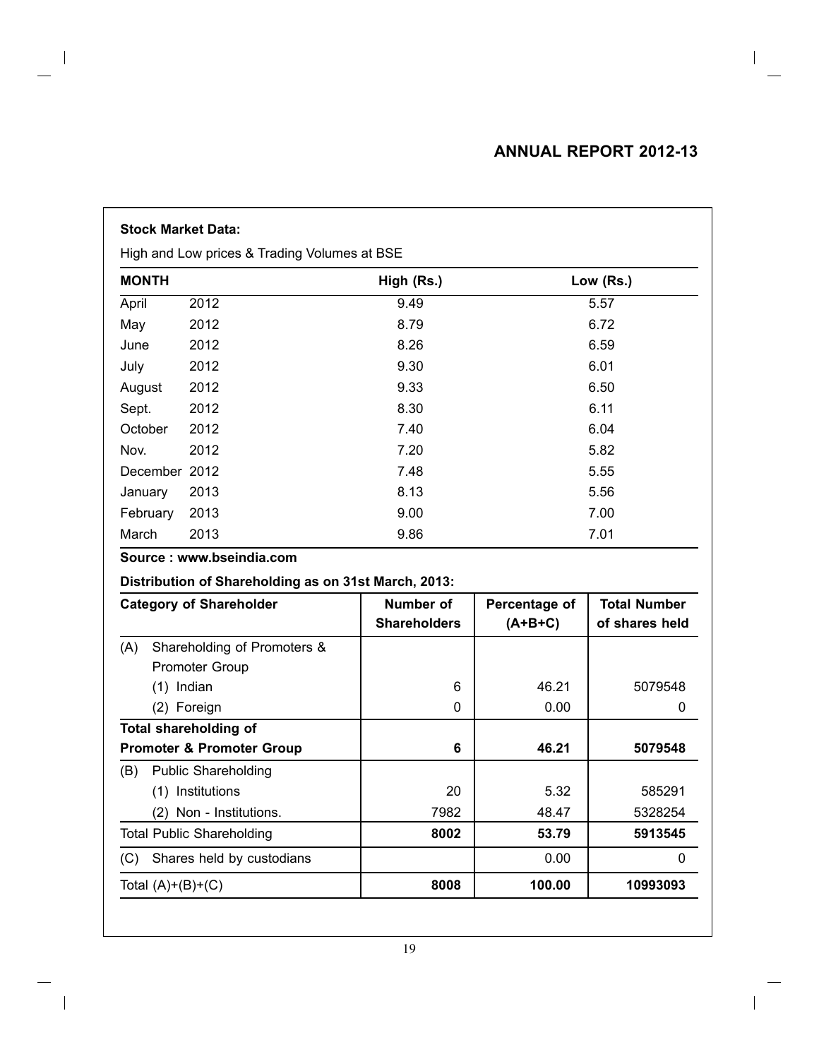**Stock Market Data:**

High and Low prices & Trading Volumes at BSE

| MONTH | | High (Rs.) | Low (Rs.) |
|---|---|---|---|
| April | 2012 | 9.49 | 5.57 |
| May | 2012 | 8.79 | 6.72 |
| June | 2012 | 8.26 | 6.59 |
| July | 2012 | 9.30 | 6.01 |
| August | 2012 | 9.33 | 6.50 |
| Sept. | 2012 | 8.30 | 6.11 |
| October | 2012 | 7.40 | 6.04 |
| Nov. | 2012 | 7.20 | 5.82 |
| December | 2012 | 7.48 | 5.55 |
| January | 2013 | 8.13 | 5.56 |
| February | 2013 | 9.00 | 7.00 |
| March | 2013 | 9.86 | 7.01 |

**Source : www.bseindia.com**

**Distribution of Shareholding as on 31st March, 2013:**

| Category of Shareholder | Number of Shareholders | Percentage of (A+B+C) | Total Number of shares held |
|---|---|---|---|
| (A) Shareholding of Promoters & Promoter Group | | | |
| (1) Indian | 6 | 46.21 | 5079548 |
| (2) Foreign | 0 | 0.00 | 0 |
| **Total shareholding of Promoter & Promoter Group** | **6** | **46.21** | **5079548** |
| (B) Public Shareholding | | | |
| (1) Institutions | 20 | 5.32 | 585291 |
| (2) Non - Institutions. | 7982 | 48.47 | 5328254 |
| Total Public Shareholding | **8002** | **53.79** | **5913545** |
| (C) Shares held by custodians | | 0.00 | 0 |
| Total (A)+(B)+(C) | **8008** | **100.00** | **10993093** |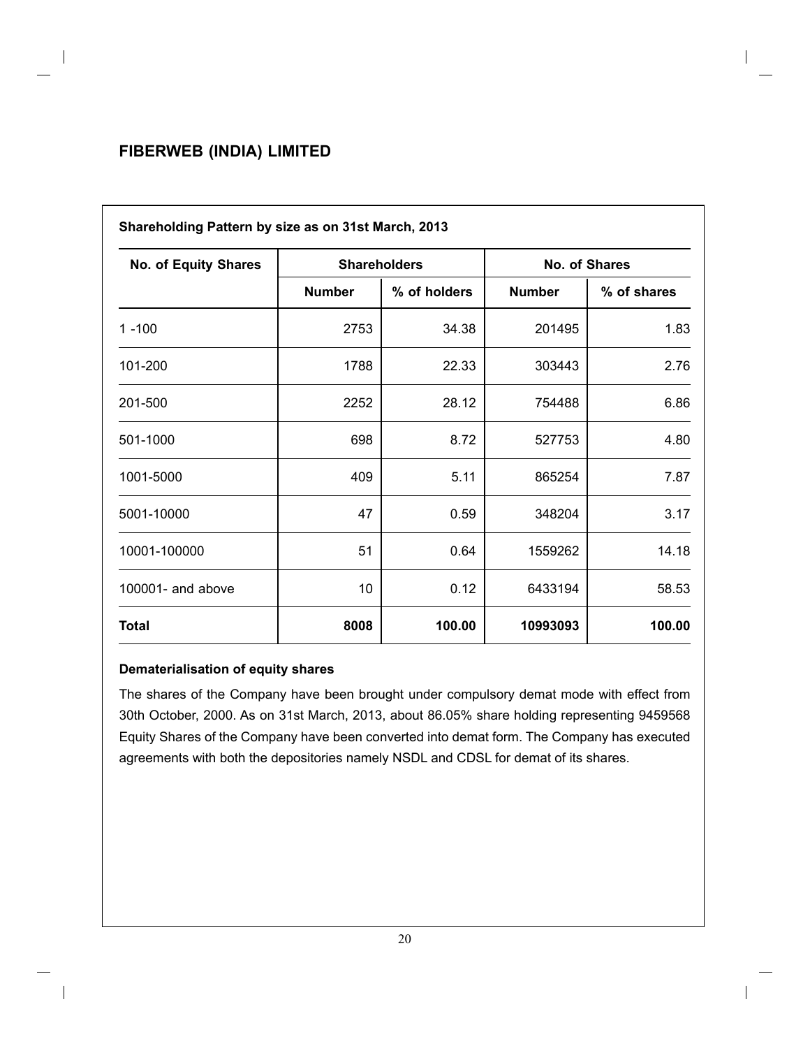## FIBERWEB (INDIA) LIMITED

**Shareholding Pattern by size as on 31st March, 2013**

| No. of Equity Shares | Shareholders | | No. of Shares | |
|---|---|---|---|---|
| | Number | % of holders | Number | % of shares |
| 1 -100 | 2753 | 34.38 | 201495 | 1.83 |
| 101-200 | 1788 | 22.33 | 303443 | 2.76 |
| 201-500 | 2252 | 28.12 | 754488 | 6.86 |
| 501-1000 | 698 | 8.72 | 527753 | 4.80 |
| 1001-5000 | 409 | 5.11 | 865254 | 7.87 |
| 5001-10000 | 47 | 0.59 | 348204 | 3.17 |
| 10001-100000 | 51 | 0.64 | 1559262 | 14.18 |
| 100001- and above | 10 | 0.12 | 6433194 | 58.53 |
| **Total** | **8008** | **100.00** | **10993093** | **100.00** |

**Dematerialisation of equity shares**

The shares of the Company have been brought under compulsory demat mode with effect from 30th October, 2000. As on 31st March, 2013, about 86.05% share holding representing 9459568 Equity Shares of the Company have been converted into demat form. The Company has executed agreements with both the depositories namely NSDL and CDSL for demat of its shares.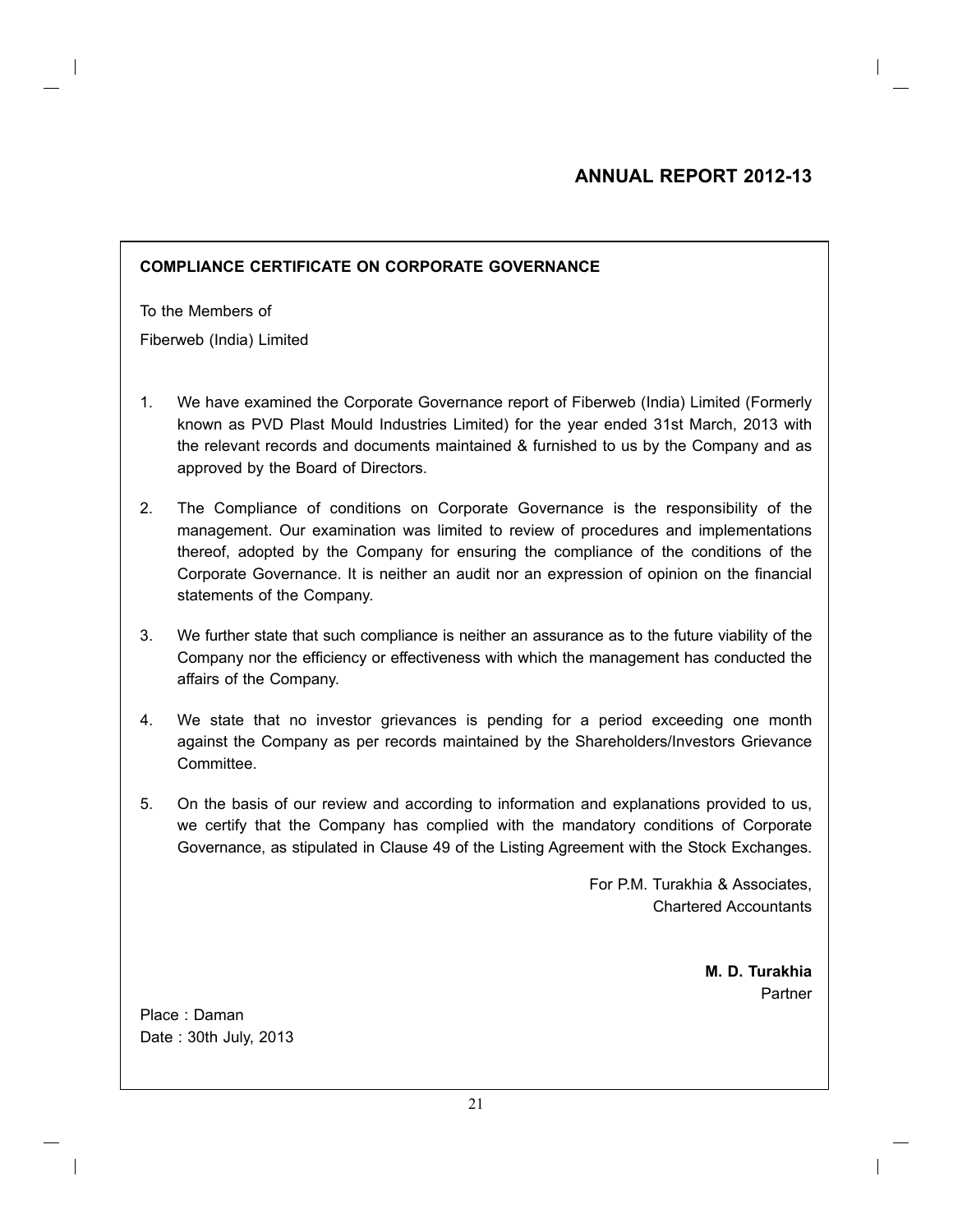## COMPLIANCE CERTIFICATE ON CORPORATE GOVERNANCE

To the Members of

Fiberweb (India) Limited

1. We have examined the Corporate Governance report of Fiberweb (India) Limited (Formerly known as PVD Plast Mould Industries Limited) for the year ended 31st March, 2013 with the relevant records and documents maintained & furnished to us by the Company and as approved by the Board of Directors.

2. The Compliance of conditions on Corporate Governance is the responsibility of the management. Our examination was limited to review of procedures and implementations thereof, adopted by the Company for ensuring the compliance of the conditions of the Corporate Governance. It is neither an audit nor an expression of opinion on the financial statements of the Company.

3. We further state that such compliance is neither an assurance as to the future viability of the Company nor the efficiency or effectiveness with which the management has conducted the affairs of the Company.

4. We state that no investor grievances is pending for a period exceeding one month against the Company as per records maintained by the Shareholders/Investors Grievance Committee.

5. On the basis of our review and according to information and explanations provided to us, we certify that the Company has complied with the mandatory conditions of Corporate Governance, as stipulated in Clause 49 of the Listing Agreement with the Stock Exchanges.

For P.M. Turakhia & Associates,
Chartered Accountants

**M. D. Turakhia**
Partner

Place : Daman
Date : 30th July, 2013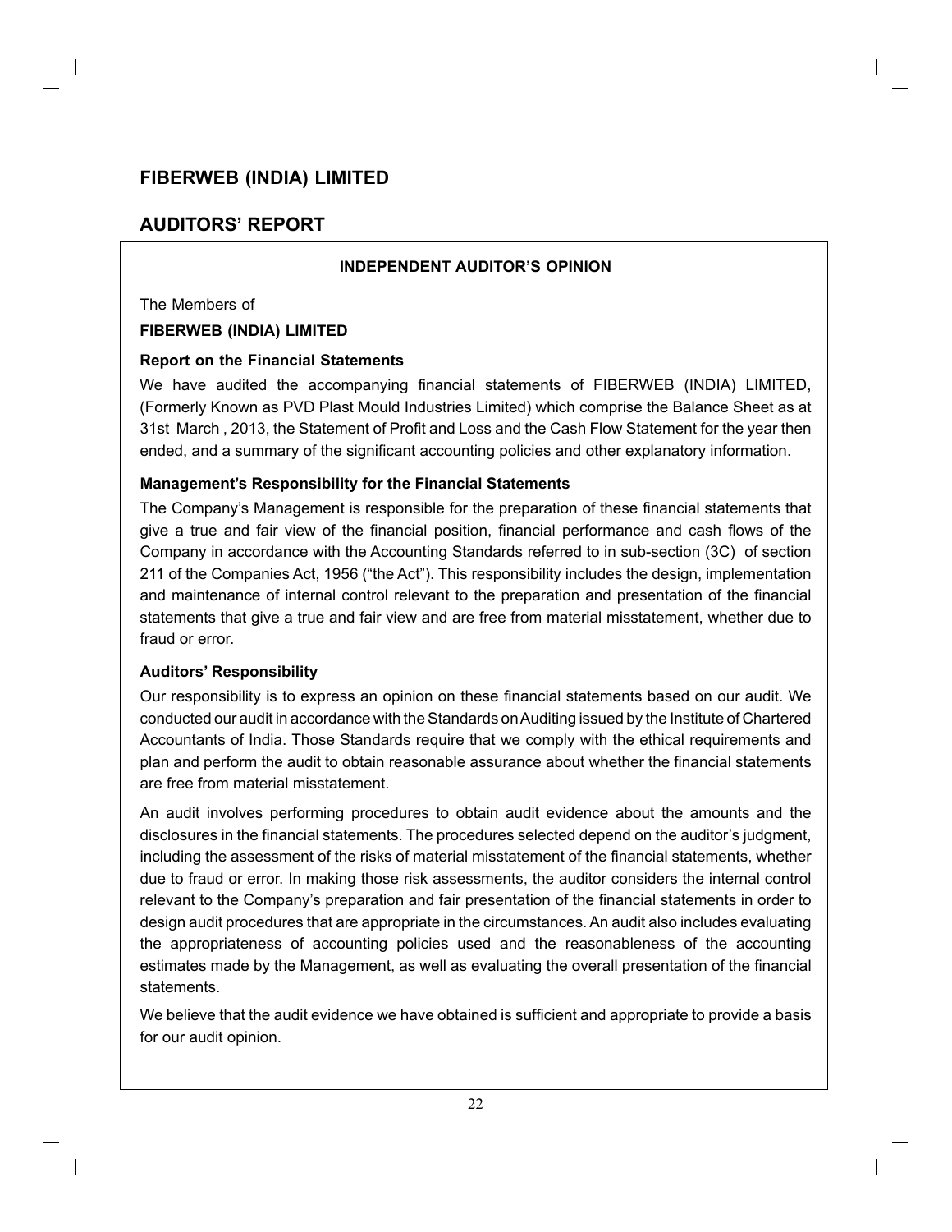# FIBERWEB (INDIA) LIMITED

## AUDITORS' REPORT

**INDEPENDENT AUDITOR'S OPINION**

The Members of

**FIBERWEB (INDIA) LIMITED**

**Report on the Financial Statements**

We have audited the accompanying financial statements of FIBERWEB (INDIA) LIMITED, (Formerly Known as PVD Plast Mould Industries Limited) which comprise the Balance Sheet as at 31st March , 2013, the Statement of Profit and Loss and the Cash Flow Statement for the year then ended, and a summary of the significant accounting policies and other explanatory information.

**Management's Responsibility for the Financial Statements**

The Company's Management is responsible for the preparation of these financial statements that give a true and fair view of the financial position, financial performance and cash flows of the Company in accordance with the Accounting Standards referred to in sub-section (3C) of section 211 of the Companies Act, 1956 ("the Act"). This responsibility includes the design, implementation and maintenance of internal control relevant to the preparation and presentation of the financial statements that give a true and fair view and are free from material misstatement, whether due to fraud or error.

**Auditors' Responsibility**

Our responsibility is to express an opinion on these financial statements based on our audit. We conducted our audit in accordance with the Standards on Auditing issued by the Institute of Chartered Accountants of India. Those Standards require that we comply with the ethical requirements and plan and perform the audit to obtain reasonable assurance about whether the financial statements are free from material misstatement.

An audit involves performing procedures to obtain audit evidence about the amounts and the disclosures in the financial statements. The procedures selected depend on the auditor's judgment, including the assessment of the risks of material misstatement of the financial statements, whether due to fraud or error. In making those risk assessments, the auditor considers the internal control relevant to the Company's preparation and fair presentation of the financial statements in order to design audit procedures that are appropriate in the circumstances. An audit also includes evaluating the appropriateness of accounting policies used and the reasonableness of the accounting estimates made by the Management, as well as evaluating the overall presentation of the financial statements.

We believe that the audit evidence we have obtained is sufficient and appropriate to provide a basis for our audit opinion.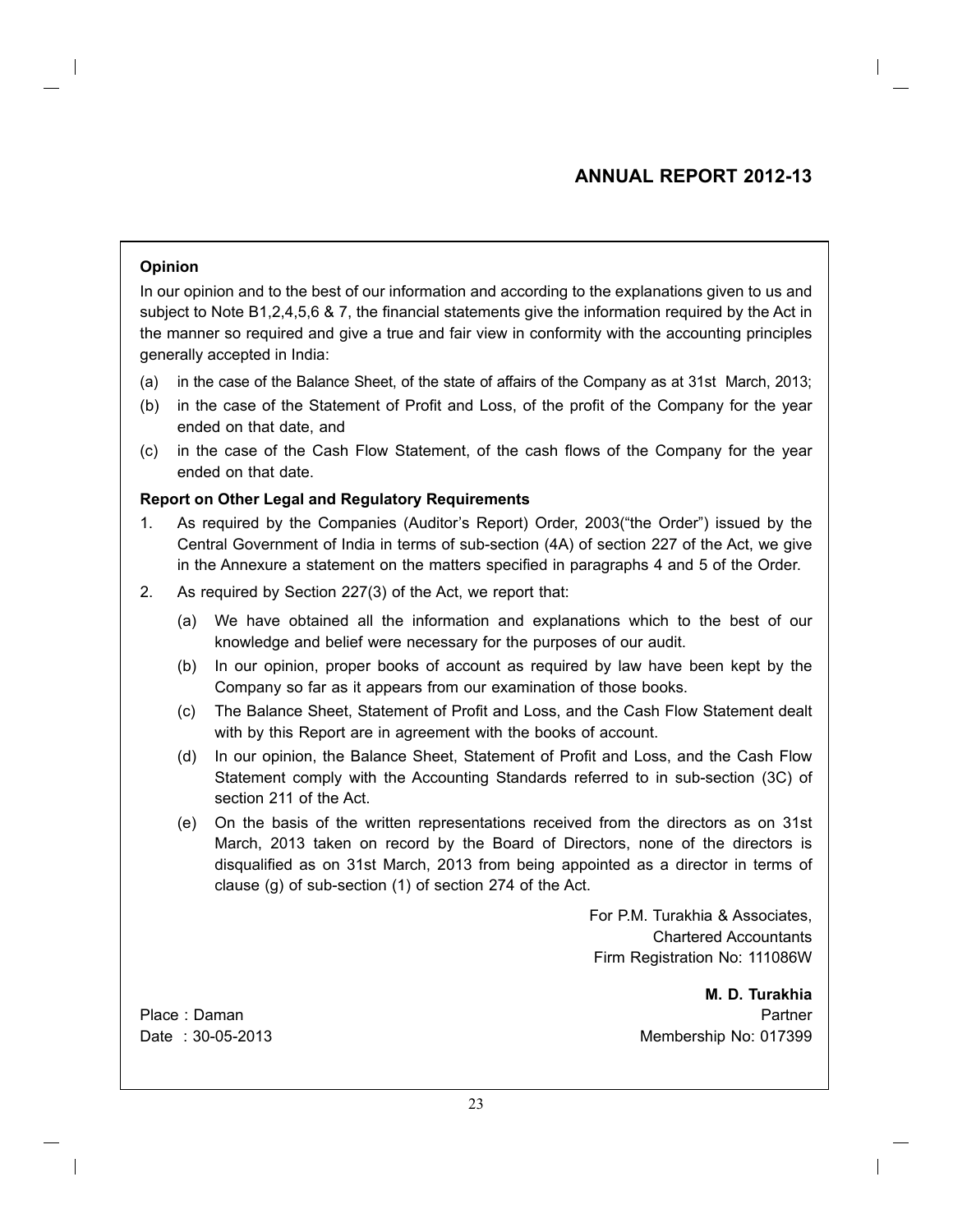### Opinion

In our opinion and to the best of our information and according to the explanations given to us and subject to Note B1,2,4,5,6 & 7, the financial statements give the information required by the Act in the manner so required and give a true and fair view in conformity with the accounting principles generally accepted in India:

(a) in the case of the Balance Sheet, of the state of affairs of the Company as at 31st March, 2013;

(b) in the case of the Statement of Profit and Loss, of the profit of the Company for the year ended on that date, and

(c) in the case of the Cash Flow Statement, of the cash flows of the Company for the year ended on that date.

### Report on Other Legal and Regulatory Requirements

1. As required by the Companies (Auditor's Report) Order, 2003("the Order") issued by the Central Government of India in terms of sub-section (4A) of section 227 of the Act, we give in the Annexure a statement on the matters specified in paragraphs 4 and 5 of the Order.

2. As required by Section 227(3) of the Act, we report that:

   (a) We have obtained all the information and explanations which to the best of our knowledge and belief were necessary for the purposes of our audit.

   (b) In our opinion, proper books of account as required by law have been kept by the Company so far as it appears from our examination of those books.

   (c) The Balance Sheet, Statement of Profit and Loss, and the Cash Flow Statement dealt with by this Report are in agreement with the books of account.

   (d) In our opinion, the Balance Sheet, Statement of Profit and Loss, and the Cash Flow Statement comply with the Accounting Standards referred to in sub-section (3C) of section 211 of the Act.

   (e) On the basis of the written representations received from the directors as on 31st March, 2013 taken on record by the Board of Directors, none of the directors is disqualified as on 31st March, 2013 from being appointed as a director in terms of clause (g) of sub-section (1) of section 274 of the Act.

For P.M. Turakhia & Associates,
Chartered Accountants
Firm Registration No: 111086W

**M. D. Turakhia**
Partner
Membership No: 017399

Place : Daman
Date : 30-05-2013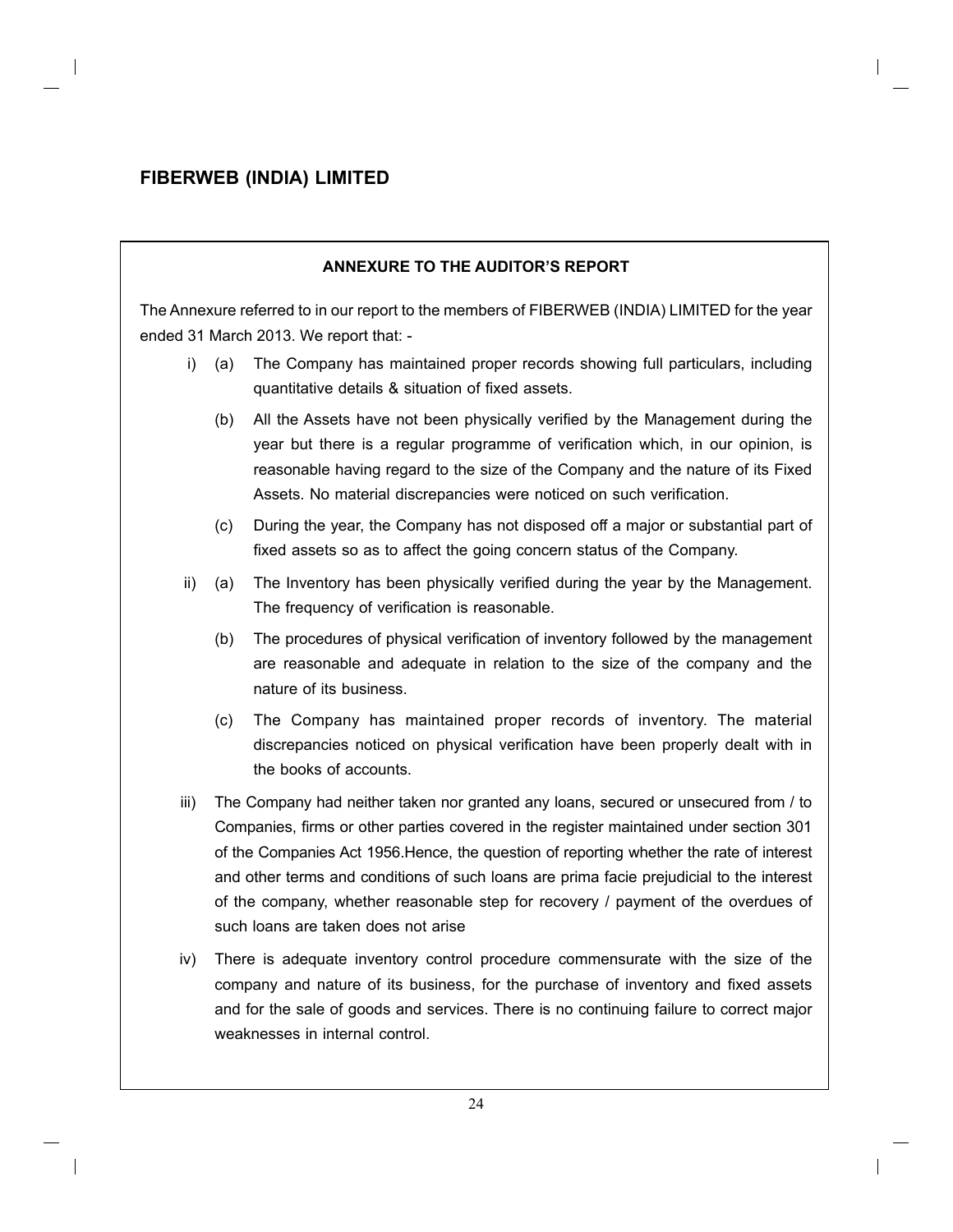# FIBERWEB (INDIA) LIMITED

## ANNEXURE TO THE AUDITOR'S REPORT

The Annexure referred to in our report to the members of FIBERWEB (INDIA) LIMITED for the year ended 31 March 2013. We report that: -

i) (a) The Company has maintained proper records showing full particulars, including quantitative details & situation of fixed assets.

   (b) All the Assets have not been physically verified by the Management during the year but there is a regular programme of verification which, in our opinion, is reasonable having regard to the size of the Company and the nature of its Fixed Assets. No material discrepancies were noticed on such verification.

   (c) During the year, the Company has not disposed off a major or substantial part of fixed assets so as to affect the going concern status of the Company.

ii) (a) The Inventory has been physically verified during the year by the Management. The frequency of verification is reasonable.

   (b) The procedures of physical verification of inventory followed by the management are reasonable and adequate in relation to the size of the company and the nature of its business.

   (c) The Company has maintained proper records of inventory. The material discrepancies noticed on physical verification have been properly dealt with in the books of accounts.

iii) The Company had neither taken nor granted any loans, secured or unsecured from / to Companies, firms or other parties covered in the register maintained under section 301 of the Companies Act 1956.Hence, the question of reporting whether the rate of interest and other terms and conditions of such loans are prima facie prejudicial to the interest of the company, whether reasonable step for recovery / payment of the overdues of such loans are taken does not arise

iv) There is adequate inventory control procedure commensurate with the size of the company and nature of its business, for the purchase of inventory and fixed assets and for the sale of goods and services. There is no continuing failure to correct major weaknesses in internal control.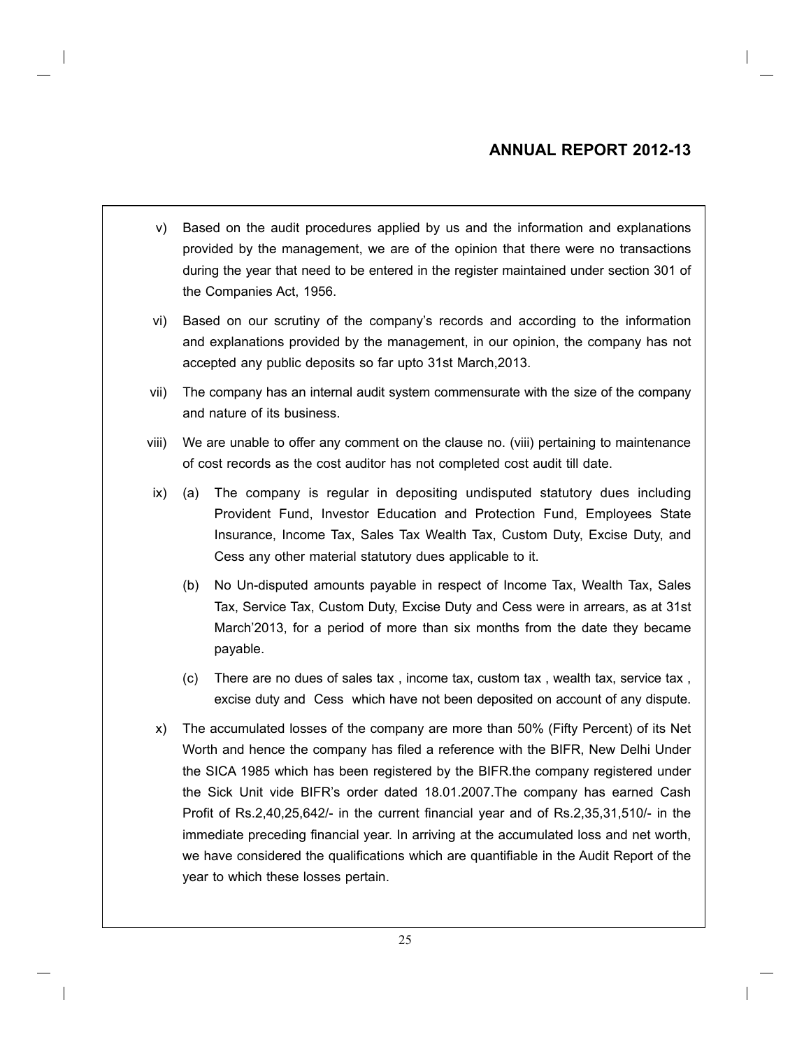v) Based on the audit procedures applied by us and the information and explanations provided by the management, we are of the opinion that there were no transactions during the year that need to be entered in the register maintained under section 301 of the Companies Act, 1956.

vi) Based on our scrutiny of the company's records and according to the information and explanations provided by the management, in our opinion, the company has not accepted any public deposits so far upto 31st March,2013.

vii) The company has an internal audit system commensurate with the size of the company and nature of its business.

viii) We are unable to offer any comment on the clause no. (viii) pertaining to maintenance of cost records as the cost auditor has not completed cost audit till date.

ix) (a) The company is regular in depositing undisputed statutory dues including Provident Fund, Investor Education and Protection Fund, Employees State Insurance, Income Tax, Sales Tax Wealth Tax, Custom Duty, Excise Duty, and Cess any other material statutory dues applicable to it.

(b) No Un-disputed amounts payable in respect of Income Tax, Wealth Tax, Sales Tax, Service Tax, Custom Duty, Excise Duty and Cess were in arrears, as at 31st March'2013, for a period of more than six months from the date they became payable.

(c) There are no dues of sales tax , income tax, custom tax , wealth tax, service tax , excise duty and Cess which have not been deposited on account of any dispute.

x) The accumulated losses of the company are more than 50% (Fifty Percent) of its Net Worth and hence the company has filed a reference with the BIFR, New Delhi Under the SICA 1985 which has been registered by the BIFR.the company registered under the Sick Unit vide BIFR's order dated 18.01.2007.The company has earned Cash Profit of Rs.2,40,25,642/- in the current financial year and of Rs.2,35,31,510/- in the immediate preceding financial year. In arriving at the accumulated loss and net worth, we have considered the qualifications which are quantifiable in the Audit Report of the year to which these losses pertain.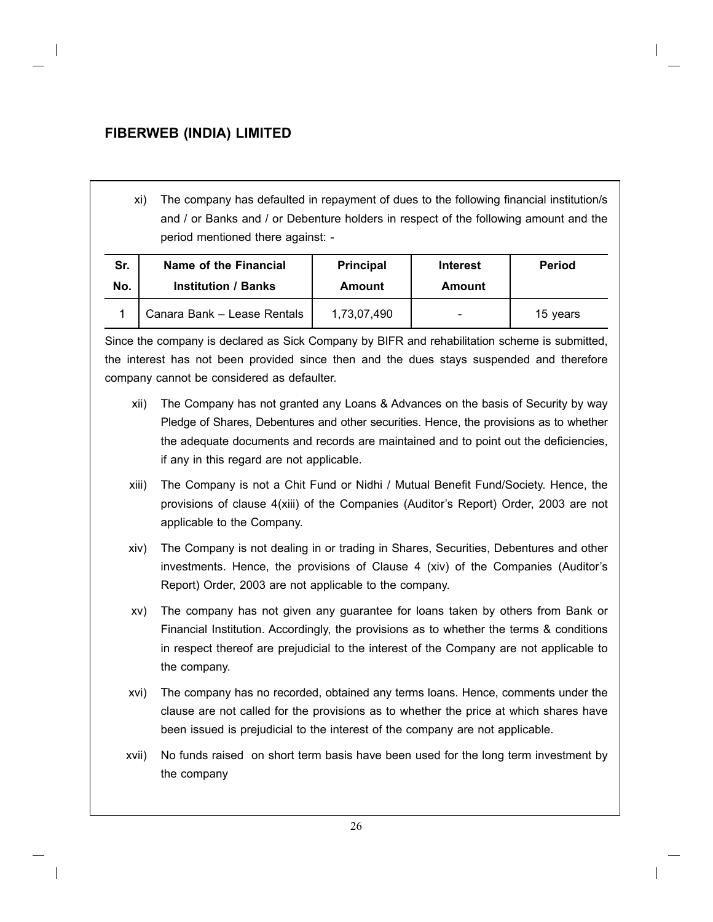xi) The company has defaulted in repayment of dues to the following financial institution/s and / or Banks and / or Debenture holders in respect of the following amount and the period mentioned there against: -

| Sr. No. | Name of the Financial Institution / Banks | Principal Amount | Interest Amount | Period |
|---|---|---|---|---|
| 1 | Canara Bank – Lease Rentals | 1,73,07,490 | - | 15 years |

Since the company is declared as Sick Company by BIFR and rehabilitation scheme is submitted, the interest has not been provided since then and the dues stays suspended and therefore company cannot be considered as defaulter.

xii) The Company has not granted any Loans & Advances on the basis of Security by way Pledge of Shares, Debentures and other securities. Hence, the provisions as to whether the adequate documents and records are maintained and to point out the deficiencies, if any in this regard are not applicable.

xiii) The Company is not a Chit Fund or Nidhi / Mutual Benefit Fund/Society. Hence, the provisions of clause 4(xiii) of the Companies (Auditor's Report) Order, 2003 are not applicable to the Company.

xiv) The Company is not dealing in or trading in Shares, Securities, Debentures and other investments. Hence, the provisions of Clause 4 (xiv) of the Companies (Auditor's Report) Order, 2003 are not applicable to the company.

xv) The company has not given any guarantee for loans taken by others from Bank or Financial Institution. Accordingly, the provisions as to whether the terms & conditions in respect thereof are prejudicial to the interest of the Company are not applicable to the company.

xvi) The company has no recorded, obtained any terms loans. Hence, comments under the clause are not called for the provisions as to whether the price at which shares have been issued is prejudicial to the interest of the company are not applicable.

xvii) No funds raised on short term basis have been used for the long term investment by the company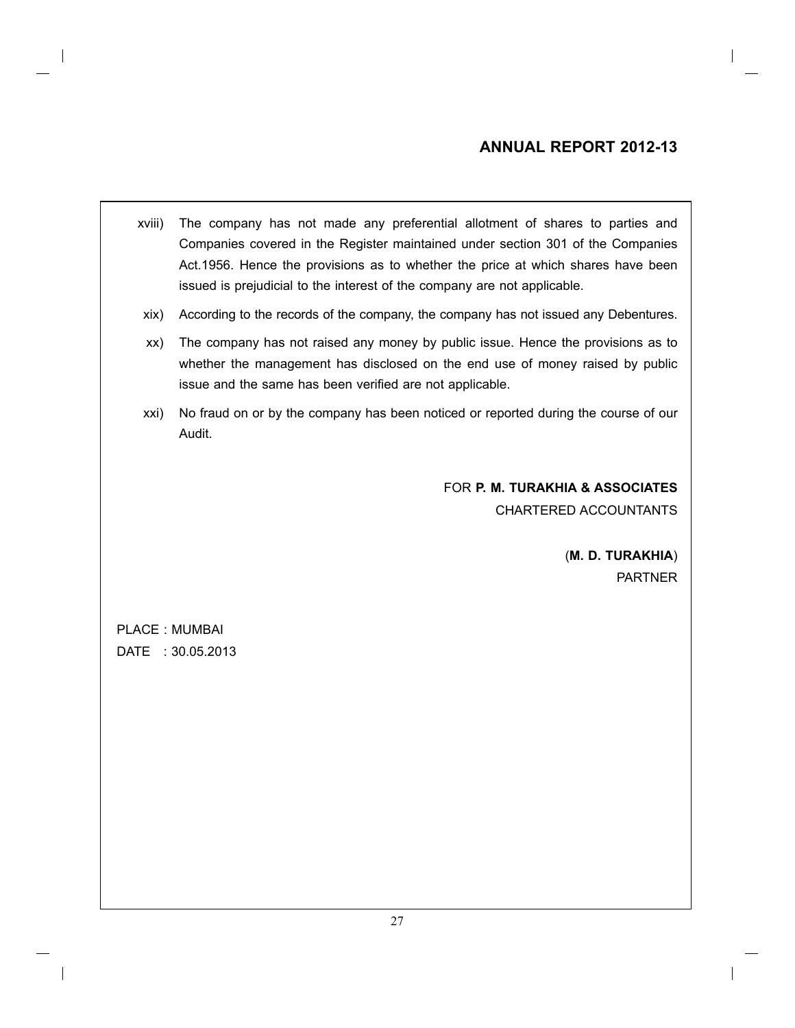xviii) The company has not made any preferential allotment of shares to parties and Companies covered in the Register maintained under section 301 of the Companies Act.1956. Hence the provisions as to whether the price at which shares have been issued is prejudicial to the interest of the company are not applicable.

xix) According to the records of the company, the company has not issued any Debentures.

xx) The company has not raised any money by public issue. Hence the provisions as to whether the management has disclosed on the end use of money raised by public issue and the same has been verified are not applicable.

xxi) No fraud on or by the company has been noticed or reported during the course of our Audit.

FOR **P. M. TURAKHIA & ASSOCIATES**
CHARTERED ACCOUNTANTS

(**M. D. TURAKHIA**)
PARTNER

PLACE : MUMBAI
DATE : 30.05.2013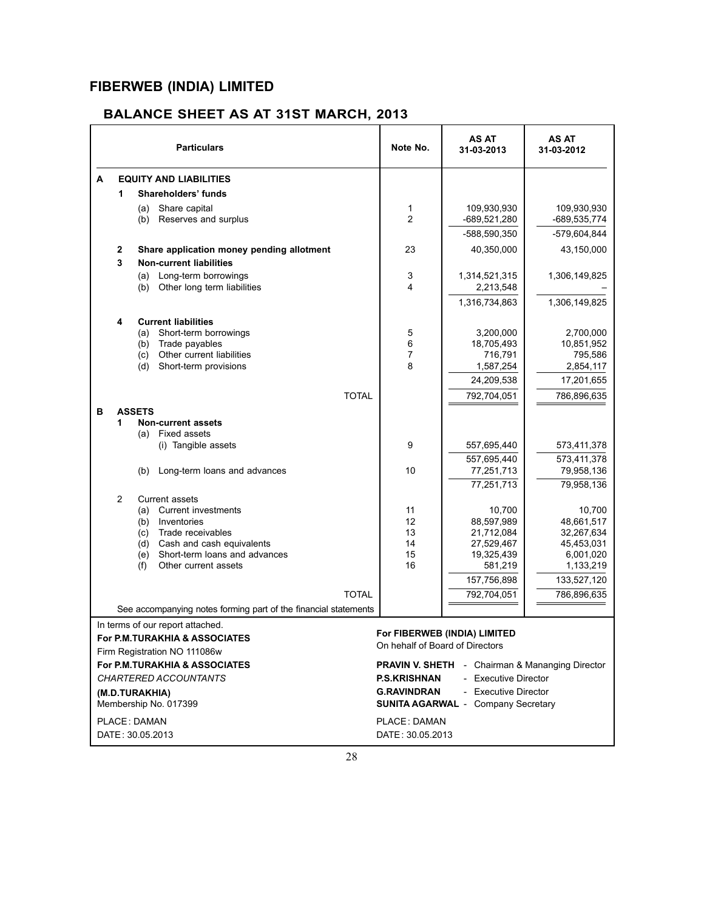# FIBERWEB (INDIA) LIMITED

## BALANCE SHEET AS AT 31ST MARCH, 2013

| Particulars | Note No. | AS AT 31-03-2013 | AS AT 31-03-2012 |
|---|---|---|---|
| **A EQUITY AND LIABILITIES** | | | |
| **1 Shareholders' funds** | | | |
| (a) Share capital | 1 | 109,930,930 | 109,930,930 |
| (b) Reserves and surplus | 2 | -689,521,280 | -689,535,774 |
| | | -588,590,350 | -579,604,844 |
| **2 Share application money pending allotment** | 23 | 40,350,000 | 43,150,000 |
| **3 Non-current liabilities** | | | |
| (a) Long-term borrowings | 3 | 1,314,521,315 | 1,306,149,825 |
| (b) Other long term liabilities | 4 | 2,213,548 | – |
| | | 1,316,734,863 | 1,306,149,825 |
| **4 Current liabilities** | | | |
| (a) Short-term borrowings | 5 | 3,200,000 | 2,700,000 |
| (b) Trade payables | 6 | 18,705,493 | 10,851,952 |
| (c) Other current liabilities | 7 | 716,791 | 795,586 |
| (d) Short-term provisions | 8 | 1,587,254 | 2,854,117 |
| | | 24,209,538 | 17,201,655 |
| TOTAL | | 792,704,051 | 786,896,635 |
| **B ASSETS** | | | |
| **1 Non-current assets** | | | |
| (a) Fixed assets | | | |
| (i) Tangible assets | 9 | 557,695,440 | 573,411,378 |
| | | 557,695,440 | 573,411,378 |
| (b) Long-term loans and advances | 10 | 77,251,713 | 79,958,136 |
| | | 77,251,713 | 79,958,136 |
| 2 Current assets | | | |
| (a) Current investments | 11 | 10,700 | 10,700 |
| (b) Inventories | 12 | 88,597,989 | 48,661,517 |
| (c) Trade receivables | 13 | 21,712,084 | 32,267,634 |
| (d) Cash and cash equivalents | 14 | 27,529,467 | 45,453,031 |
| (e) Short-term loans and advances | 15 | 19,325,439 | 6,001,020 |
| (f) Other current assets | 16 | 581,219 | 1,133,219 |
| | | 157,756,898 | 133,527,120 |
| TOTAL | | 792,704,051 | 786,896,635 |

See accompanying notes forming part of the financial statements

In terms of our report attached.
**For P.M.TURAKHIA & ASSOCIATES**
Firm Registration NO 111086w
**For P.M.TURAKHIA & ASSOCIATES**
*CHARTERED ACCOUNTANTS*
**(M.D.TURAKHIA)**
Membership No. 017399

PLACE : DAMAN
DATE : 30.05.2013

**For FIBERWEB (INDIA) LIMITED**
On hehalf of Board of Directors

**PRAVIN V. SHETH** - Chairman & Mananging Director
**P.S.KRISHNAN** - Executive Director
**G.RAVINDRAN** - Executive Director
**SUNITA AGARWAL** - Company Secretary

PLACE : DAMAN
DATE : 30.05.2013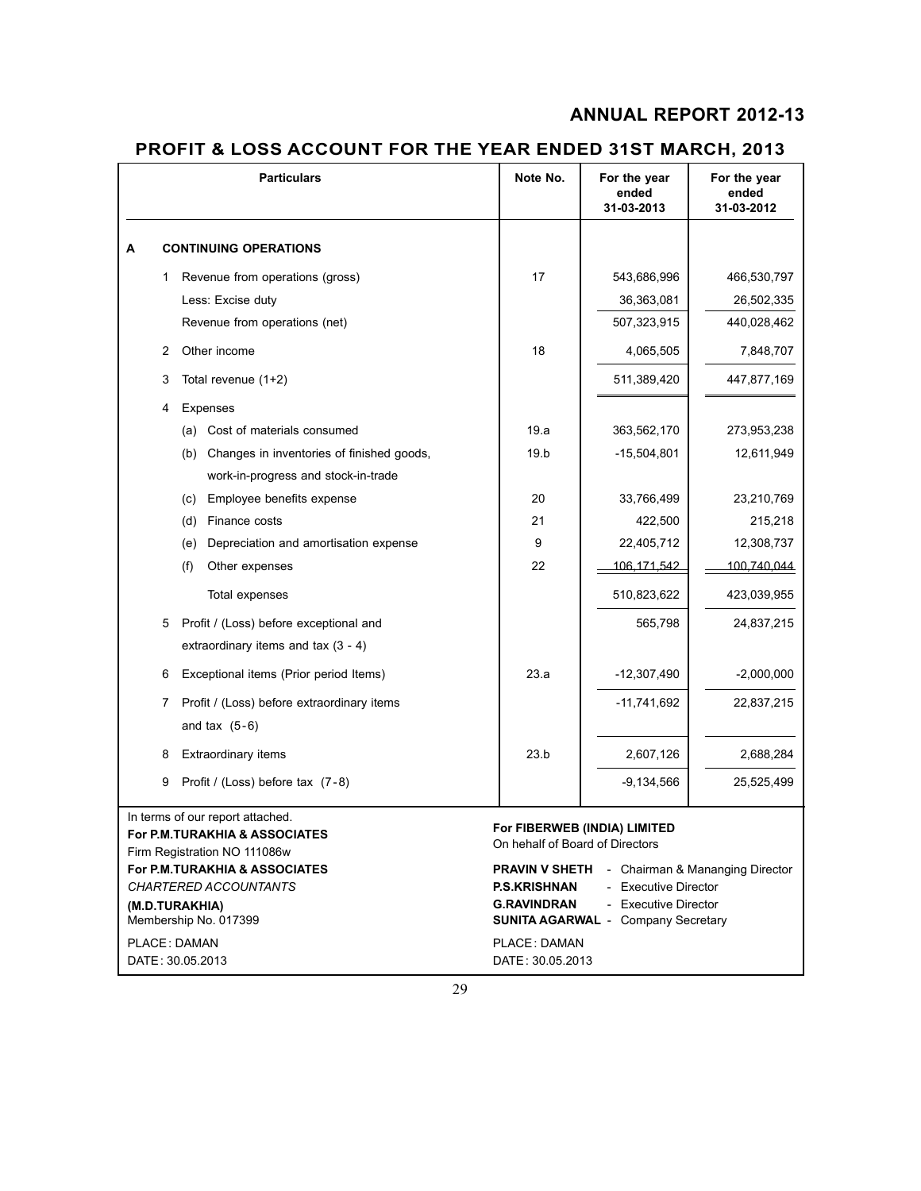# PROFIT & LOSS ACCOUNT FOR THE YEAR ENDED 31ST MARCH, 2013

| | | Particulars | Note No. | For the year ended 31-03-2013 | For the year ended 31-03-2012 |
|---|---|---|---|---|---|
| **A** | | **CONTINUING OPERATIONS** | | | |
| | 1 | Revenue from operations (gross) | 17 | 543,686,996 | 466,530,797 |
| | | Less: Excise duty | | 36,363,081 | 26,502,335 |
| | | Revenue from operations (net) | | 507,323,915 | 440,028,462 |
| | 2 | Other income | 18 | 4,065,505 | 7,848,707 |
| | 3 | Total revenue (1+2) | | 511,389,420 | 447,877,169 |
| | 4 | Expenses | | | |
| | | (a) Cost of materials consumed | 19.a | 363,562,170 | 273,953,238 |
| | | (b) Changes in inventories of finished goods, work-in-progress and stock-in-trade | 19.b | -15,504,801 | 12,611,949 |
| | | (c) Employee benefits expense | 20 | 33,766,499 | 23,210,769 |
| | | (d) Finance costs | 21 | 422,500 | 215,218 |
| | | (e) Depreciation and amortisation expense | 9 | 22,405,712 | 12,308,737 |
| | | (f) Other expenses | 22 | 106,171,542 | 100,740,044 |
| | | Total expenses | | 510,823,622 | 423,039,955 |
| | 5 | Profit / (Loss) before exceptional and extraordinary items and tax (3 - 4) | | 565,798 | 24,837,215 |
| | 6 | Exceptional items (Prior period Items) | 23.a | -12,307,490 | -2,000,000 |
| | 7 | Profit / (Loss) before extraordinary items and tax (5-6) | | -11,741,692 | 22,837,215 |
| | 8 | Extraordinary items | 23.b | 2,607,126 | 2,688,284 |
| | 9 | Profit / (Loss) before tax (7-8) | | -9,134,566 | 25,525,499 |

In terms of our report attached.
**For P.M.TURAKHIA & ASSOCIATES**
Firm Registration NO 111086w
**For P.M.TURAKHIA & ASSOCIATES**
*CHARTERED ACCOUNTANTS*
**(M.D.TURAKHIA)**
Membership No. 017399
PLACE: DAMAN
DATE: 30.05.2013

**For FIBERWEB (INDIA) LIMITED**
On hehalf of Board of Directors

**PRAVIN V SHETH** - Chairman & Mananging Director
**P.S.KRISHNAN** - Executive Director
**G.RAVINDRAN** - Executive Director
**SUNITA AGARWAL** - Company Secretary

PLACE: DAMAN
DATE: 30.05.2013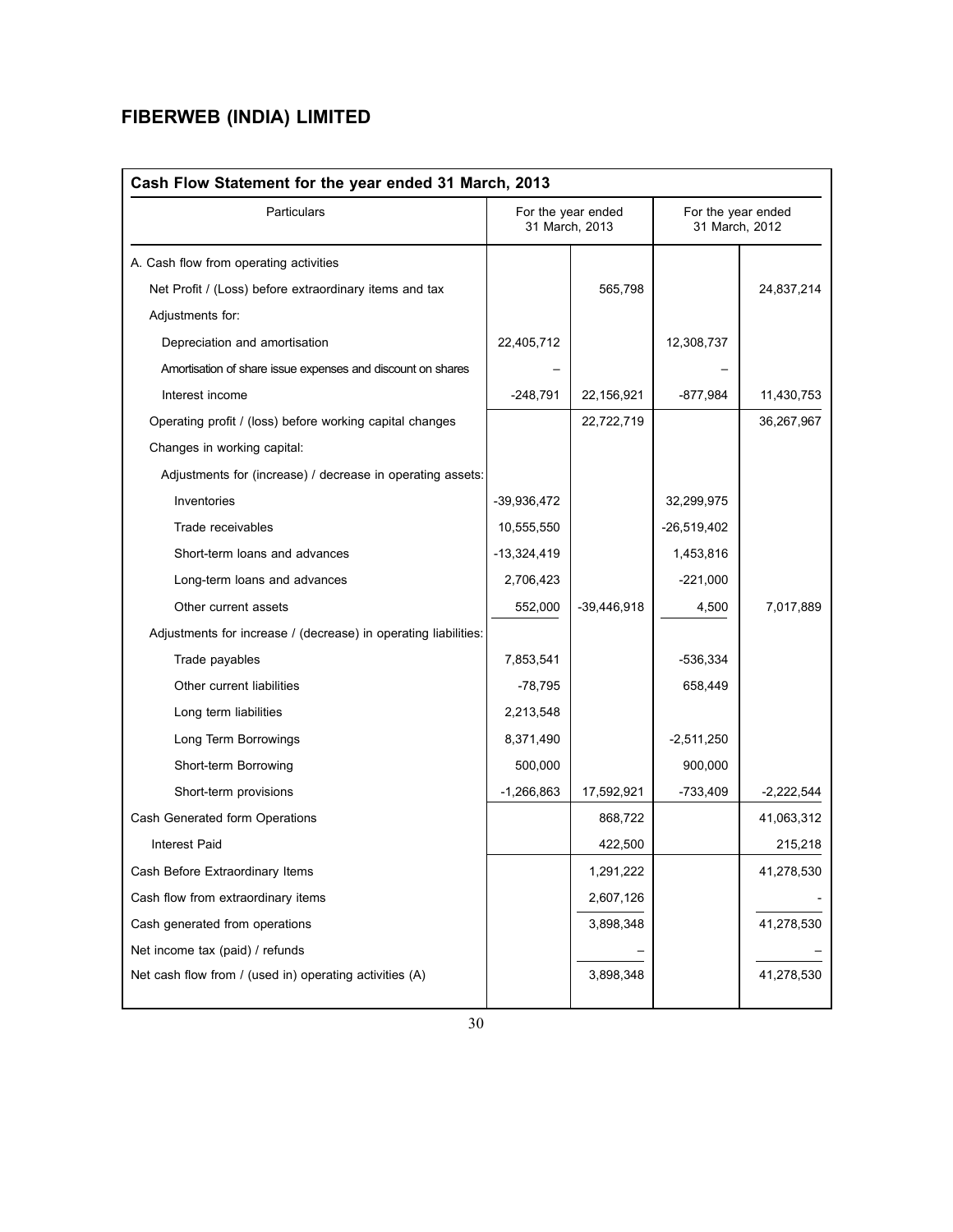# FIBERWEB (INDIA) LIMITED

| Cash Flow Statement for the year ended 31 March, 2013 | | | | |
|---|---|---|---|---|
| Particulars | For the year ended 31 March, 2013 | | For the year ended 31 March, 2012 | |
| A. Cash flow from operating activities | | | | |
| Net Profit / (Loss) before extraordinary items and tax | | 565,798 | | 24,837,214 |
| Adjustments for: | | | | |
| Depreciation and amortisation | 22,405,712 | | 12,308,737 | |
| Amortisation of share issue expenses and discount on shares | – | | – | |
| Interest income | -248,791 | 22,156,921 | -877,984 | 11,430,753 |
| Operating profit / (loss) before working capital changes | | 22,722,719 | | 36,267,967 |
| Changes in working capital: | | | | |
| Adjustments for (increase) / decrease in operating assets: | | | | |
| Inventories | -39,936,472 | | 32,299,975 | |
| Trade receivables | 10,555,550 | | -26,519,402 | |
| Short-term loans and advances | -13,324,419 | | 1,453,816 | |
| Long-term loans and advances | 2,706,423 | | -221,000 | |
| Other current assets | 552,000 | -39,446,918 | 4,500 | 7,017,889 |
| Adjustments for increase / (decrease) in operating liabilities: | | | | |
| Trade payables | 7,853,541 | | -536,334 | |
| Other current liabilities | -78,795 | | 658,449 | |
| Long term liabilities | 2,213,548 | | | |
| Long Term Borrowings | 8,371,490 | | -2,511,250 | |
| Short-term Borrowing | 500,000 | | 900,000 | |
| Short-term provisions | -1,266,863 | 17,592,921 | -733,409 | -2,222,544 |
| Cash Generated form Operations | | 868,722 | | 41,063,312 |
| Interest Paid | | 422,500 | | 215,218 |
| Cash Before Extraordinary Items | | 1,291,222 | | 41,278,530 |
| Cash flow from extraordinary items | | 2,607,126 | | - |
| Cash generated from operations | | 3,898,348 | | 41,278,530 |
| Net income tax (paid) / refunds | | – | | – |
| Net cash flow from / (used in) operating activities (A) | | 3,898,348 | | 41,278,530 |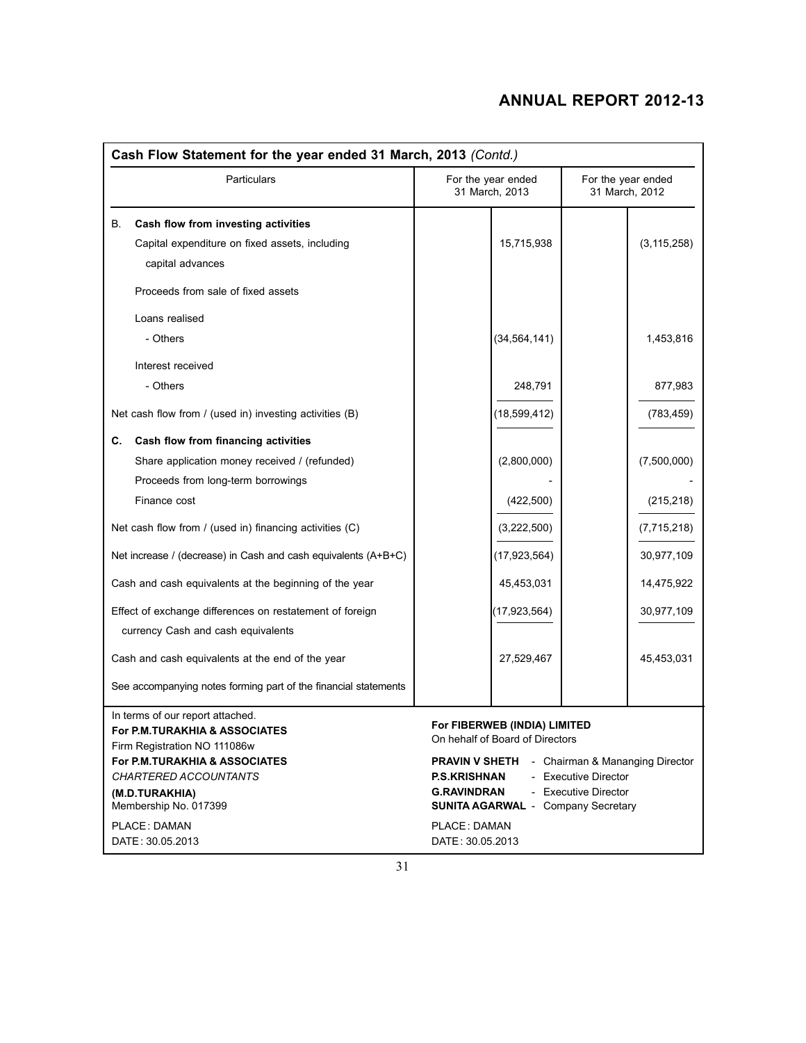## Cash Flow Statement for the year ended 31 March, 2013 *(Contd.)*

| Particulars | For the year ended 31 March, 2013 | | For the year ended 31 March, 2012 | |
|---|---|---|---|---|
| **B. Cash flow from investing activities** | | | | |
| Capital expenditure on fixed assets, including capital advances | | 15,715,938 | | (3,115,258) |
| Proceeds from sale of fixed assets | | | | |
| Loans realised | | | | |
| - Others | | (34,564,141) | | 1,453,816 |
| Interest received | | | | |
| - Others | | 248,791 | | 877,983 |
| Net cash flow from / (used in) investing activities (B) | | (18,599,412) | | (783,459) |
| **C. Cash flow from financing activities** | | | | |
| Share application money received / (refunded) | | (2,800,000) | | (7,500,000) |
| Proceeds from long-term borrowings | | - | | - |
| Finance cost | | (422,500) | | (215,218) |
| Net cash flow from / (used in) financing activities (C) | | (3,222,500) | | (7,715,218) |
| Net increase / (decrease) in Cash and cash equivalents (A+B+C) | | (17,923,564) | | 30,977,109 |
| Cash and cash equivalents at the beginning of the year | | 45,453,031 | | 14,475,922 |
| Effect of exchange differences on restatement of foreign currency Cash and cash equivalents | | (17,923,564) | | 30,977,109 |
| Cash and cash equivalents at the end of the year | | 27,529,467 | | 45,453,031 |
| See accompanying notes forming part of the financial statements | | | | |

In terms of our report attached.
**For P.M.TURAKHIA & ASSOCIATES**
Firm Registration NO 111086w
**For P.M.TURAKHIA & ASSOCIATES**
*CHARTERED ACCOUNTANTS*
**(M.D.TURAKHIA)**
Membership No. 017399

PLACE: DAMAN
DATE: 30.05.2013

**For FIBERWEB (INDIA) LIMITED**
On hehalf of Board of Directors

**PRAVIN V SHETH** - Chairman & Mananging Director
**P.S.KRISHNAN** - Executive Director
**G.RAVINDRAN** - Executive Director
**SUNITA AGARWAL** - Company Secretary

PLACE: DAMAN
DATE: 30.05.2013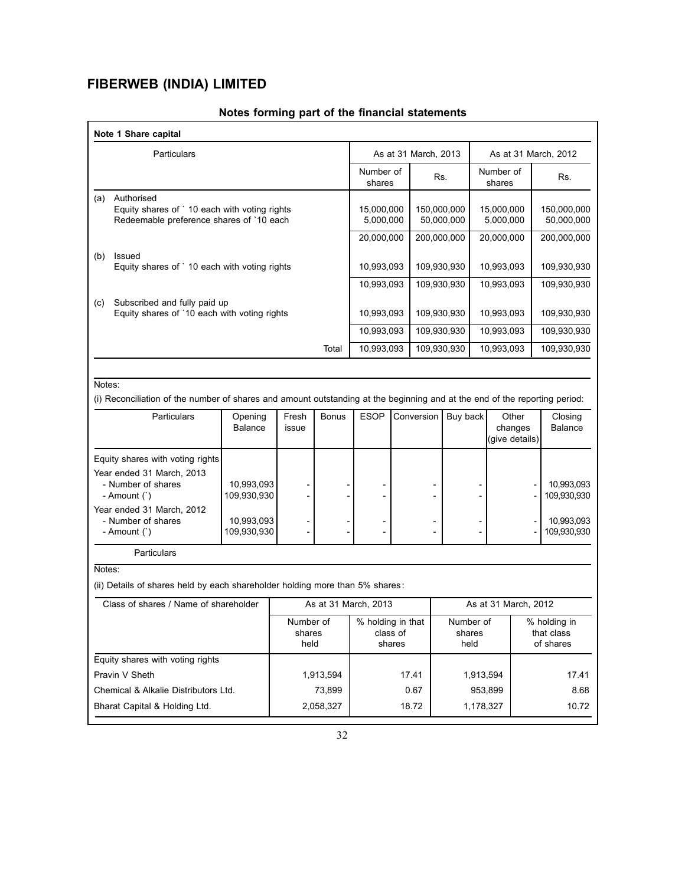# FIBERWEB (INDIA) LIMITED

## Notes forming part of the financial statements

**Note 1 Share capital**

| | Particulars | As at 31 March, 2013 | | As at 31 March, 2012 | |
|---|---|---|---|---|---|
| | | Number of shares | Rs. | Number of shares | Rs. |
| (a) | Authorised | | | | |
| | Equity shares of ` 10 each with voting rights | 15,000,000 | 150,000,000 | 15,000,000 | 150,000,000 |
| | Redeemable preference shares of `10 each | 5,000,000 | 50,000,000 | 5,000,000 | 50,000,000 |
| | | 20,000,000 | 200,000,000 | 20,000,000 | 200,000,000 |
| (b) | Issued | | | | |
| | Equity shares of ` 10 each with voting rights | 10,993,093 | 109,930,930 | 10,993,093 | 109,930,930 |
| | | 10,993,093 | 109,930,930 | 10,993,093 | 109,930,930 |
| (c) | Subscribed and fully paid up | | | | |
| | Equity shares of `10 each with voting rights | 10,993,093 | 109,930,930 | 10,993,093 | 109,930,930 |
| | | 10,993,093 | 109,930,930 | 10,993,093 | 109,930,930 |
| | Total | 10,993,093 | 109,930,930 | 10,993,093 | 109,930,930 |

Notes:

(i) Reconciliation of the number of shares and amount outstanding at the beginning and at the end of the reporting period:

| Particulars | Opening Balance | Fresh issue | Bonus | ESOP | Conversion | Buy back | Other changes (give details) | Closing Balance |
|---|---|---|---|---|---|---|---|---|
| Equity shares with voting rights | | | | | | | | |
| Year ended 31 March, 2013 | | | | | | | | |
| - Number of shares | 10,993,093 | - | - | - | - | - | - | 10,993,093 |
| - Amount (`) | 109,930,930 | - | - | - | - | - | - | 109,930,930 |
| Year ended 31 March, 2012 | | | | | | | | |
| - Number of shares | 10,993,093 | - | - | - | - | - | - | 10,993,093 |
| - Amount (`) | 109,930,930 | - | - | - | - | - | - | 109,930,930 |
| Particulars | | | | | | | | |

Notes:

(ii) Details of shares held by each shareholder holding more than 5% shares:

| Class of shares / Name of shareholder | As at 31 March, 2013 | | As at 31 March, 2012 | |
|---|---|---|---|---|
| | Number of shares held | % holding in that class of shares | Number of shares held | % holding in that class of shares |
| Equity shares with voting rights | | | | |
| Pravin V Sheth | 1,913,594 | 17.41 | 1,913,594 | 17.41 |
| Chemical & Alkalie Distributors Ltd. | 73,899 | 0.67 | 953,899 | 8.68 |
| Bharat Capital & Holding Ltd. | 2,058,327 | 18.72 | 1,178,327 | 10.72 |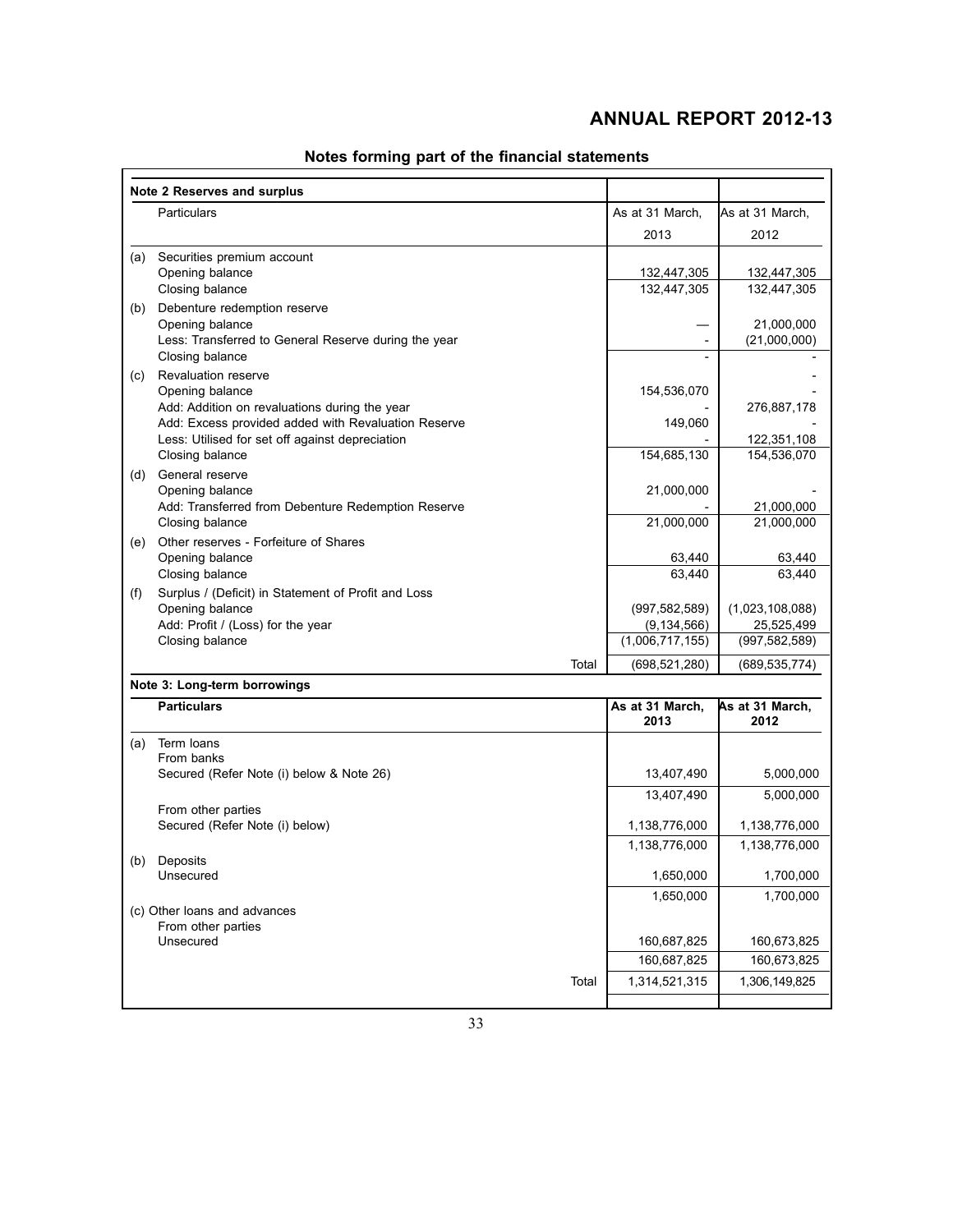## Notes forming part of the financial statements

**Note 2 Reserves and surplus**

| | Particulars | As at 31 March, 2013 | As at 31 March, 2012 |
|---|---|---|---|
| (a) | Securities premium account | | |
| | Opening balance | 132,447,305 | 132,447,305 |
| | Closing balance | 132,447,305 | 132,447,305 |
| (b) | Debenture redemption reserve | | |
| | Opening balance | — | 21,000,000 |
| | Less: Transferred to General Reserve during the year | - | (21,000,000) |
| | Closing balance | - | - |
| (c) | Revaluation reserve | | - |
| | Opening balance | 154,536,070 | - |
| | Add: Addition on revaluations during the year | - | 276,887,178 |
| | Add: Excess provided added with Revaluation Reserve | 149,060 | - |
| | Less: Utilised for set off against depreciation | - | 122,351,108 |
| | Closing balance | 154,685,130 | 154,536,070 |
| (d) | General reserve | | |
| | Opening balance | 21,000,000 | - |
| | Add: Transferred from Debenture Redemption Reserve | - | 21,000,000 |
| | Closing balance | 21,000,000 | 21,000,000 |
| (e) | Other reserves - Forfeiture of Shares | | |
| | Opening balance | 63,440 | 63,440 |
| | Closing balance | 63,440 | 63,440 |
| (f) | Surplus / (Deficit) in Statement of Profit and Loss | | |
| | Opening balance | (997,582,589) | (1,023,108,088) |
| | Add: Profit / (Loss) for the year | (9,134,566) | 25,525,499 |
| | Closing balance | (1,006,717,155) | (997,582,589) |
| | Total | (698,521,280) | (689,535,774) |

**Note 3: Long-term borrowings**

| | Particulars | As at 31 March, 2013 | As at 31 March, 2012 |
|---|---|---|---|
| (a) | Term loans | | |
| | From banks | | |
| | Secured (Refer Note (i) below & Note 26) | 13,407,490 | 5,000,000 |
| | | 13,407,490 | 5,000,000 |
| | From other parties | | |
| | Secured (Refer Note (i) below) | 1,138,776,000 | 1,138,776,000 |
| | | 1,138,776,000 | 1,138,776,000 |
| (b) | Deposits | | |
| | Unsecured | 1,650,000 | 1,700,000 |
| | | 1,650,000 | 1,700,000 |
| (c) | Other loans and advances | | |
| | From other parties | | |
| | Unsecured | 160,687,825 | 160,673,825 |
| | | 160,687,825 | 160,673,825 |
| | Total | 1,314,521,315 | 1,306,149,825 |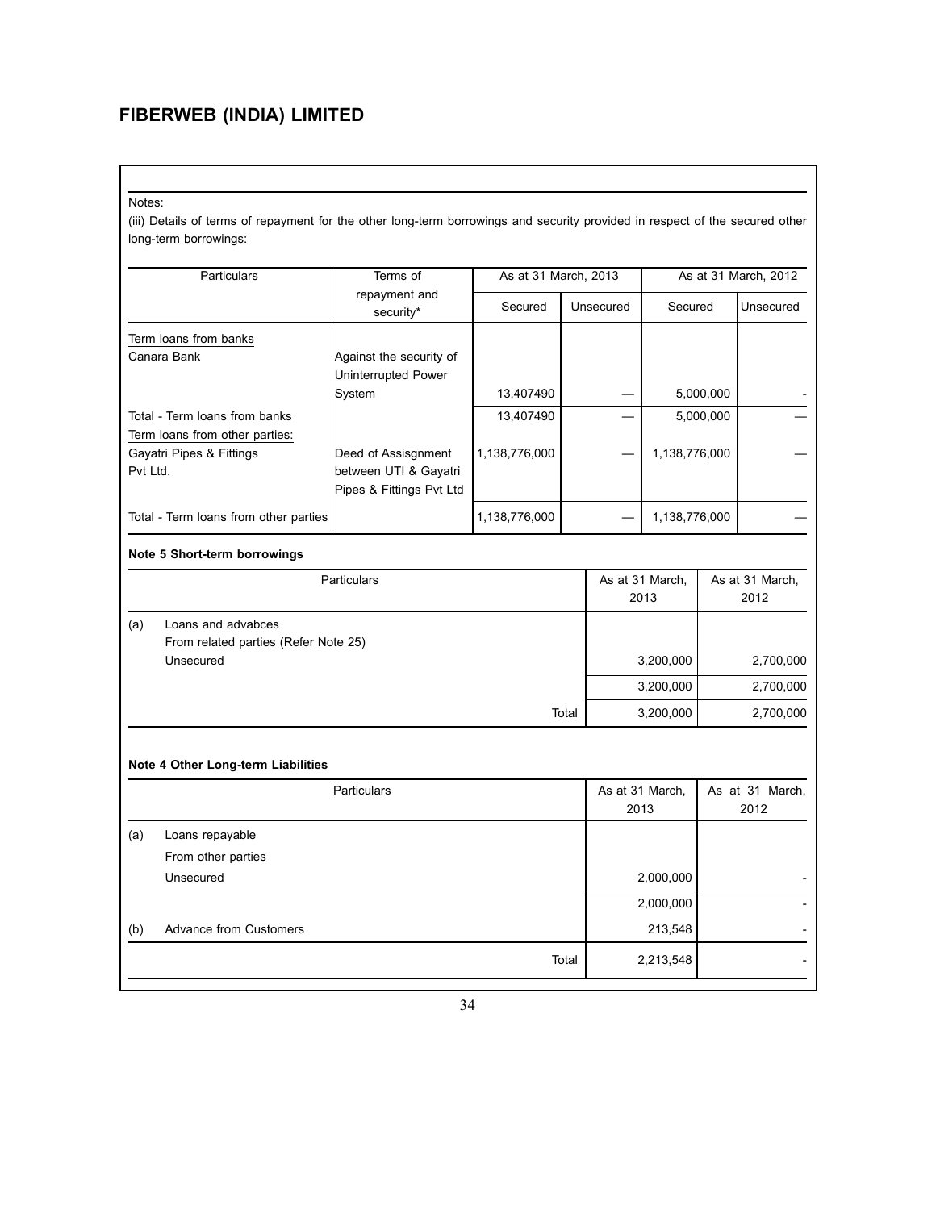## FIBERWEB (INDIA) LIMITED

Notes:

(iii) Details of terms of repayment for the other long-term borrowings and security provided in respect of the secured other long-term borrowings:

| Particulars | Terms of repayment and security* | As at 31 March, 2013 | | As at 31 March, 2012 | |
|---|---|---|---|---|---|
| | | Secured | Unsecured | Secured | Unsecured |
| Term loans from banks | | | | | |
| Canara Bank | Against the security of Uninterrupted Power System | 13,407490 | — | 5,000,000 | - |
| Total - Term loans from banks | | 13,407490 | — | 5,000,000 | — |
| Term loans from other parties: | | | | | |
| Gayatri Pipes & Fittings Pvt Ltd. | Deed of Assisgnment between UTI & Gayatri Pipes & Fittings Pvt Ltd | 1,138,776,000 | — | 1,138,776,000 | — |
| Total - Term loans from other parties | | 1,138,776,000 | — | 1,138,776,000 | — |

**Note 5 Short-term borrowings**

| | Particulars | As at 31 March, 2013 | As at 31 March, 2012 |
|---|---|---|---|
| (a) | Loans and advabces<br>From related parties (Refer Note 25)<br>Unsecured | 3,200,000 | 2,700,000 |
| | | 3,200,000 | 2,700,000 |
| | Total | 3,200,000 | 2,700,000 |

**Note 4 Other Long-term Liabilities**

| | Particulars | As at 31 March, 2013 | As at 31 March, 2012 |
|---|---|---|---|
| (a) | Loans repayable<br>From other parties<br>Unsecured | 2,000,000 | - |
| | | 2,000,000 | - |
| (b) | Advance from Customers | 213,548 | - |
| | Total | 2,213,548 | - |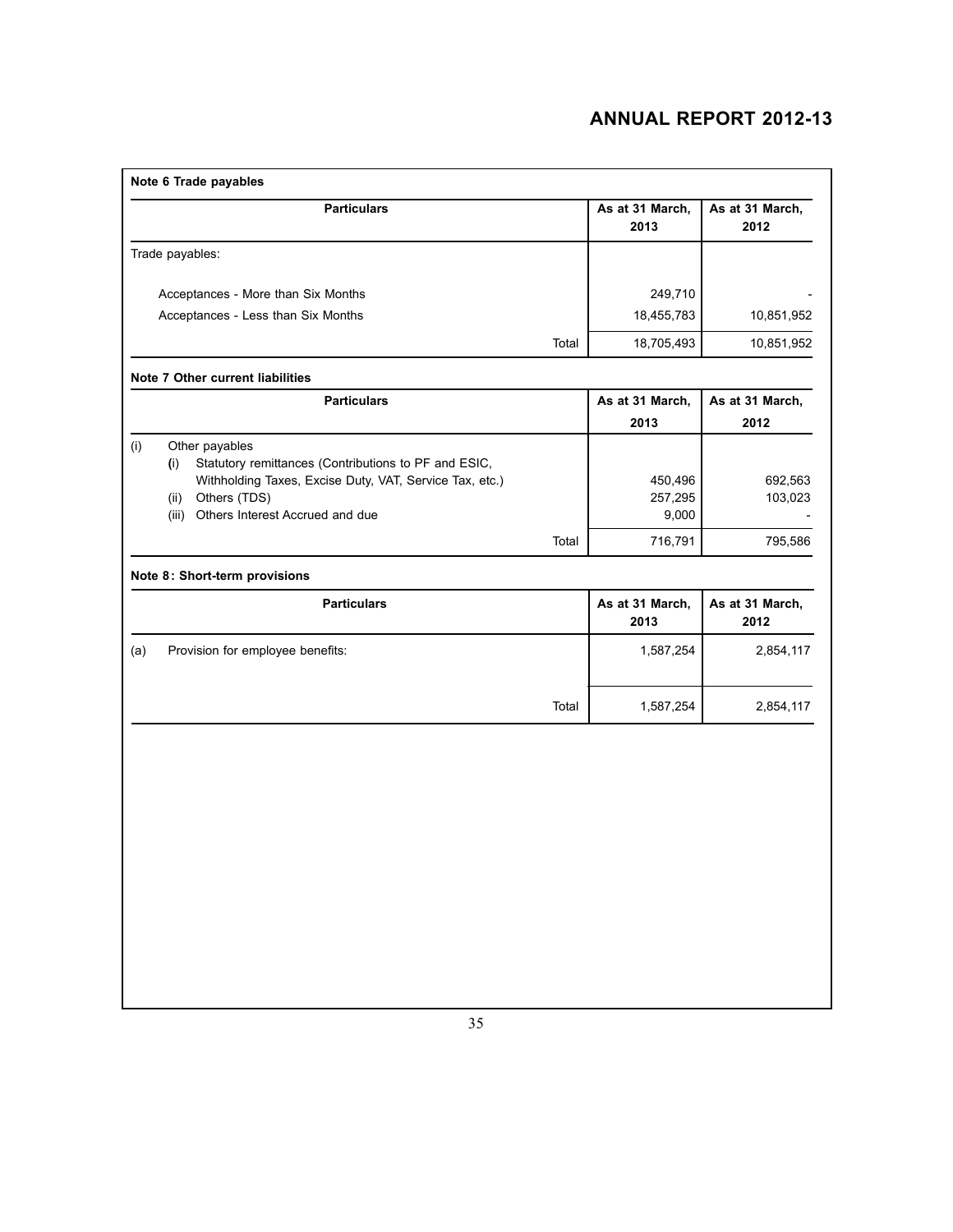### Note 6 Trade payables

| Particulars | As at 31 March, 2013 | As at 31 March, 2012 |
|---|---|---|
| Trade payables: | | |
| Acceptances - More than Six Months | 249,710 | - |
| Acceptances - Less than Six Months | 18,455,783 | 10,851,952 |
| Total | 18,705,493 | 10,851,952 |

### Note 7 Other current liabilities

| Particulars | As at 31 March, 2013 | As at 31 March, 2012 |
|---|---|---|
| (i) Other payables | | |
| (i) Statutory remittances (Contributions to PF and ESIC, Withholding Taxes, Excise Duty, VAT, Service Tax, etc.) | 450,496 | 692,563 |
| (ii) Others (TDS) | 257,295 | 103,023 |
| (iii) Others Interest Accrued and due | 9,000 | - |
| Total | 716,791 | 795,586 |

### Note 8: Short-term provisions

| Particulars | As at 31 March, 2013 | As at 31 March, 2012 |
|---|---|---|
| (a) Provision for employee benefits: | 1,587,254 | 2,854,117 |
| Total | 1,587,254 | 2,854,117 |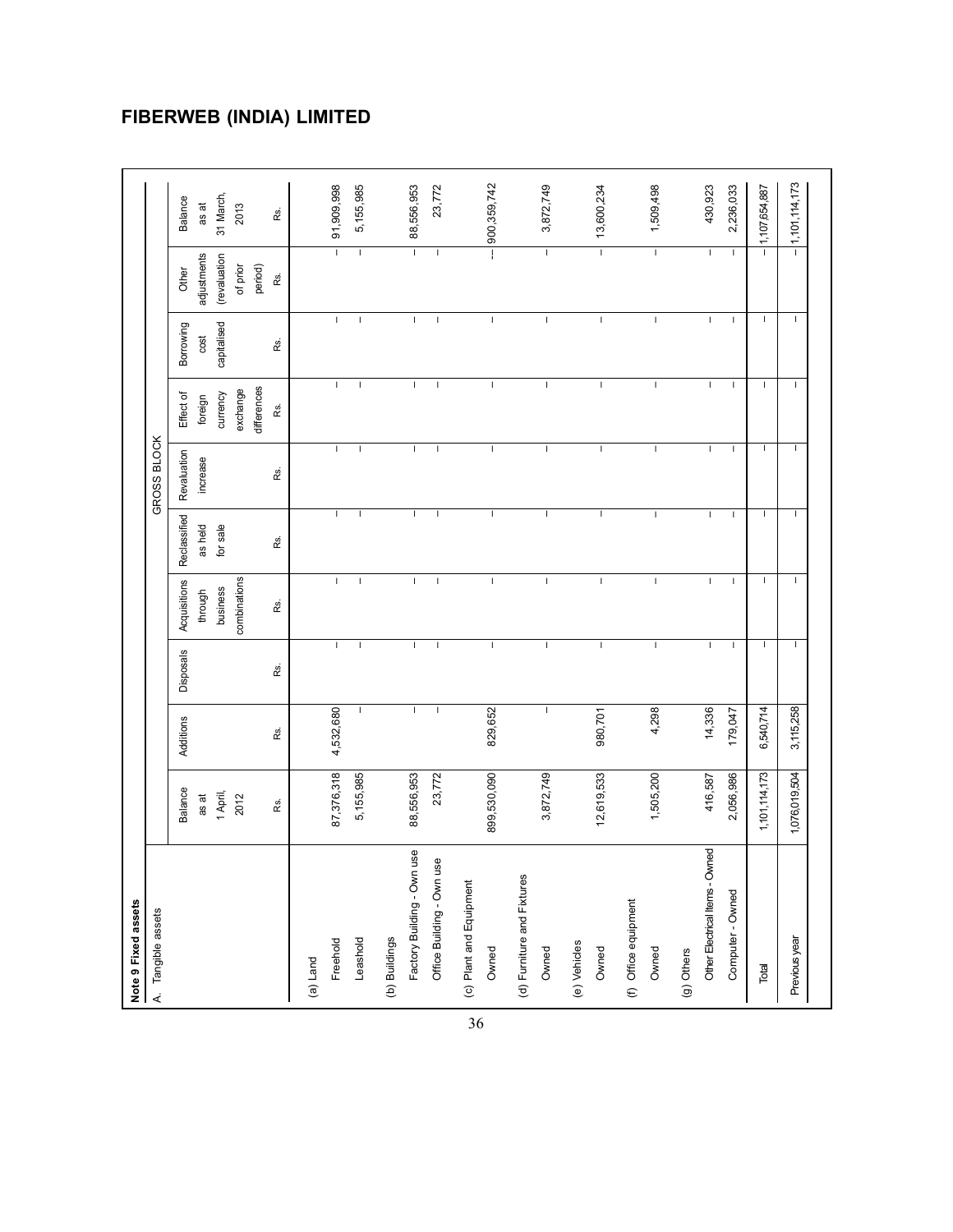# FIBERWEB (INDIA) LIMITED

**Note 9 Fixed assets**

A. Tangible assets

| | GROSS BLOCK | | | | | | | | | |
|---|---|---|---|---|---|---|---|---|---|---|
| | Balance as at 1 April, 2012 | Additions | Disposals | Acquisitions through business combinations | Reclassified as held for sale | Revaluation increase | Effect of foreign currency exchange differences | Borrowing cost capitalised | Other adjustments (revaluation of prior period) | Balance as at 31 March, 2013 |
| | Rs. | Rs. | Rs. | Rs. | Rs. | Rs. | Rs. | Rs. | Rs. | Rs. |
| (a) Land | | | | | | | | | | |
| Freehold | 87,376,318 | 4,532,680 | – | – | – | – | – | – | – | 91,909,998 |
| Leashold | 5,155,985 | – | – | – | – | – | – | – | – | 5,155,985 |
| (b) Buildings | | | | | | | | | | |
| Factory Building - Own use | 88,556,953 | – | – | – | – | – | – | – | – | 88,556,953 |
| Office Building - Own use | 23,772 | – | – | – | – | – | – | – | – | 23,772 |
| (c) Plant and Equipment | | | | | | | | | | |
| Owned | 899,530,090 | 829,652 | – | – | – | – | – | – | – | 900,359,742 |
| (d) Furniture and Fixtures | | | | | | | | | | |
| Owned | 3,872,749 | – | – | – | – | – | – | – | – | 3,872,749 |
| (e) Vehicles | | | | | | | | | | |
| Owned | 12,619,533 | 980,701 | – | – | – | – | – | – | – | 13,600,234 |
| (f) Office equipment | | | | | | | | | | |
| Owned | 1,505,200 | 4,298 | – | – | – | – | – | – | – | 1,509,498 |
| (g) Others | | | | | | | | | | |
| Other Electrical Items - Owned | 416,587 | 14,336 | – | – | – | – | – | – | – | 430,923 |
| Computer - Owned | 2,056,986 | 179,047 | – | – | – | – | – | – | – | 2,236,033 |
| Total | 1,101,114,173 | 6,540,714 | – | – | – | – | – | – | – | 1,107,654,887 |
| Previous year | 1,076,019,504 | 3,115,258 | – | – | – | – | – | – | – | 1,101,114,173 |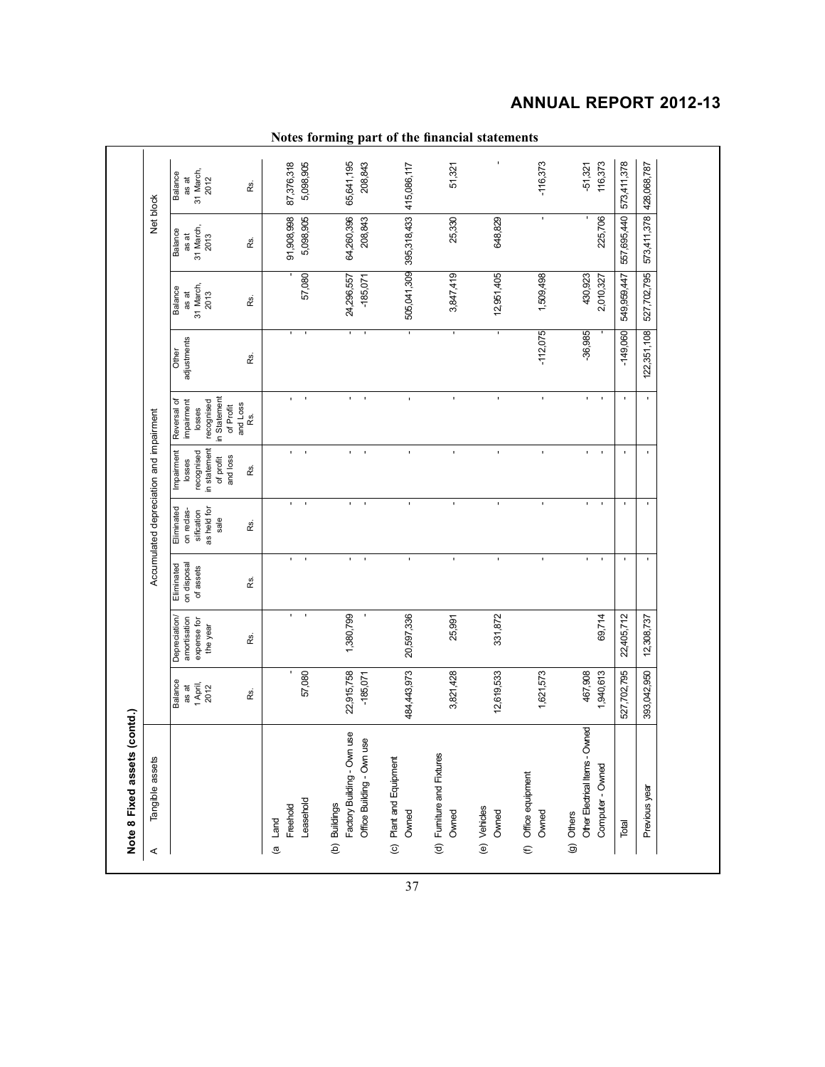Notes forming part of the financial statements

**Note 8 Fixed assets (contd.)**

| A Tangible assets | Accumulated depreciation and impairment | | | | | | | | Net block | |
|---|---|---|---|---|---|---|---|---|---|---|
| | Balance as at 1 April, 2012 | Depreciation/ amortisation expense for the year | Eliminated on disposal of assets | Eliminated on reclas-sification as held for sale | Impairment losses recognised in statement of profit and loss | Reversal of impairment losses recognised in Statement of Profit and Loss | Other adjustments | Balance as at 31 March, 2013 | Balance as at 31 March, 2013 | Balance as at 31 March, 2012 |
| | Rs. | Rs. | Rs. | Rs. | Rs. | Rs. | Rs. | Rs. | Rs. | Rs. |
| (a Land | | | | | | | | | | |
| Freehold | - | - | - | - | - | - | - | - | 91,908,998 | 87,376,318 |
| Leasehold | 57,080 | - | - | - | - | - | - | 57,080 | 5,098,905 | 5,098,905 |
| (b) Buildings | | | | | | | | | | |
| Factory Building - Own use | 22,915,758 | 1,380,799 | - | - | - | - | - | 24,296,557 | 64,260,396 | 65,641,195 |
| Office Building - Own use | -185,071 | - | - | - | - | - | - | -185,071 | 208,843 | 208,843 |
| (c) Plant and Equipment | | | | | | | | | | |
| Owned | 484,443,973 | 20,597,336 | - | - | - | - | - | 505,041,309 | 395,318,433 | 415,086,117 |
| (d) Furniture and Fixtures | | | | | | | | | | |
| Owned | 3,821,428 | 25,991 | - | - | - | - | - | 3,847,419 | 25,330 | 51,321 |
| (e) Vehicles | | | | | | | | | | |
| Owned | 12,619,533 | 331,872 | - | - | - | - | - | 12,951,405 | 648,829 | - |
| (f) Office equipment | | | | | | | | | | |
| Owned | 1,621,573 | | - | - | - | - | -112,075 | 1,509,498 | - | -116,373 |
| (g) Others | | | | | | | | | | |
| Other Electrical Items - Owned | 467,908 | | - | - | - | - | -36,985 | 430,923 | - | -51,321 |
| Computer - Owned | 1,940,613 | 69,714 | - | - | - | - | - | 2,010,327 | 225,706 | 116,373 |
| Total | 527,702,795 | 22,405,712 | - | - | - | - | -149,060 | 549,959,447 | 557,695,440 | 573,411,378 |
| Previous year | 393,042,950 | 12,308,737 | - | - | - | - | 122,351,108 | 527,702,795 | 573,411,378 | 428,068,787 |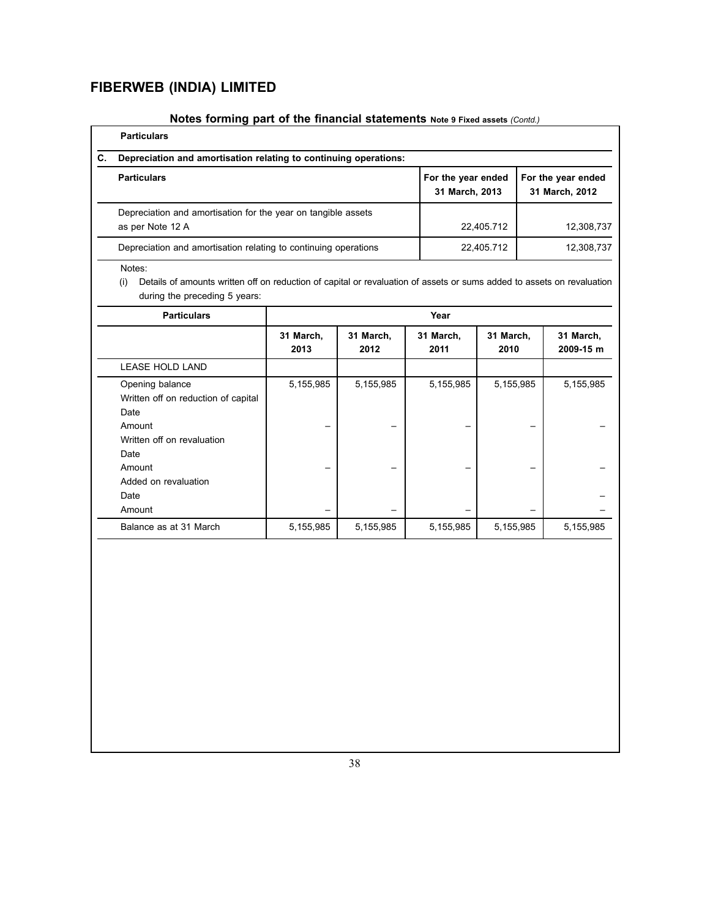# FIBERWEB (INDIA) LIMITED

## Notes forming part of the financial statements Note 9 Fixed assets *(Contd.)*

**Particulars**

**C. Depreciation and amortisation relating to continuing operations:**

| Particulars | For the year ended 31 March, 2013 | For the year ended 31 March, 2012 |
|---|---|---|
| Depreciation and amortisation for the year on tangible assets as per Note 12 A | 22,405.712 | 12,308,737 |
| Depreciation and amortisation relating to continuing operations | 22,405.712 | 12,308,737 |

Notes:

(i) Details of amounts written off on reduction of capital or revaluation of assets or sums added to assets on revaluation during the preceding 5 years:

| Particulars | Year | | | | |
|---|---|---|---|---|---|
| | 31 March, 2013 | 31 March, 2012 | 31 March, 2011 | 31 March, 2010 | 31 March, 2009-15 m |
| LEASE HOLD LAND | | | | | |
| Opening balance | 5,155,985 | 5,155,985 | 5,155,985 | 5,155,985 | 5,155,985 |
| Written off on reduction of capital | | | | | |
| Date | | | | | |
| Amount | – | – | – | – | – |
| Written off on revaluation | | | | | |
| Date | | | | | |
| Amount | – | – | – | – | – |
| Added on revaluation | | | | | |
| Date | | | | | – |
| Amount | – | – | – | – | – |
| Balance as at 31 March | 5,155,985 | 5,155,985 | 5,155,985 | 5,155,985 | 5,155,985 |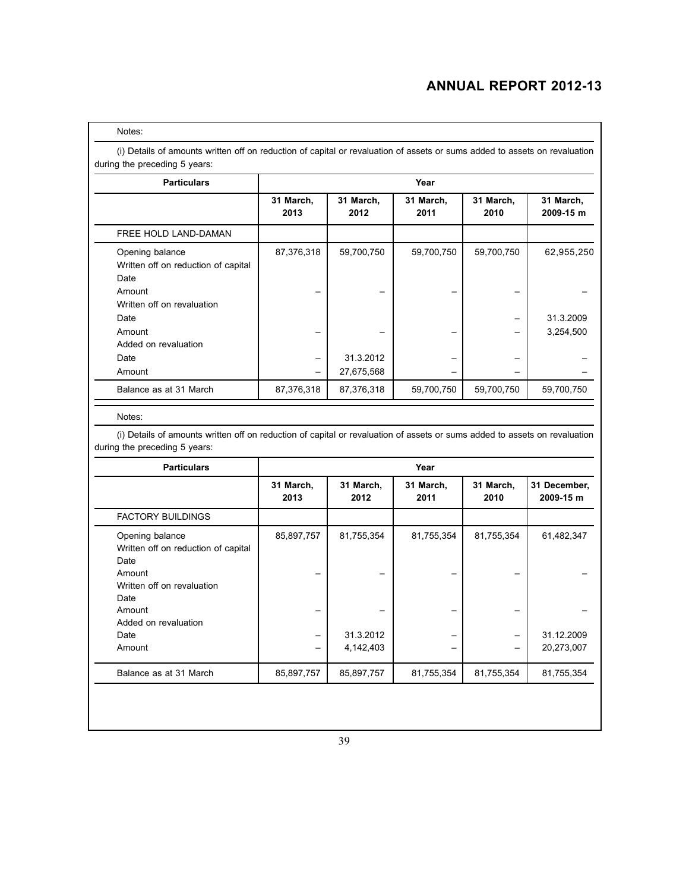Notes:

(i) Details of amounts written off on reduction of capital or revaluation of assets or sums added to assets on revaluation during the preceding 5 years:

| Particulars | Year | | | | |
|---|---|---|---|---|---|
| | 31 March, 2013 | 31 March, 2012 | 31 March, 2011 | 31 March, 2010 | 31 March, 2009-15 m |
| FREE HOLD LAND-DAMAN | | | | | |
| Opening balance | 87,376,318 | 59,700,750 | 59,700,750 | 59,700,750 | 62,955,250 |
| Written off on reduction of capital | | | | | |
| Date | | | | | |
| Amount | – | – | – | – | – |
| Written off on revaluation | | | | | |
| Date | | | | – | 31.3.2009 |
| Amount | – | – | – | – | 3,254,500 |
| Added on revaluation | | | | | |
| Date | – | 31.3.2012 | – | – | – |
| Amount | – | 27,675,568 | – | – | – |
| Balance as at 31 March | 87,376,318 | 87,376,318 | 59,700,750 | 59,700,750 | 59,700,750 |

Notes:

(i) Details of amounts written off on reduction of capital or revaluation of assets or sums added to assets on revaluation during the preceding 5 years:

| Particulars | Year | | | | |
|---|---|---|---|---|---|
| | 31 March, 2013 | 31 March, 2012 | 31 March, 2011 | 31 March, 2010 | 31 December, 2009-15 m |
| FACTORY BUILDINGS | | | | | |
| Opening balance | 85,897,757 | 81,755,354 | 81,755,354 | 81,755,354 | 61,482,347 |
| Written off on reduction of capital | | | | | |
| Date | | | | | |
| Amount | – | – | – | – | – |
| Written off on revaluation | | | | | |
| Date | | | | | |
| Amount | – | – | – | – | – |
| Added on revaluation | | | | | |
| Date | – | 31.3.2012 | – | – | 31.12.2009 |
| Amount | – | 4,142,403 | – | – | 20,273,007 |
| Balance as at 31 March | 85,897,757 | 85,897,757 | 81,755,354 | 81,755,354 | 81,755,354 |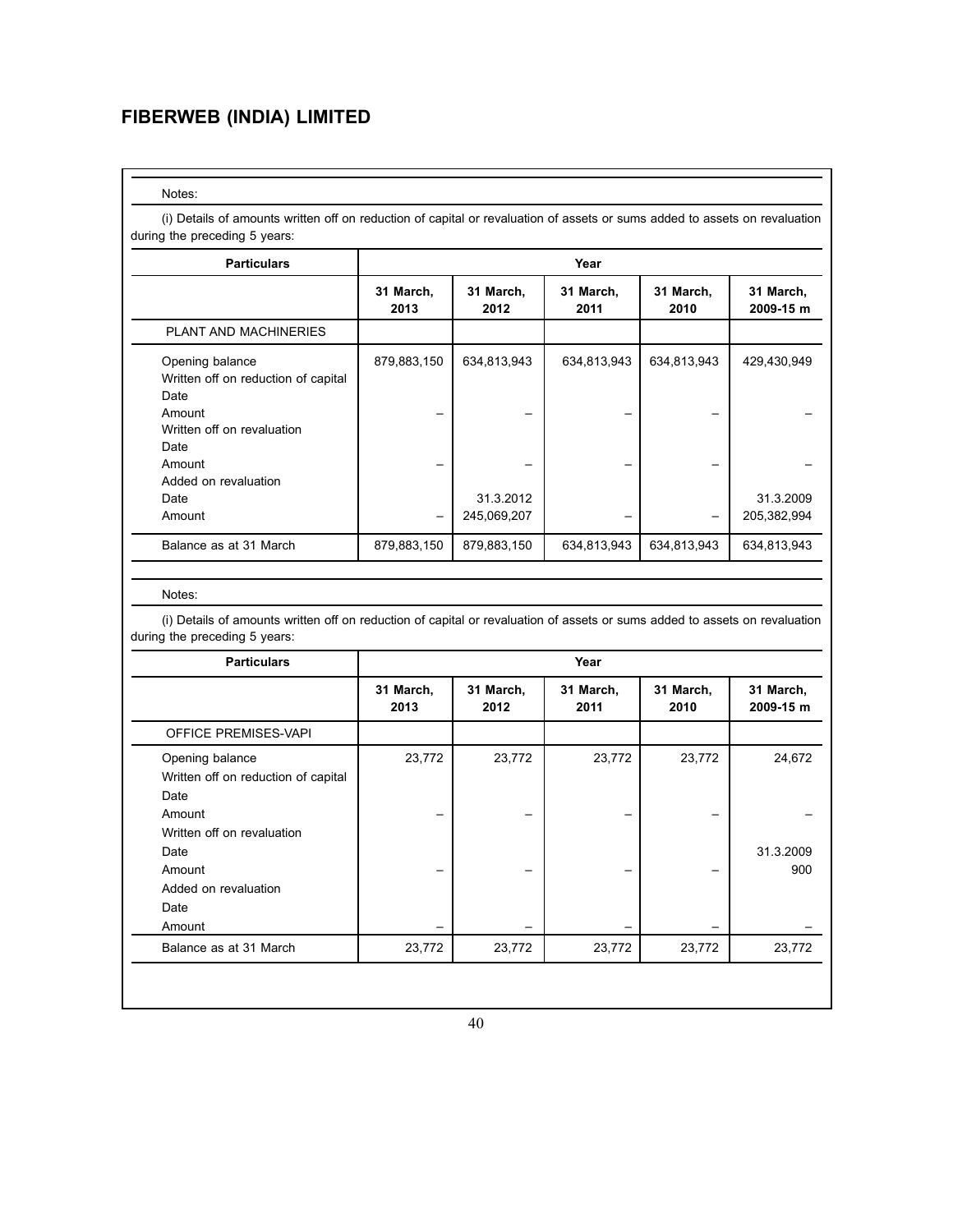# FIBERWEB (INDIA) LIMITED

Notes:

(i) Details of amounts written off on reduction of capital or revaluation of assets or sums added to assets on revaluation during the preceding 5 years:

| Particulars | Year | | | | |
|---|---|---|---|---|---|
| | 31 March, 2013 | 31 March, 2012 | 31 March, 2011 | 31 March, 2010 | 31 March, 2009-15 m |
| PLANT AND MACHINERIES | | | | | |
| Opening balance | 879,883,150 | 634,813,943 | 634,813,943 | 634,813,943 | 429,430,949 |
| Written off on reduction of capital | | | | | |
| Date | | | | | |
| Amount | – | – | – | – | – |
| Written off on revaluation | | | | | |
| Date | | | | | |
| Amount | – | – | – | – | – |
| Added on revaluation | | | | | |
| Date | | 31.3.2012 | | | 31.3.2009 |
| Amount | – | 245,069,207 | – | – | 205,382,994 |
| Balance as at 31 March | 879,883,150 | 879,883,150 | 634,813,943 | 634,813,943 | 634,813,943 |

Notes:

(i) Details of amounts written off on reduction of capital or revaluation of assets or sums added to assets on revaluation during the preceding 5 years:

| Particulars | Year | | | | |
|---|---|---|---|---|---|
| | 31 March, 2013 | 31 March, 2012 | 31 March, 2011 | 31 March, 2010 | 31 March, 2009-15 m |
| OFFICE PREMISES-VAPI | | | | | |
| Opening balance | 23,772 | 23,772 | 23,772 | 23,772 | 24,672 |
| Written off on reduction of capital | | | | | |
| Date | | | | | |
| Amount | – | – | – | – | – |
| Written off on revaluation | | | | | |
| Date | | | | | 31.3.2009 |
| Amount | – | – | – | – | 900 |
| Added on revaluation | | | | | |
| Date | | | | | |
| Amount | – | – | – | – | – |
| Balance as at 31 March | 23,772 | 23,772 | 23,772 | 23,772 | 23,772 |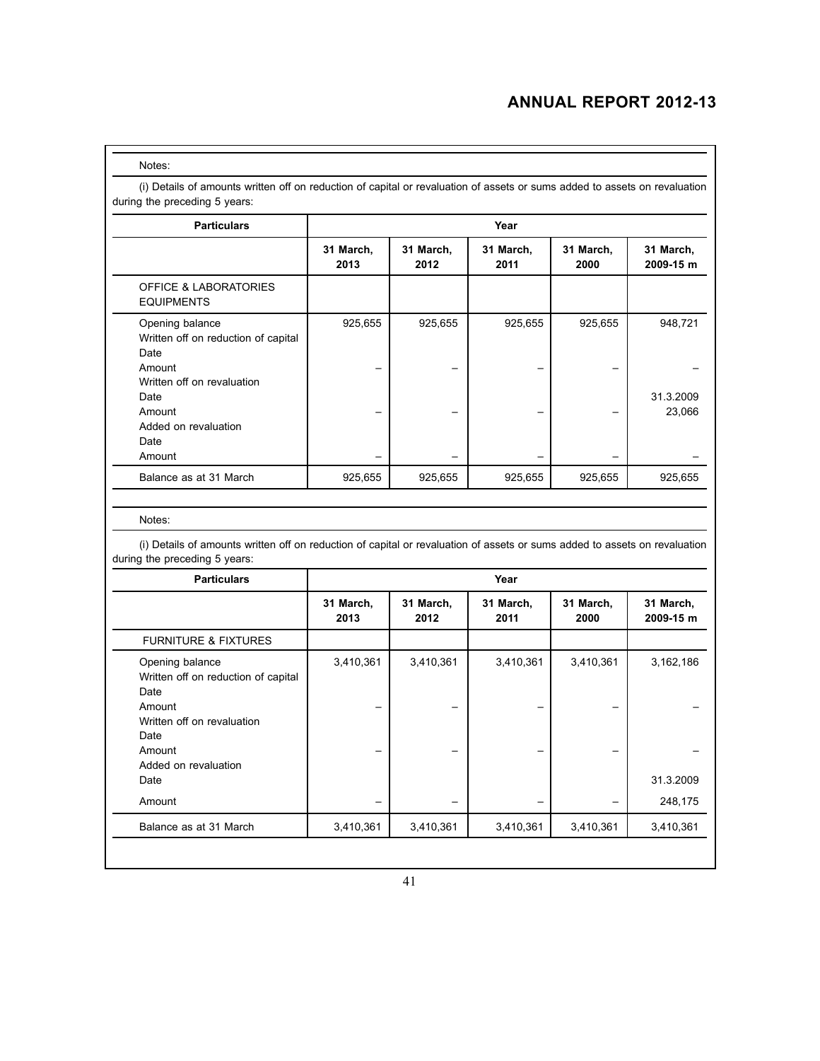Notes:

(i) Details of amounts written off on reduction of capital or revaluation of assets or sums added to assets on revaluation during the preceding 5 years:

| Particulars | Year | | | | |
|---|---|---|---|---|---|
| | 31 March, 2013 | 31 March, 2012 | 31 March, 2011 | 31 March, 2000 | 31 March, 2009-15 m |
| OFFICE & LABORATORIES EQUIPMENTS | | | | | |
| Opening balance | 925,655 | 925,655 | 925,655 | 925,655 | 948,721 |
| Written off on reduction of capital | | | | | |
| Date | | | | | |
| Amount | – | – | – | – | – |
| Written off on revaluation | | | | | |
| Date | | | | | 31.3.2009 |
| Amount | – | – | – | – | 23,066 |
| Added on revaluation | | | | | |
| Date | | | | | |
| Amount | – | – | – | – | – |
| Balance as at 31 March | 925,655 | 925,655 | 925,655 | 925,655 | 925,655 |

Notes:

(i) Details of amounts written off on reduction of capital or revaluation of assets or sums added to assets on revaluation during the preceding 5 years:

| Particulars | Year | | | | |
|---|---|---|---|---|---|
| | 31 March, 2013 | 31 March, 2012 | 31 March, 2011 | 31 March, 2000 | 31 March, 2009-15 m |
| FURNITURE & FIXTURES | | | | | |
| Opening balance | 3,410,361 | 3,410,361 | 3,410,361 | 3,410,361 | 3,162,186 |
| Written off on reduction of capital | | | | | |
| Date | | | | | |
| Amount | – | – | – | – | – |
| Written off on revaluation | | | | | |
| Date | | | | | |
| Amount | – | – | – | – | – |
| Added on revaluation | | | | | |
| Date | | | | | 31.3.2009 |
| Amount | – | – | – | – | 248,175 |
| Balance as at 31 March | 3,410,361 | 3,410,361 | 3,410,361 | 3,410,361 | 3,410,361 |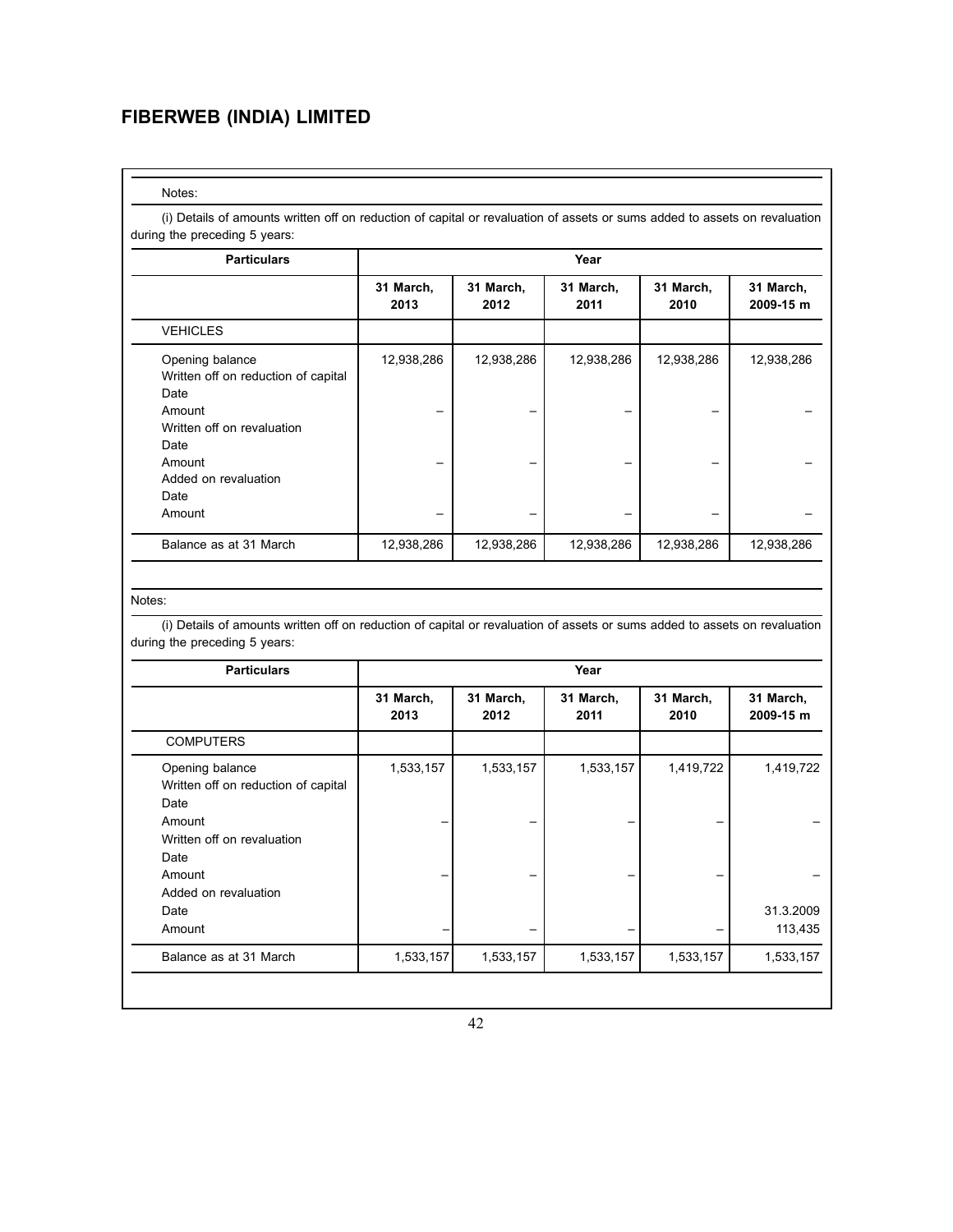# FIBERWEB (INDIA) LIMITED

Notes:

(i) Details of amounts written off on reduction of capital or revaluation of assets or sums added to assets on revaluation during the preceding 5 years:

| Particulars | Year | | | | |
|---|---|---|---|---|---|
| | 31 March, 2013 | 31 March, 2012 | 31 March, 2011 | 31 March, 2010 | 31 March, 2009-15 m |
| VEHICLES | | | | | |
| Opening balance | 12,938,286 | 12,938,286 | 12,938,286 | 12,938,286 | 12,938,286 |
| Written off on reduction of capital | | | | | |
| Date | | | | | |
| Amount | – | – | – | – | – |
| Written off on revaluation | | | | | |
| Date | | | | | |
| Amount | – | – | – | – | – |
| Added on revaluation | | | | | |
| Date | | | | | |
| Amount | – | – | – | – | – |
| Balance as at 31 March | 12,938,286 | 12,938,286 | 12,938,286 | 12,938,286 | 12,938,286 |

Notes:

(i) Details of amounts written off on reduction of capital or revaluation of assets or sums added to assets on revaluation during the preceding 5 years:

| Particulars | Year | | | | |
|---|---|---|---|---|---|
| | 31 March, 2013 | 31 March, 2012 | 31 March, 2011 | 31 March, 2010 | 31 March, 2009-15 m |
| COMPUTERS | | | | | |
| Opening balance | 1,533,157 | 1,533,157 | 1,533,157 | 1,419,722 | 1,419,722 |
| Written off on reduction of capital | | | | | |
| Date | | | | | |
| Amount | – | – | – | – | – |
| Written off on revaluation | | | | | |
| Date | | | | | |
| Amount | – | – | – | – | – |
| Added on revaluation | | | | | |
| Date | | | | | 31.3.2009 |
| Amount | – | – | – | – | 113,435 |
| Balance as at 31 March | 1,533,157 | 1,533,157 | 1,533,157 | 1,533,157 | 1,533,157 |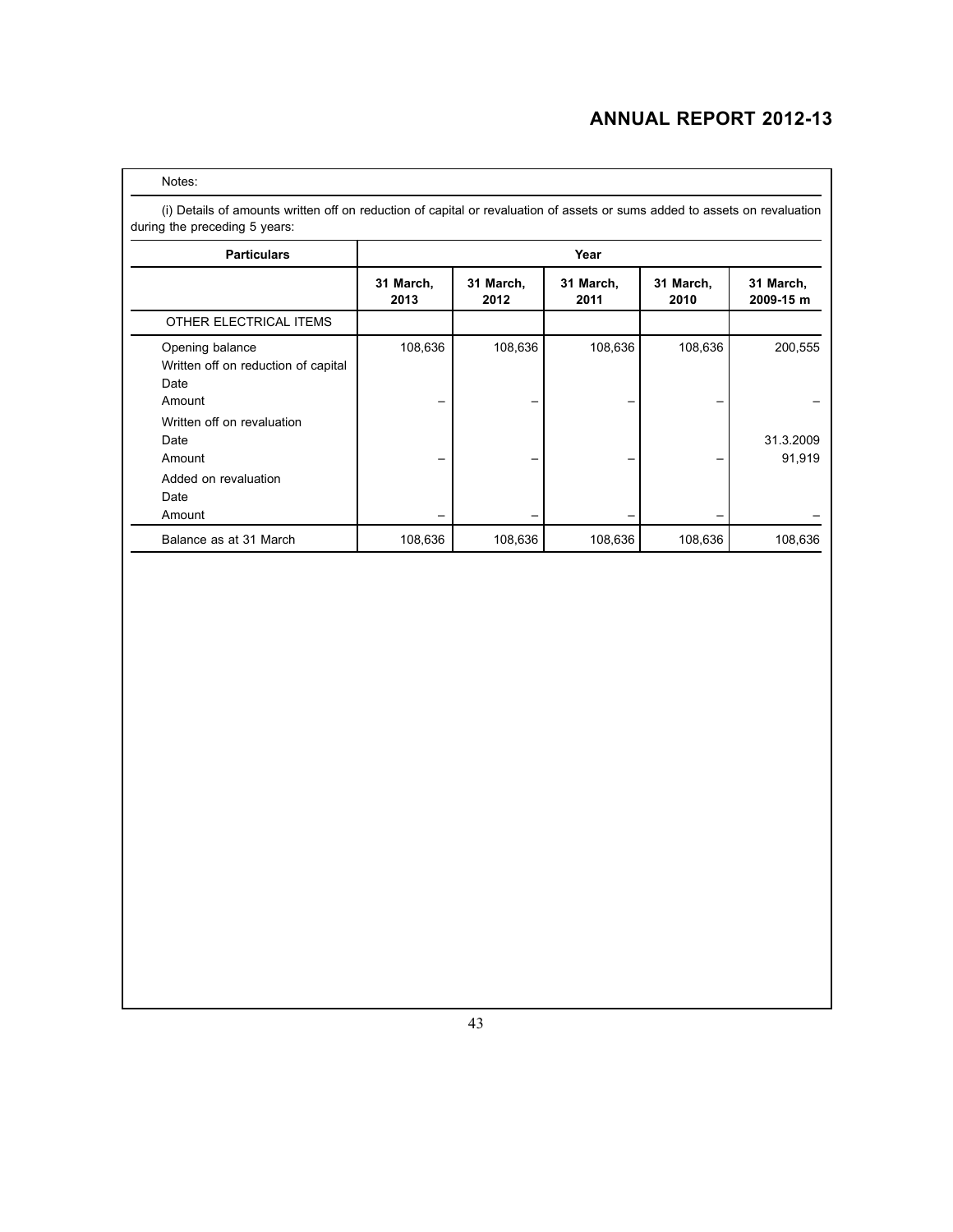Notes:

(i) Details of amounts written off on reduction of capital or revaluation of assets or sums added to assets on revaluation during the preceding 5 years:

| Particulars | Year | | | | |
|---|---|---|---|---|---|
| | **31 March, 2013** | **31 March, 2012** | **31 March, 2011** | **31 March, 2010** | **31 March, 2009-15 m** |
| OTHER ELECTRICAL ITEMS | | | | | |
| Opening balance | 108,636 | 108,636 | 108,636 | 108,636 | 200,555 |
| Written off on reduction of capital | | | | | |
| Date | | | | | |
| Amount | – | – | – | – | – |
| Written off on revaluation | | | | | |
| Date | | | | | 31.3.2009 |
| Amount | – | – | – | – | 91,919 |
| Added on revaluation | | | | | |
| Date | | | | | |
| Amount | – | – | – | – | – |
| Balance as at 31 March | 108,636 | 108,636 | 108,636 | 108,636 | 108,636 |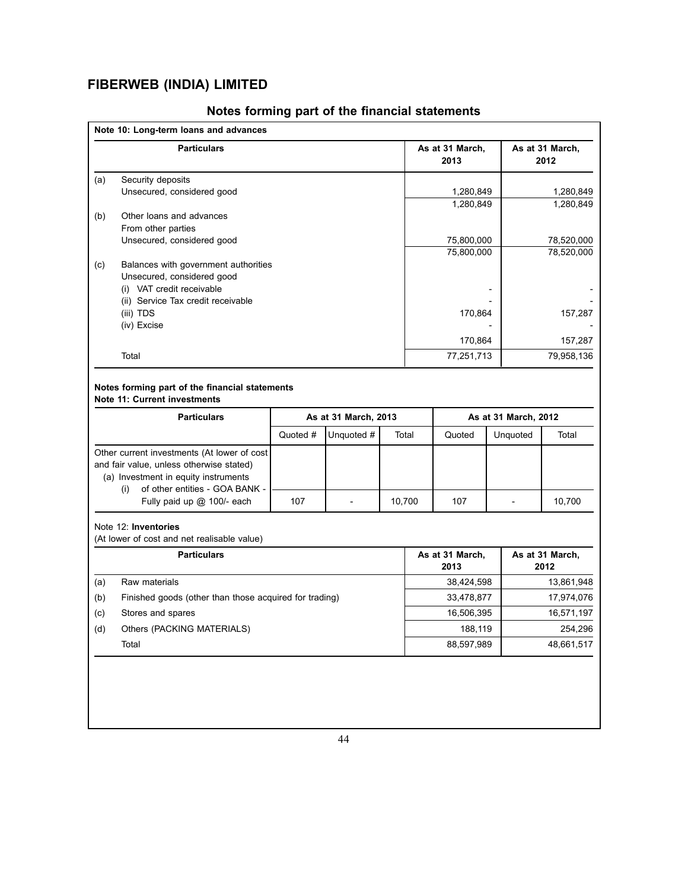# FIBERWEB (INDIA) LIMITED

## Notes forming part of the financial statements

**Note 10: Long-term loans and advances**

| | Particulars | As at 31 March, 2013 | As at 31 March, 2012 |
|---|---|---|---|
| (a) | Security deposits | | |
| | Unsecured, considered good | 1,280,849 | 1,280,849 |
| | | 1,280,849 | 1,280,849 |
| (b) | Other loans and advances | | |
| | From other parties | | |
| | Unsecured, considered good | 75,800,000 | 78,520,000 |
| | | 75,800,000 | 78,520,000 |
| (c) | Balances with government authorities | | |
| | Unsecured, considered good | | |
| | (i) VAT credit receivable | - | - |
| | (ii) Service Tax credit receivable | - | - |
| | (iii) TDS | 170,864 | 157,287 |
| | (iv) Excise | - | - |
| | | 170,864 | 157,287 |
| | Total | 77,251,713 | 79,958,136 |

**Notes forming part of the financial statements**
**Note 11: Current investments**

| Particulars | As at 31 March, 2013 | | | As at 31 March, 2012 | | |
|---|---|---|---|---|---|---|
| | Quoted # | Unquoted # | Total | Quoted | Unquoted | Total |
| Other current investments (At lower of cost and fair value, unless otherwise stated) (a) Investment in equity instruments (i) of other entities - GOA BANK - Fully paid up @ 100/- each | 107 | - | 10,700 | 107 | - | 10,700 |

Note 12: **Inventories**
(At lower of cost and net realisable value)

| | Particulars | As at 31 March, 2013 | As at 31 March, 2012 |
|---|---|---|---|
| (a) | Raw materials | 38,424,598 | 13,861,948 |
| (b) | Finished goods (other than those acquired for trading) | 33,478,877 | 17,974,076 |
| (c) | Stores and spares | 16,506,395 | 16,571,197 |
| (d) | Others (PACKING MATERIALS) | 188,119 | 254,296 |
| | Total | 88,597,989 | 48,661,517 |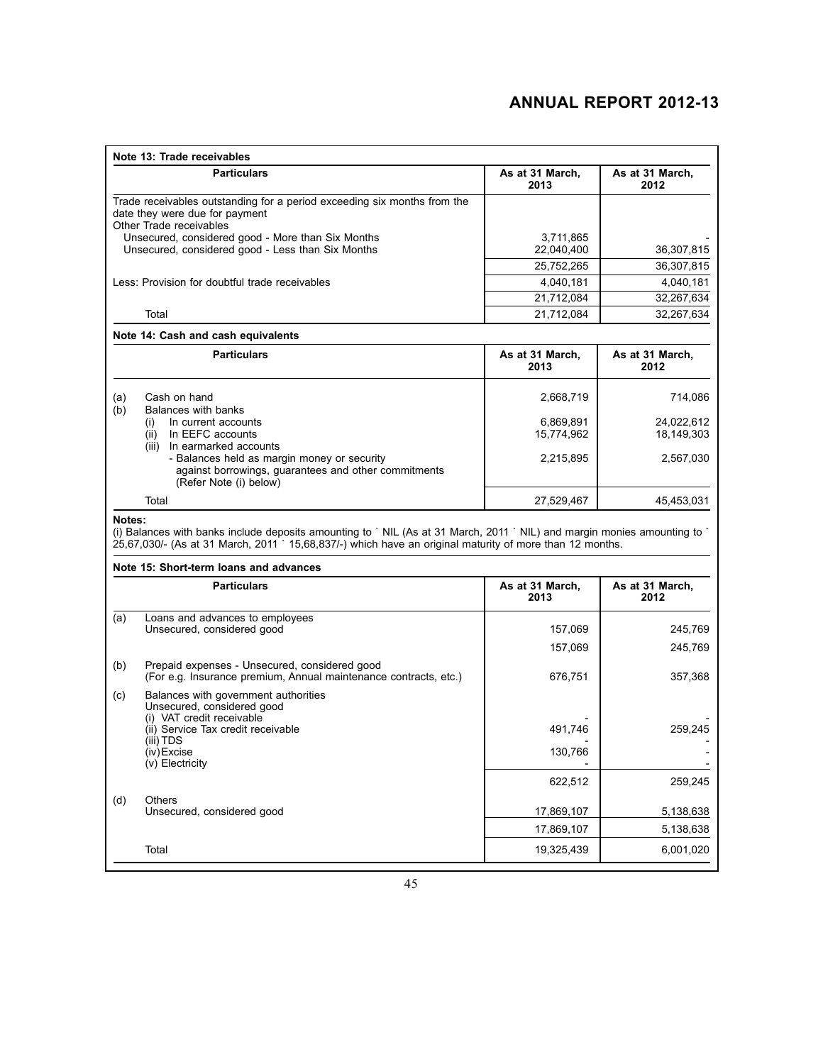**Note 13: Trade receivables**

| Particulars | As at 31 March, 2013 | As at 31 March, 2012 |
|---|---|---|
| Trade receivables outstanding for a period exceeding six months from the date they were due for payment | | |
| Other Trade receivables | | |
| Unsecured, considered good - More than Six Months | 3,711,865 | - |
| Unsecured, considered good - Less than Six Months | 22,040,400 | 36,307,815 |
| | 25,752,265 | 36,307,815 |
| Less: Provision for doubtful trade receivables | 4,040,181 | 4,040,181 |
| | 21,712,084 | 32,267,634 |
| Total | 21,712,084 | 32,267,634 |

**Note 14: Cash and cash equivalents**

| Particulars | As at 31 March, 2013 | As at 31 March, 2012 |
|---|---|---|
| (a) Cash on hand | 2,668,719 | 714,086 |
| (b) Balances with banks | | |
| (i) In current accounts | 6,869,891 | 24,022,612 |
| (ii) In EEFC accounts | 15,774,962 | 18,149,303 |
| (iii) In earmarked accounts | | |
| - Balances held as margin money or security against borrowings, guarantees and other commitments (Refer Note (i) below) | 2,215,895 | 2,567,030 |
| Total | 27,529,467 | 45,453,031 |

**Notes:**

(i) Balances with banks include deposits amounting to ` NIL (As at 31 March, 2011 ` NIL) and margin monies amounting to ` 25,67,030/- (As at 31 March, 2011 ` 15,68,837/-) which have an original maturity of more than 12 months.

**Note 15: Short-term loans and advances**

| Particulars | As at 31 March, 2013 | As at 31 March, 2012 |
|---|---|---|
| (a) Loans and advances to employees | | |
| Unsecured, considered good | 157,069 | 245,769 |
| | 157,069 | 245,769 |
| (b) Prepaid expenses - Unsecured, considered good (For e.g. Insurance premium, Annual maintenance contracts, etc.) | 676,751 | 357,368 |
| (c) Balances with government authorities | | |
| Unsecured, considered good | | |
| (i) VAT credit receivable | - | - |
| (ii) Service Tax credit receivable | 491,746 | 259,245 |
| (iii) TDS | - | - |
| (iv) Excise | 130,766 | - |
| (v) Electricity | - | - |
| | 622,512 | 259,245 |
| (d) Others | | |
| Unsecured, considered good | 17,869,107 | 5,138,638 |
| | 17,869,107 | 5,138,638 |
| Total | 19,325,439 | 6,001,020 |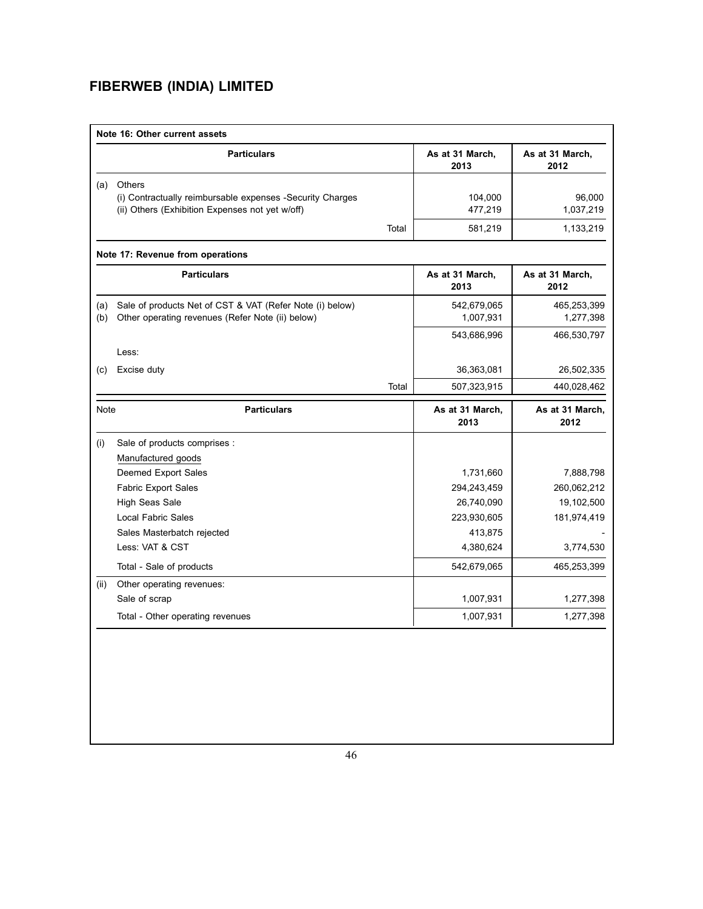# FIBERWEB (INDIA) LIMITED

**Note 16: Other current assets**

| | Particulars | As at 31 March, 2013 | As at 31 March, 2012 |
|---|---|---|---|
| (a) | Others | | |
| | (i) Contractually reimbursable expenses -Security Charges | 104,000 | 96,000 |
| | (ii) Others (Exhibition Expenses not yet w/off) | 477,219 | 1,037,219 |
| | Total | 581,219 | 1,133,219 |

**Note 17: Revenue from operations**

| | Particulars | As at 31 March, 2013 | As at 31 March, 2012 |
|---|---|---|---|
| (a) | Sale of products Net of CST & VAT (Refer Note (i) below) | 542,679,065 | 465,253,399 |
| (b) | Other operating revenues (Refer Note (ii) below) | 1,007,931 | 1,277,398 |
| | | 543,686,996 | 466,530,797 |
| | Less: | | |
| (c) | Excise duty | 36,363,081 | 26,502,335 |
| | Total | 507,323,915 | 440,028,462 |

| Note | Particulars | As at 31 March, 2013 | As at 31 March, 2012 |
|---|---|---|---|
| (i) | Sale of products comprises : | | |
| | Manufactured goods | | |
| | Deemed Export Sales | 1,731,660 | 7,888,798 |
| | Fabric Export Sales | 294,243,459 | 260,062,212 |
| | High Seas Sale | 26,740,090 | 19,102,500 |
| | Local Fabric Sales | 223,930,605 | 181,974,419 |
| | Sales Masterbatch rejected | 413,875 | - |
| | Less: VAT & CST | 4,380,624 | 3,774,530 |
| | Total - Sale of products | 542,679,065 | 465,253,399 |
| (ii) | Other operating revenues: | | |
| | Sale of scrap | 1,007,931 | 1,277,398 |
| | Total - Other operating revenues | 1,007,931 | 1,277,398 |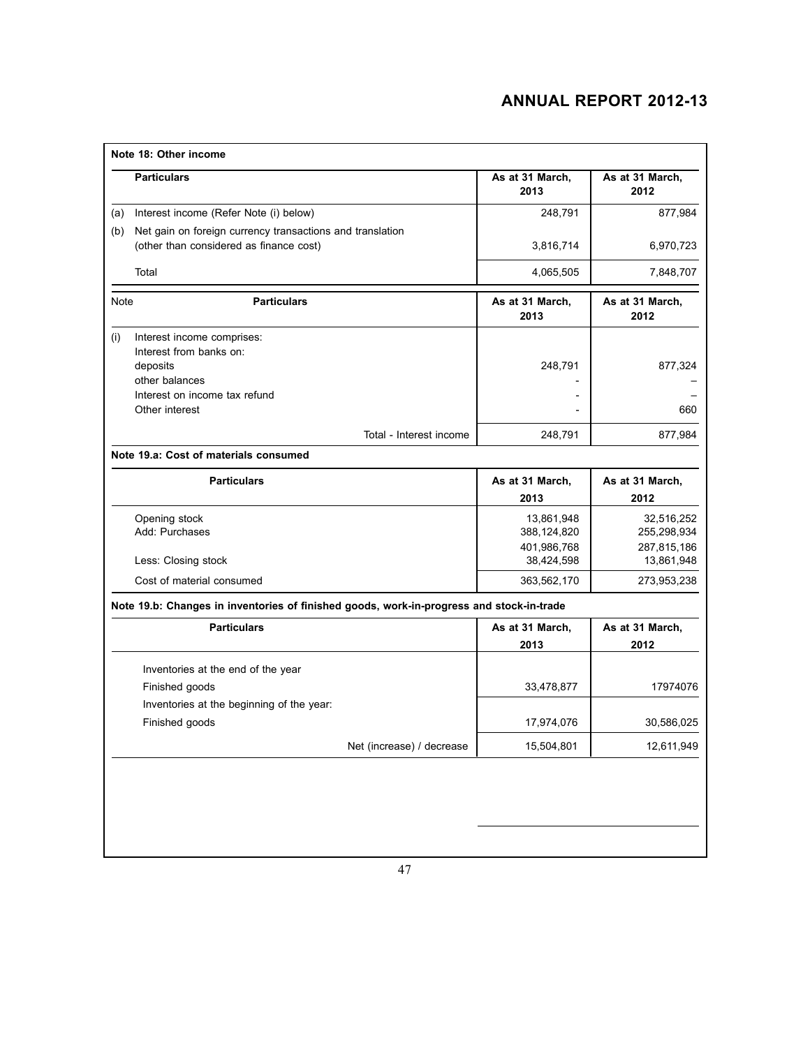### Note 18: Other income

| | Particulars | As at 31 March, 2013 | As at 31 March, 2012 |
|---|---|---|---|
| (a) | Interest income (Refer Note (i) below) | 248,791 | 877,984 |
| (b) | Net gain on foreign currency transactions and translation (other than considered as finance cost) | 3,816,714 | 6,970,723 |
| | Total | 4,065,505 | 7,848,707 |

| Note | Particulars | As at 31 March, 2013 | As at 31 March, 2012 |
|---|---|---|---|
| (i) | Interest income comprises: | | |
| | Interest from banks on: | | |
| | deposits | 248,791 | 877,324 |
| | other balances | - | – |
| | Interest on income tax refund | - | – |
| | Other interest | - | 660 |
| | Total - Interest income | 248,791 | 877,984 |

### Note 19.a: Cost of materials consumed

| Particulars | As at 31 March, 2013 | As at 31 March, 2012 |
|---|---|---|
| Opening stock | 13,861,948 | 32,516,252 |
| Add: Purchases | 388,124,820 | 255,298,934 |
| | 401,986,768 | 287,815,186 |
| Less: Closing stock | 38,424,598 | 13,861,948 |
| Cost of material consumed | 363,562,170 | 273,953,238 |

### Note 19.b: Changes in inventories of finished goods, work-in-progress and stock-in-trade

| Particulars | As at 31 March, 2013 | As at 31 March, 2012 |
|---|---|---|
| Inventories at the end of the year | | |
| Finished goods | 33,478,877 | 17974076 |
| Inventories at the beginning of the year: | | |
| Finished goods | 17,974,076 | 30,586,025 |
| Net (increase) / decrease | 15,504,801 | 12,611,949 |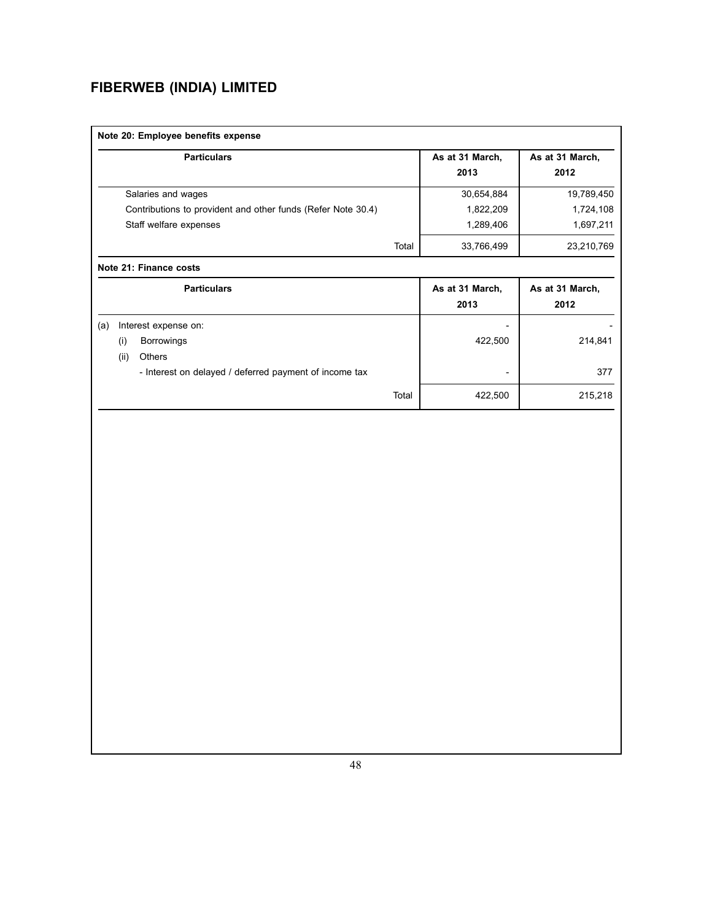# FIBERWEB (INDIA) LIMITED

**Note 20: Employee benefits expense**

| Particulars | As at 31 March, 2013 | As at 31 March, 2012 |
|---|---|---|
| Salaries and wages | 30,654,884 | 19,789,450 |
| Contributions to provident and other funds (Refer Note 30.4) | 1,822,209 | 1,724,108 |
| Staff welfare expenses | 1,289,406 | 1,697,211 |
| Total | 33,766,499 | 23,210,769 |

**Note 21: Finance costs**

| Particulars | As at 31 March, 2013 | As at 31 March, 2012 |
|---|---|---|
| (a) Interest expense on: | - | - |
| (i) Borrowings | 422,500 | 214,841 |
| (ii) Others | | |
| - Interest on delayed / deferred payment of income tax | - | 377 |
| Total | 422,500 | 215,218 |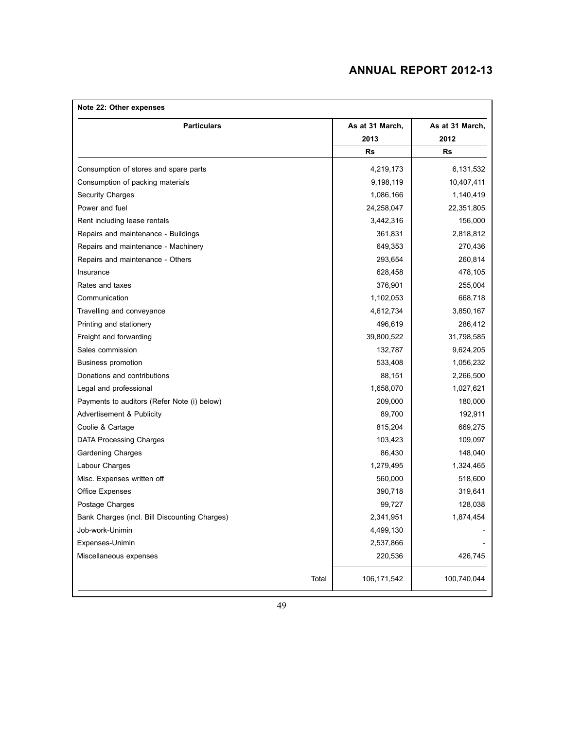**Note 22: Other expenses**

| Particulars | As at 31 March, 2013 | As at 31 March, 2012 |
|---|---|---|
| | Rs | Rs |
| Consumption of stores and spare parts | 4,219,173 | 6,131,532 |
| Consumption of packing materials | 9,198,119 | 10,407,411 |
| Security Charges | 1,086,166 | 1,140,419 |
| Power and fuel | 24,258,047 | 22,351,805 |
| Rent including lease rentals | 3,442,316 | 156,000 |
| Repairs and maintenance - Buildings | 361,831 | 2,818,812 |
| Repairs and maintenance - Machinery | 649,353 | 270,436 |
| Repairs and maintenance - Others | 293,654 | 260,814 |
| Insurance | 628,458 | 478,105 |
| Rates and taxes | 376,901 | 255,004 |
| Communication | 1,102,053 | 668,718 |
| Travelling and conveyance | 4,612,734 | 3,850,167 |
| Printing and stationery | 496,619 | 286,412 |
| Freight and forwarding | 39,800,522 | 31,798,585 |
| Sales commission | 132,787 | 9,624,205 |
| Business promotion | 533,408 | 1,056,232 |
| Donations and contributions | 88,151 | 2,266,500 |
| Legal and professional | 1,658,070 | 1,027,621 |
| Payments to auditors (Refer Note (i) below) | 209,000 | 180,000 |
| Advertisement & Publicity | 89,700 | 192,911 |
| Coolie & Cartage | 815,204 | 669,275 |
| DATA Processing Charges | 103,423 | 109,097 |
| Gardening Charges | 86,430 | 148,040 |
| Labour Charges | 1,279,495 | 1,324,465 |
| Misc. Expenses written off | 560,000 | 518,600 |
| Office Expenses | 390,718 | 319,641 |
| Postage Charges | 99,727 | 128,038 |
| Bank Charges (incl. Bill Discounting Charges) | 2,341,951 | 1,874,454 |
| Job-work-Unimin | 4,499,130 | - |
| Expenses-Unimin | 2,537,866 | - |
| Miscellaneous expenses | 220,536 | 426,745 |
| Total | 106,171,542 | 100,740,044 |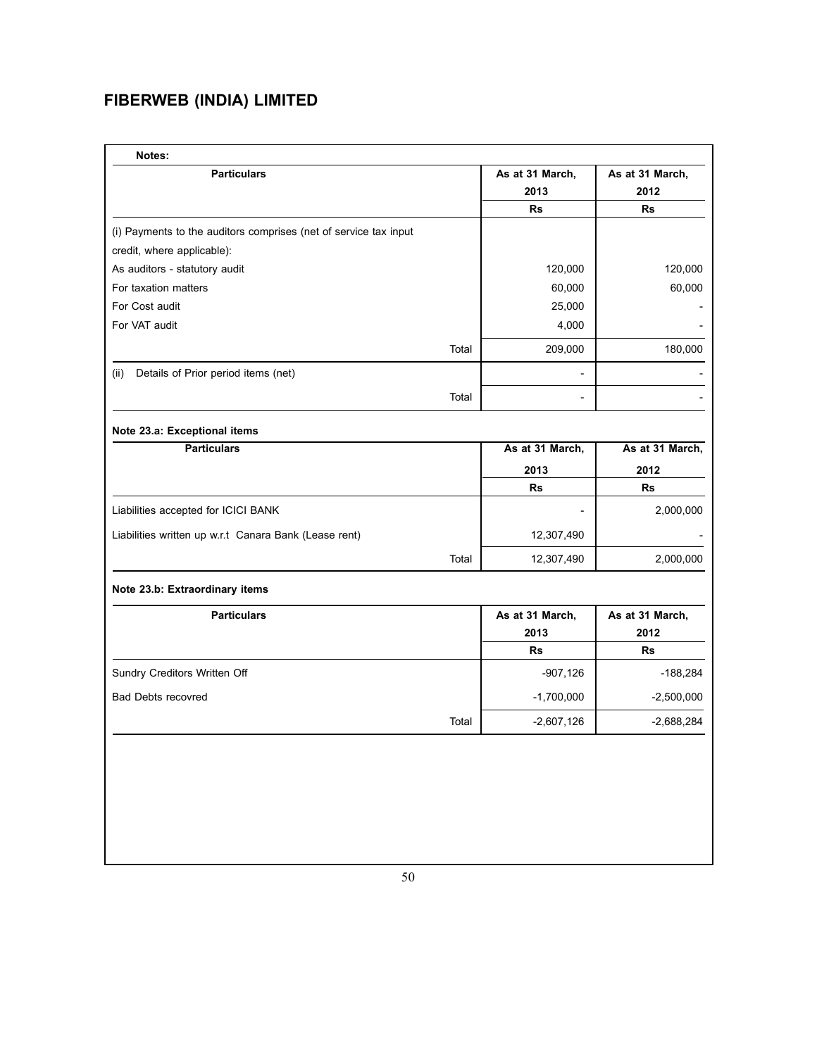# FIBERWEB (INDIA) LIMITED

**Notes:**

| Particulars | As at 31 March, 2013 | As at 31 March, 2012 |
|---|---|---|
| | Rs | Rs |
| (i) Payments to the auditors comprises (net of service tax input credit, where applicable): | | |
| As auditors - statutory audit | 120,000 | 120,000 |
| For taxation matters | 60,000 | 60,000 |
| For Cost audit | 25,000 | - |
| For VAT audit | 4,000 | - |
| Total | 209,000 | 180,000 |
| (ii) Details of Prior period items (net) | - | - |
| Total | - | - |

**Note 23.a: Exceptional items**

| Particulars | As at 31 March, 2013 | As at 31 March, 2012 |
|---|---|---|
| | Rs | Rs |
| Liabilities accepted for ICICI BANK | - | 2,000,000 |
| Liabilities written up w.r.t Canara Bank (Lease rent) | 12,307,490 | - |
| Total | 12,307,490 | 2,000,000 |

**Note 23.b: Extraordinary items**

| Particulars | As at 31 March, 2013 | As at 31 March, 2012 |
|---|---|---|
| | Rs | Rs |
| Sundry Creditors Written Off | -907,126 | -188,284 |
| Bad Debts recovred | -1,700,000 | -2,500,000 |
| Total | -2,607,126 | -2,688,284 |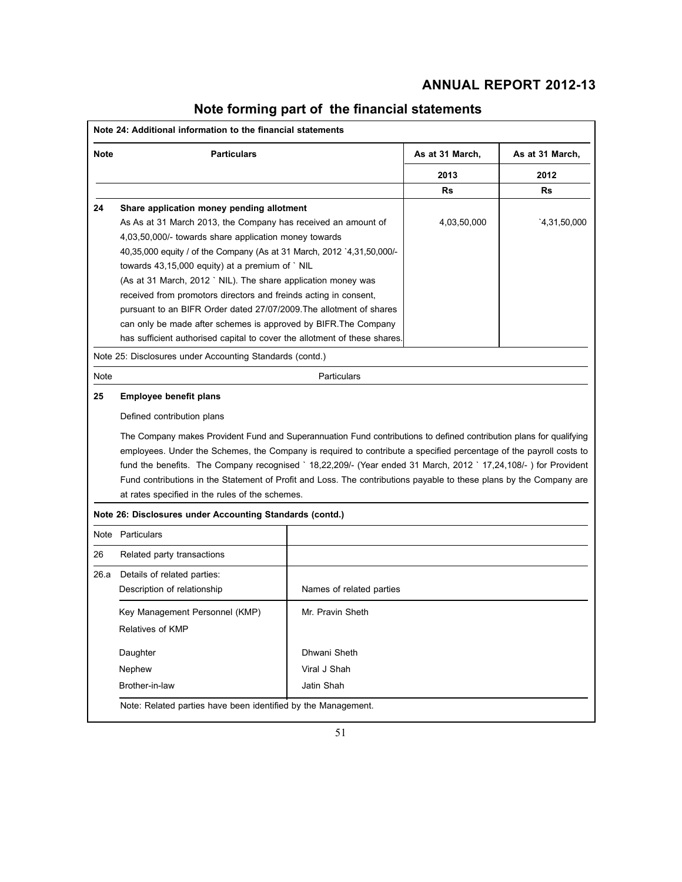# Note forming part of the financial statements

**Note 24: Additional information to the financial statements**

| Note | Particulars | As at 31 March, 2013 Rs | As at 31 March, 2012 Rs |
|---|---|---|---|
| **24** | **Share application money pending allotment** As As at 31 March 2013, the Company has received an amount of 4,03,50,000/- towards share application money towards 40,35,000 equity / of the Company (As at 31 March, 2012 `4,31,50,000/- towards 43,15,000 equity) at a premium of ` NIL (As at 31 March, 2012 ` NIL). The share application money was received from promotors directors and freinds acting in consent, pursuant to an BIFR Order dated 27/07/2009.The allotment of shares can only be made after schemes is approved by BIFR.The Company has sufficient authorised capital to cover the allotment of these shares. | 4,03,50,000 | `4,31,50,000 |

Note 25: Disclosures under Accounting Standards (contd.)

| Note | Particulars |
|---|---|
| **25** | **Employee benefit plans** |

Defined contribution plans

The Company makes Provident Fund and Superannuation Fund contributions to defined contribution plans for qualifying employees. Under the Schemes, the Company is required to contribute a specified percentage of the payroll costs to fund the benefits. The Company recognised ` 18,22,209/- (Year ended 31 March, 2012 ` 17,24,108/- ) for Provident Fund contributions in the Statement of Profit and Loss. The contributions payable to these plans by the Company are at rates specified in the rules of the schemes.

**Note 26: Disclosures under Accounting Standards (contd.)**

| Note | Particulars | |
|---|---|---|
| 26 | Related party transactions | |
| 26.a | Details of related parties: Description of relationship | Names of related parties |
| | Key Management Personnel (KMP) | Mr. Pravin Sheth |
| | Relatives of KMP | |
| | Daughter | Dhwani Sheth |
| | Nephew | Viral J Shah |
| | Brother-in-law | Jatin Shah |

Note: Related parties have been identified by the Management.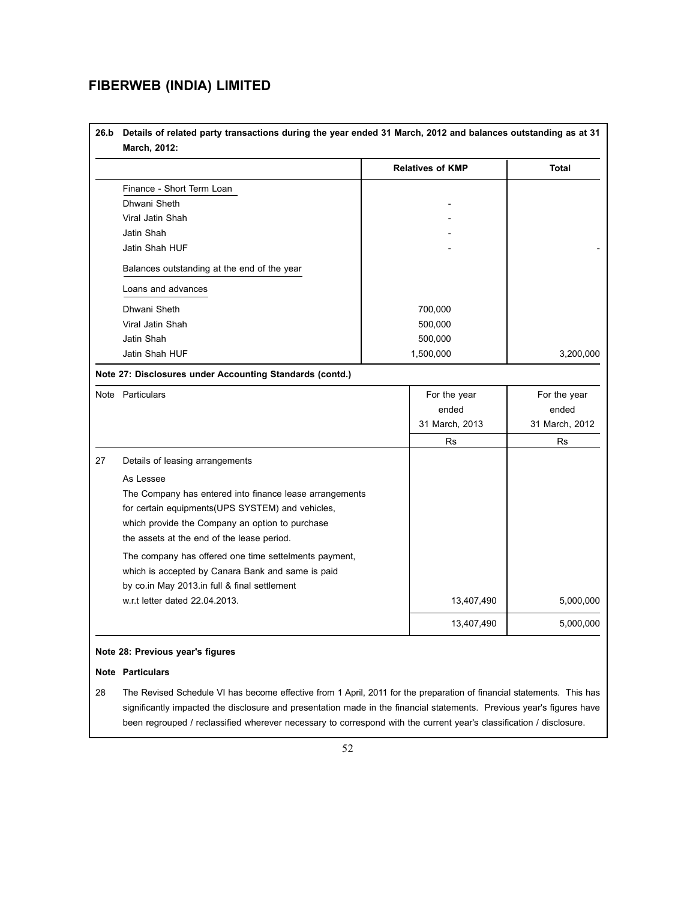**26.b Details of related party transactions during the year ended 31 March, 2012 and balances outstanding as at 31 March, 2012:**

| | Relatives of KMP | Total |
|---|---|---|
| Finance - Short Term Loan | | |
| Dhwani Sheth | - | |
| Viral Jatin Shah | - | |
| Jatin Shah | - | |
| Jatin Shah HUF | - | - |
| Balances outstanding at the end of the year | | |
| Loans and advances | | |
| Dhwani Sheth | 700,000 | |
| Viral Jatin Shah | 500,000 | |
| Jatin Shah | 500,000 | |
| Jatin Shah HUF | 1,500,000 | 3,200,000 |

**Note 27: Disclosures under Accounting Standards (contd.)**

| Note | Particulars | For the year ended 31 March, 2013 | For the year ended 31 March, 2012 |
|---|---|---|---|
| | | Rs | Rs |
| 27 | Details of leasing arrangements | | |
| | As Lessee<br>The Company has entered into finance lease arrangements for certain equipments(UPS SYSTEM) and vehicles, which provide the Company an option to purchase the assets at the end of the lease period. | | |
| | The company has offered one time settelments payment, which is accepted by Canara Bank and same is paid by co.in May 2013.in full & final settlement w.r.t letter dated 22.04.2013. | 13,407,490 | 5,000,000 |
| | | 13,407,490 | 5,000,000 |

**Note 28: Previous year's figures**

| Note | Particulars |
|---|---|
| 28 | The Revised Schedule VI has become effective from 1 April, 2011 for the preparation of financial statements. This has significantly impacted the disclosure and presentation made in the financial statements. Previous year's figures have been regrouped / reclassified wherever necessary to correspond with the current year's classification / disclosure. |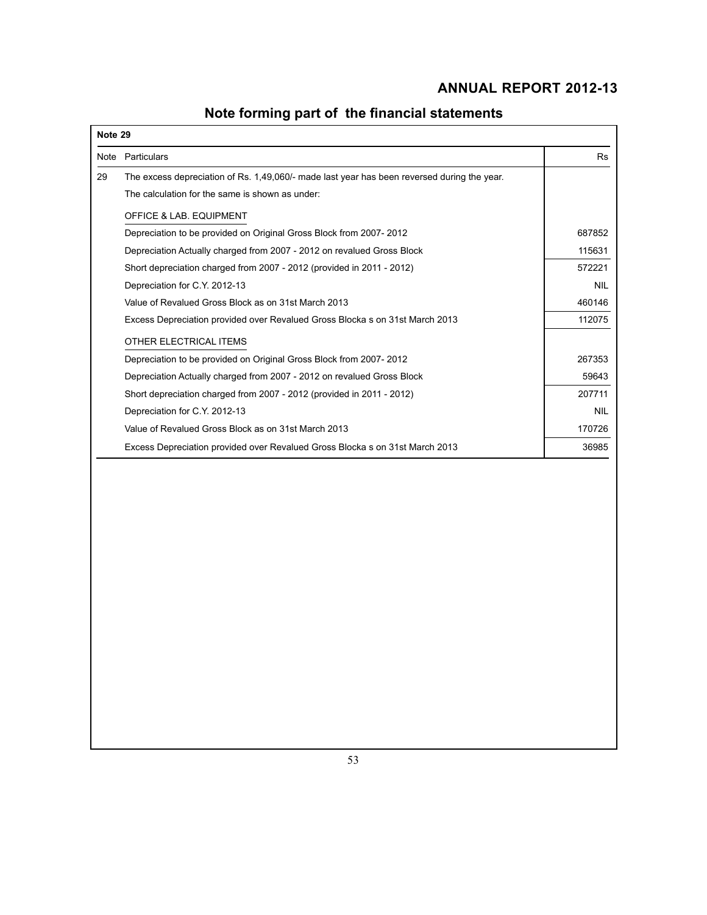# Note forming part of the financial statements

**Note 29**

| Note | Particulars | Rs |
|---|---|---|
| 29 | The excess depreciation of Rs. 1,49,060/- made last year has been reversed during the year. | |
| | The calculation for the same is shown as under: | |
| | OFFICE & LAB. EQUIPMENT | |
| | Depreciation to be provided on Original Gross Block from 2007- 2012 | 687852 |
| | Depreciation Actually charged from 2007 - 2012 on revalued Gross Block | 115631 |
| | Short depreciation charged from 2007 - 2012 (provided in 2011 - 2012) | 572221 |
| | Depreciation for C.Y. 2012-13 | NIL |
| | Value of Revalued Gross Block as on 31st March 2013 | 460146 |
| | Excess Depreciation provided over Revalued Gross Blocka s on 31st March 2013 | 112075 |
| | OTHER ELECTRICAL ITEMS | |
| | Depreciation to be provided on Original Gross Block from 2007- 2012 | 267353 |
| | Depreciation Actually charged from 2007 - 2012 on revalued Gross Block | 59643 |
| | Short depreciation charged from 2007 - 2012 (provided in 2011 - 2012) | 207711 |
| | Depreciation for C.Y. 2012-13 | NIL |
| | Value of Revalued Gross Block as on 31st March 2013 | 170726 |
| | Excess Depreciation provided over Revalued Gross Blocka s on 31st March 2013 | 36985 |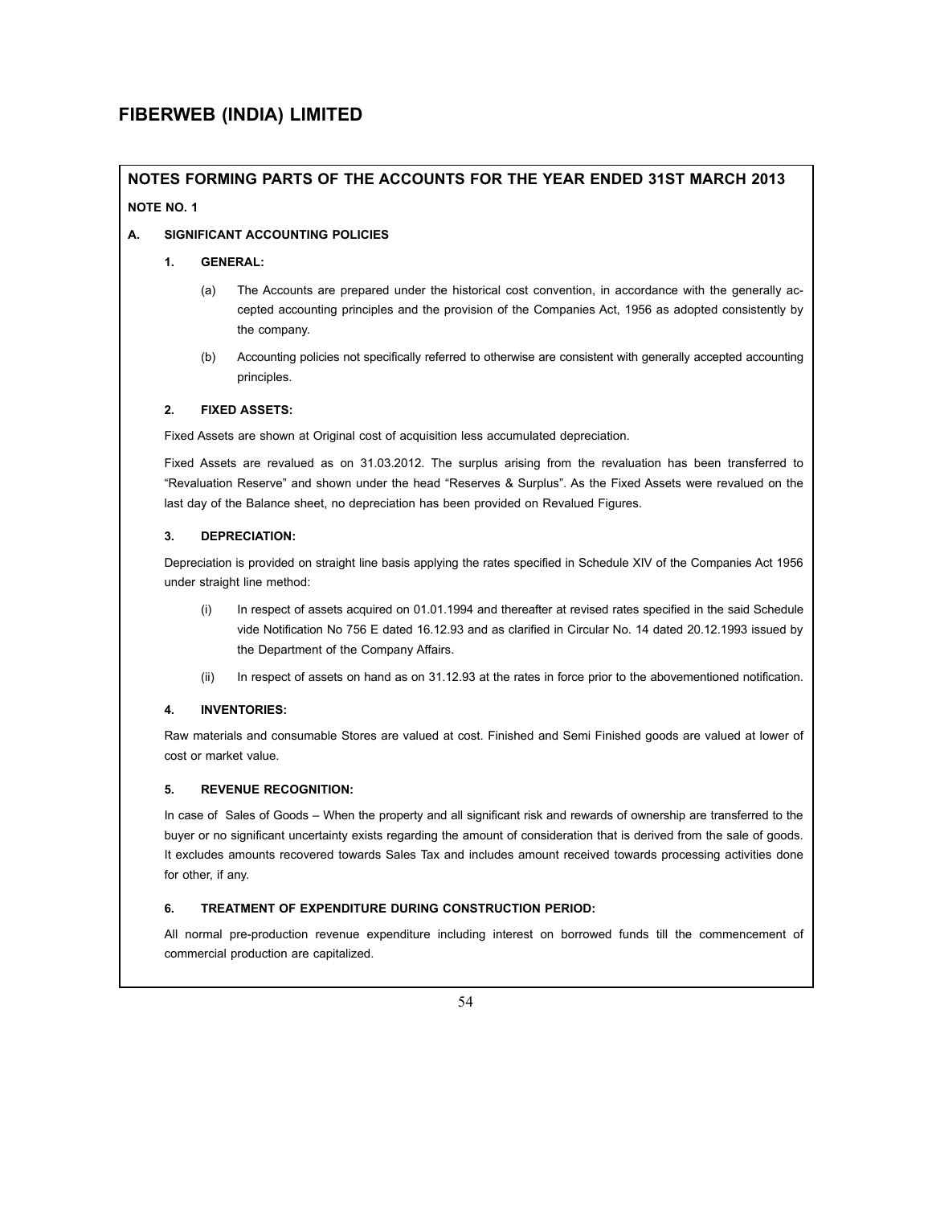# FIBERWEB (INDIA) LIMITED

## NOTES FORMING PARTS OF THE ACCOUNTS FOR THE YEAR ENDED 31ST MARCH 2013

**NOTE NO. 1**

**A. SIGNIFICANT ACCOUNTING POLICIES**

**1. GENERAL:**

(a) The Accounts are prepared under the historical cost convention, in accordance with the generally accepted accounting principles and the provision of the Companies Act, 1956 as adopted consistently by the company.

(b) Accounting policies not specifically referred to otherwise are consistent with generally accepted accounting principles.

**2. FIXED ASSETS:**

Fixed Assets are shown at Original cost of acquisition less accumulated depreciation.

Fixed Assets are revalued as on 31.03.2012. The surplus arising from the revaluation has been transferred to "Revaluation Reserve" and shown under the head "Reserves & Surplus". As the Fixed Assets were revalued on the last day of the Balance sheet, no depreciation has been provided on Revalued Figures.

**3. DEPRECIATION:**

Depreciation is provided on straight line basis applying the rates specified in Schedule XIV of the Companies Act 1956 under straight line method:

(i) In respect of assets acquired on 01.01.1994 and thereafter at revised rates specified in the said Schedule vide Notification No 756 E dated 16.12.93 and as clarified in Circular No. 14 dated 20.12.1993 issued by the Department of the Company Affairs.

(ii) In respect of assets on hand as on 31.12.93 at the rates in force prior to the abovementioned notification.

**4. INVENTORIES:**

Raw materials and consumable Stores are valued at cost. Finished and Semi Finished goods are valued at lower of cost or market value.

**5. REVENUE RECOGNITION:**

In case of Sales of Goods – When the property and all significant risk and rewards of ownership are transferred to the buyer or no significant uncertainty exists regarding the amount of consideration that is derived from the sale of goods. It excludes amounts recovered towards Sales Tax and includes amount received towards processing activities done for other, if any.

**6. TREATMENT OF EXPENDITURE DURING CONSTRUCTION PERIOD:**

All normal pre-production revenue expenditure including interest on borrowed funds till the commencement of commercial production are capitalized.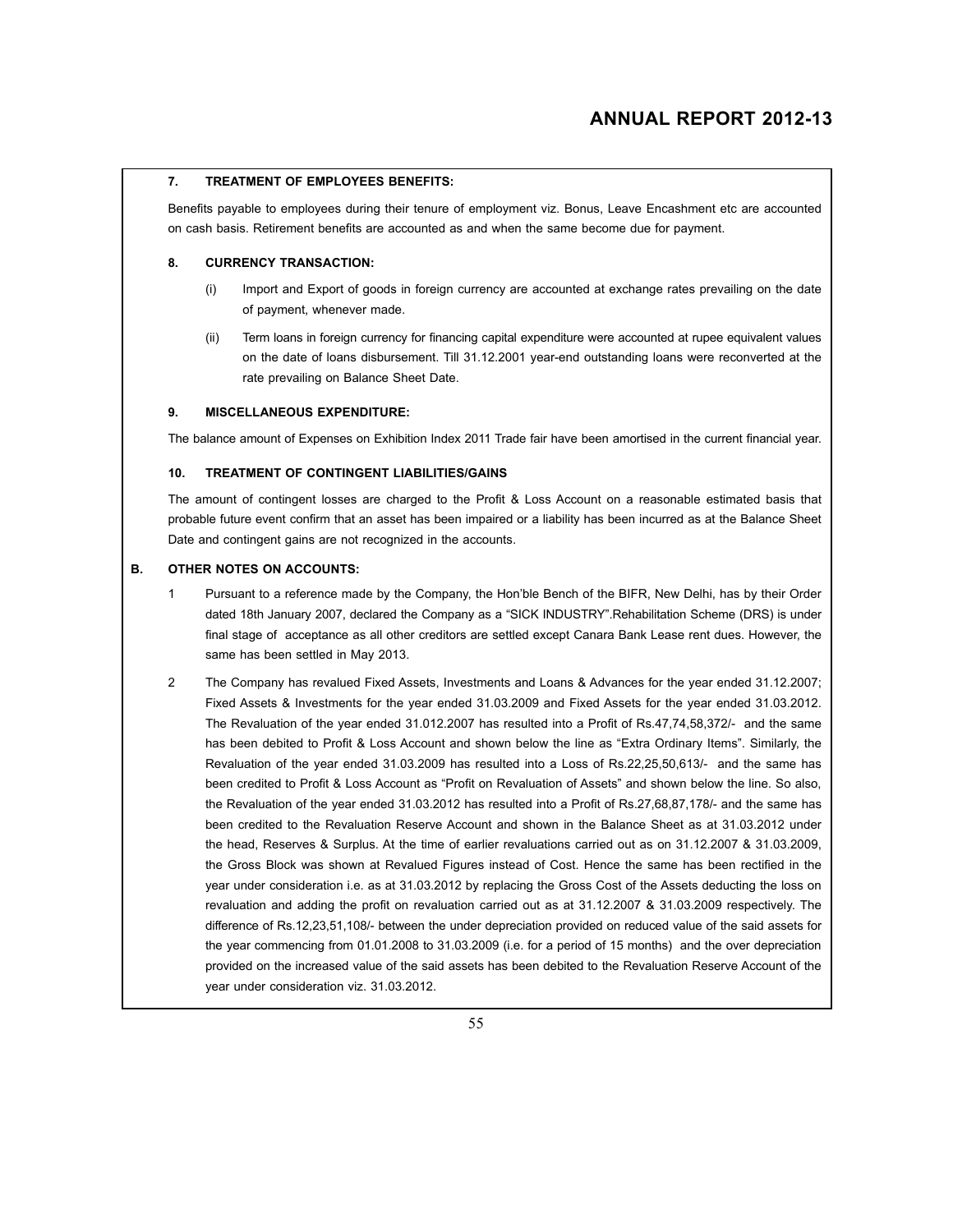### 7. TREATMENT OF EMPLOYEES BENEFITS:

Benefits payable to employees during their tenure of employment viz. Bonus, Leave Encashment etc are accounted on cash basis. Retirement benefits are accounted as and when the same become due for payment.

### 8. CURRENCY TRANSACTION:

(i) Import and Export of goods in foreign currency are accounted at exchange rates prevailing on the date of payment, whenever made.

(ii) Term loans in foreign currency for financing capital expenditure were accounted at rupee equivalent values on the date of loans disbursement. Till 31.12.2001 year-end outstanding loans were reconverted at the rate prevailing on Balance Sheet Date.

### 9. MISCELLANEOUS EXPENDITURE:

The balance amount of Expenses on Exhibition Index 2011 Trade fair have been amortised in the current financial year.

### 10. TREATMENT OF CONTINGENT LIABILITIES/GAINS

The amount of contingent losses are charged to the Profit & Loss Account on a reasonable estimated basis that probable future event confirm that an asset has been impaired or a liability has been incurred as at the Balance Sheet Date and contingent gains are not recognized in the accounts.

## B. OTHER NOTES ON ACCOUNTS:

1 Pursuant to a reference made by the Company, the Hon'ble Bench of the BIFR, New Delhi, has by their Order dated 18th January 2007, declared the Company as a "SICK INDUSTRY".Rehabilitation Scheme (DRS) is under final stage of acceptance as all other creditors are settled except Canara Bank Lease rent dues. However, the same has been settled in May 2013.

2 The Company has revalued Fixed Assets, Investments and Loans & Advances for the year ended 31.12.2007; Fixed Assets & Investments for the year ended 31.03.2009 and Fixed Assets for the year ended 31.03.2012. The Revaluation of the year ended 31.012.2007 has resulted into a Profit of Rs.47,74,58,372/- and the same has been debited to Profit & Loss Account and shown below the line as "Extra Ordinary Items". Similarly, the Revaluation of the year ended 31.03.2009 has resulted into a Loss of Rs.22,25,50,613/- and the same has been credited to Profit & Loss Account as "Profit on Revaluation of Assets" and shown below the line. So also, the Revaluation of the year ended 31.03.2012 has resulted into a Profit of Rs.27,68,87,178/- and the same has been credited to the Revaluation Reserve Account and shown in the Balance Sheet as at 31.03.2012 under the head, Reserves & Surplus. At the time of earlier revaluations carried out as on 31.12.2007 & 31.03.2009, the Gross Block was shown at Revalued Figures instead of Cost. Hence the same has been rectified in the year under consideration i.e. as at 31.03.2012 by replacing the Gross Cost of the Assets deducting the loss on revaluation and adding the profit on revaluation carried out as at 31.12.2007 & 31.03.2009 respectively. The difference of Rs.12,23,51,108/- between the under depreciation provided on reduced value of the said assets for the year commencing from 01.01.2008 to 31.03.2009 (i.e. for a period of 15 months) and the over depreciation provided on the increased value of the said assets has been debited to the Revaluation Reserve Account of the year under consideration viz. 31.03.2012.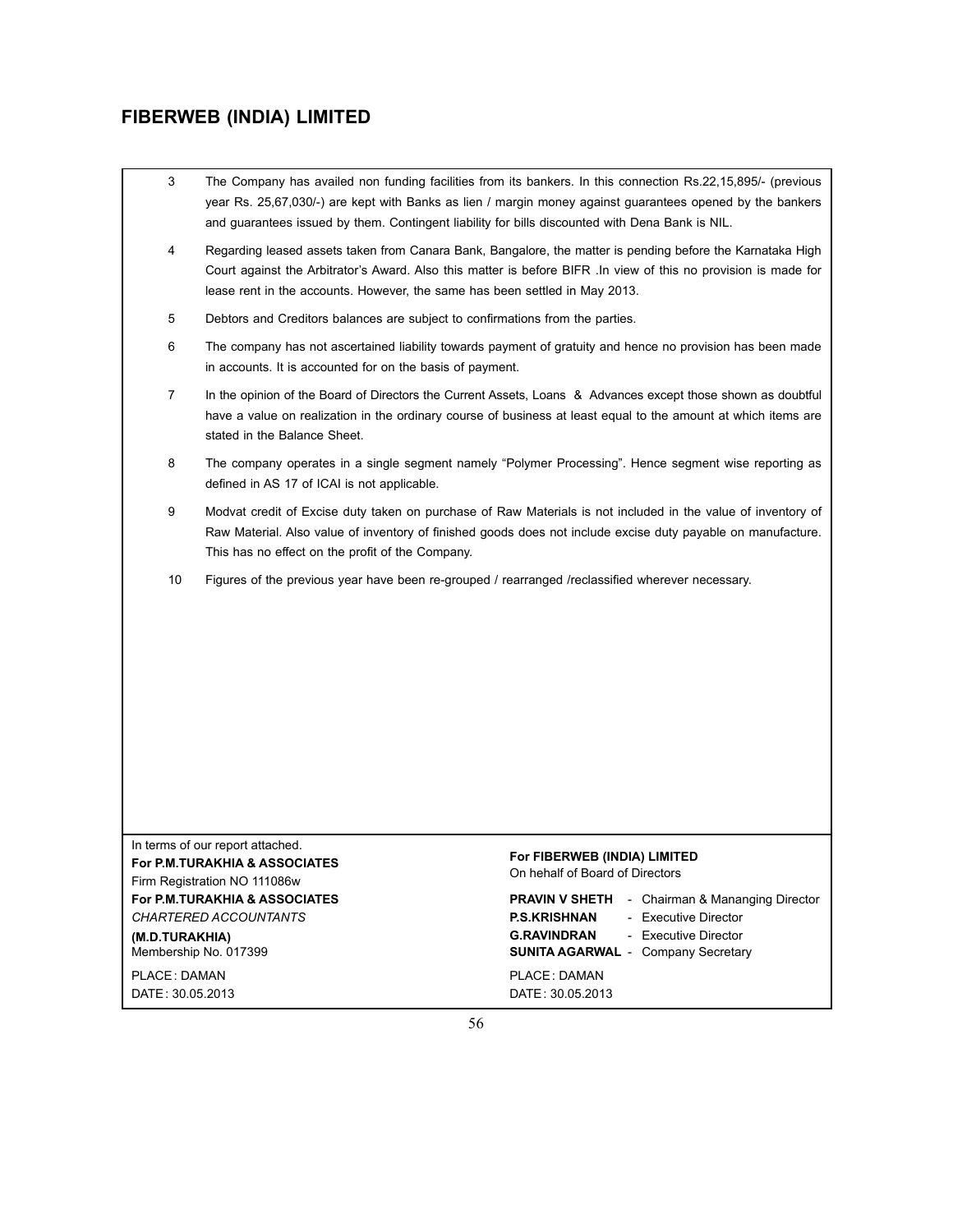3. The Company has availed non funding facilities from its bankers. In this connection Rs.22,15,895/- (previous year Rs. 25,67,030/-) are kept with Banks as lien / margin money against guarantees opened by the bankers and guarantees issued by them. Contingent liability for bills discounted with Dena Bank is NIL.

4. Regarding leased assets taken from Canara Bank, Bangalore, the matter is pending before the Karnataka High Court against the Arbitrator's Award. Also this matter is before BIFR .In view of this no provision is made for lease rent in the accounts. However, the same has been settled in May 2013.

5. Debtors and Creditors balances are subject to confirmations from the parties.

6. The company has not ascertained liability towards payment of gratuity and hence no provision has been made in accounts. It is accounted for on the basis of payment.

7. In the opinion of the Board of Directors the Current Assets, Loans & Advances except those shown as doubtful have a value on realization in the ordinary course of business at least equal to the amount at which items are stated in the Balance Sheet.

8. The company operates in a single segment namely "Polymer Processing". Hence segment wise reporting as defined in AS 17 of ICAI is not applicable.

9. Modvat credit of Excise duty taken on purchase of Raw Materials is not included in the value of inventory of Raw Material. Also value of inventory of finished goods does not include excise duty payable on manufacture. This has no effect on the profit of the Company.

10. Figures of the previous year have been re-grouped / rearranged /reclassified wherever necessary.

In terms of our report attached.
**For P.M.TURAKHIA & ASSOCIATES**
Firm Registration NO 111086w
**For P.M.TURAKHIA & ASSOCIATES**
*CHARTERED ACCOUNTANTS*
**(M.D.TURAKHIA)**
Membership No. 017399

PLACE : DAMAN
DATE : 30.05.2013

**For FIBERWEB (INDIA) LIMITED**
On hehalf of Board of Directors

**PRAVIN V SHETH** - Chairman & Mananging Director
**P.S.KRISHNAN** - Executive Director
**G.RAVINDRAN** - Executive Director
**SUNITA AGARWAL** - Company Secretary

PLACE : DAMAN
DATE : 30.05.2013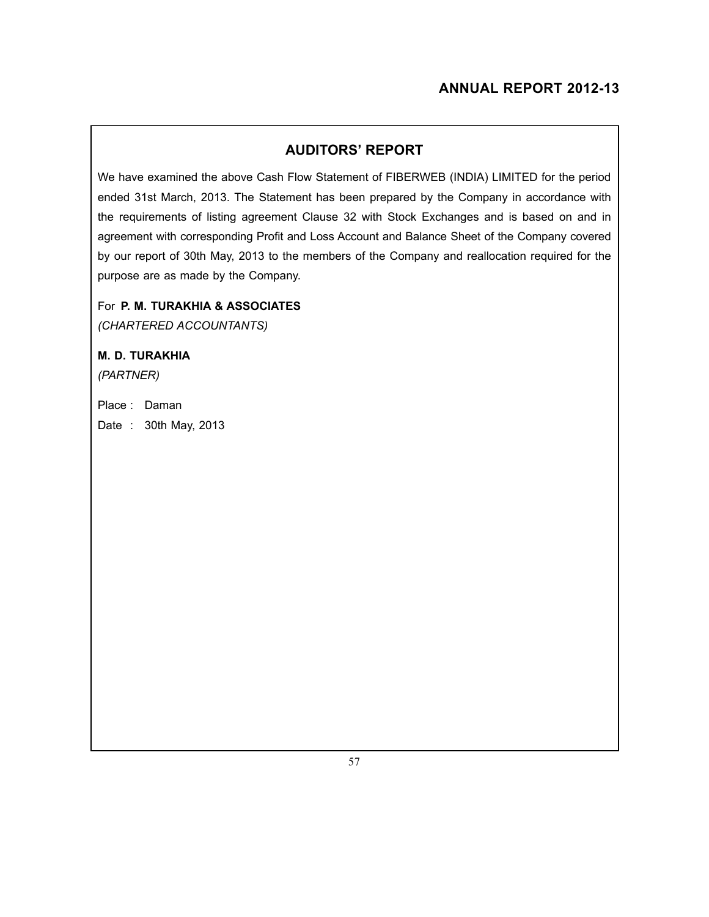## AUDITORS' REPORT

We have examined the above Cash Flow Statement of FIBERWEB (INDIA) LIMITED for the period ended 31st March, 2013. The Statement has been prepared by the Company in accordance with the requirements of listing agreement Clause 32 with Stock Exchanges and is based on and in agreement with corresponding Profit and Loss Account and Balance Sheet of the Company covered by our report of 30th May, 2013 to the members of the Company and reallocation required for the purpose are as made by the Company.

For **P. M. TURAKHIA & ASSOCIATES**
*(CHARTERED ACCOUNTANTS)*

**M. D. TURAKHIA**
*(PARTNER)*

Place : Daman
Date : 30th May, 2013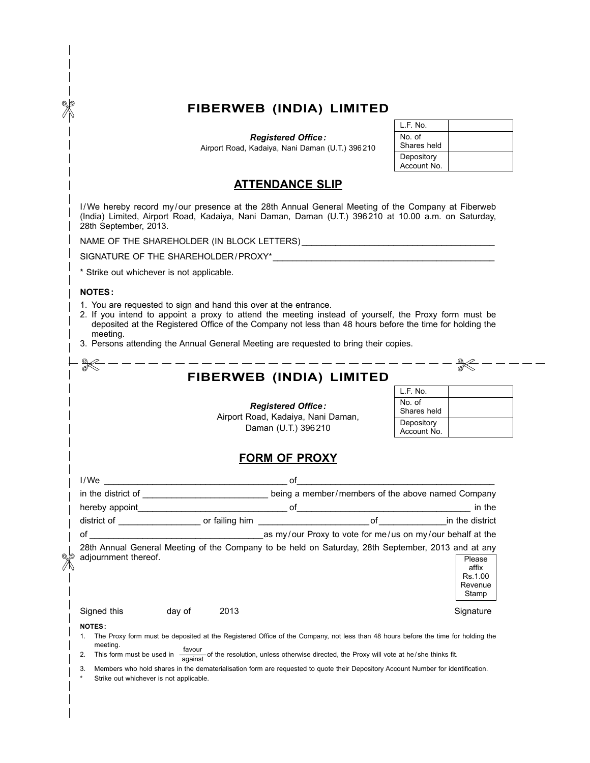# FIBERWEB (INDIA) LIMITED

***Registered Office:***
Airport Road, Kadaiya, Nani Daman (U.T.) 396210

| L.F. No. | |
|---|---|
| No. of Shares held | |
| Depository Account No. | |

## ATTENDANCE SLIP

I/We hereby record my/our presence at the 28th Annual General Meeting of the Company at Fiberweb (India) Limited, Airport Road, Kadaiya, Nani Daman, Daman (U.T.) 396210 at 10.00 a.m. on Saturday, 28th September, 2013.

NAME OF THE SHAREHOLDER (IN BLOCK LETTERS)_______________________________________

SIGNATURE OF THE SHAREHOLDER/PROXY*_____________________________________________

* Strike out whichever is not applicable.

**NOTES:**

1. You are requested to sign and hand this over at the entrance.
2. If you intend to appoint a proxy to attend the meeting instead of yourself, the Proxy form must be deposited at the Registered Office of the Company not less than 48 hours before the time for holding the meeting.
3. Persons attending the Annual General Meeting are requested to bring their copies.

---

# FIBERWEB (INDIA) LIMITED

***Registered Office:***
Airport Road, Kadaiya, Nani Daman,
Daman (U.T.) 396210

| L.F. No. | |
|---|---|
| No. of Shares held | |
| Depository Account No. | |

## FORM OF PROXY

I/We ____________________________________ of_______________________________________ in the district of _________________________ being a member/members of the above named Company hereby appoint______________________________ of___________________________________ in the district of ________________ or failing him ______________________of_____________in the district of ___________________________________as my/our Proxy to vote for me/us on my/our behalf at the 28th Annual General Meeting of the Company to be held on Saturday, 28th September, 2013 and at any adjournment thereof.

Please affix Rs.1.00 Revenue Stamp

Signed this day of 2013 Signature

**NOTES:**

1. The Proxy form must be deposited at the Registered Office of the Company, not less than 48 hours before the time for holding the meeting.
2. This form must be used in favour/against of the resolution, unless otherwise directed, the Proxy will vote at he/she thinks fit.
3. Members who hold shares in the dematerialisation form are requested to quote their Depository Account Number for identification.

\* Strike out whichever is not applicable.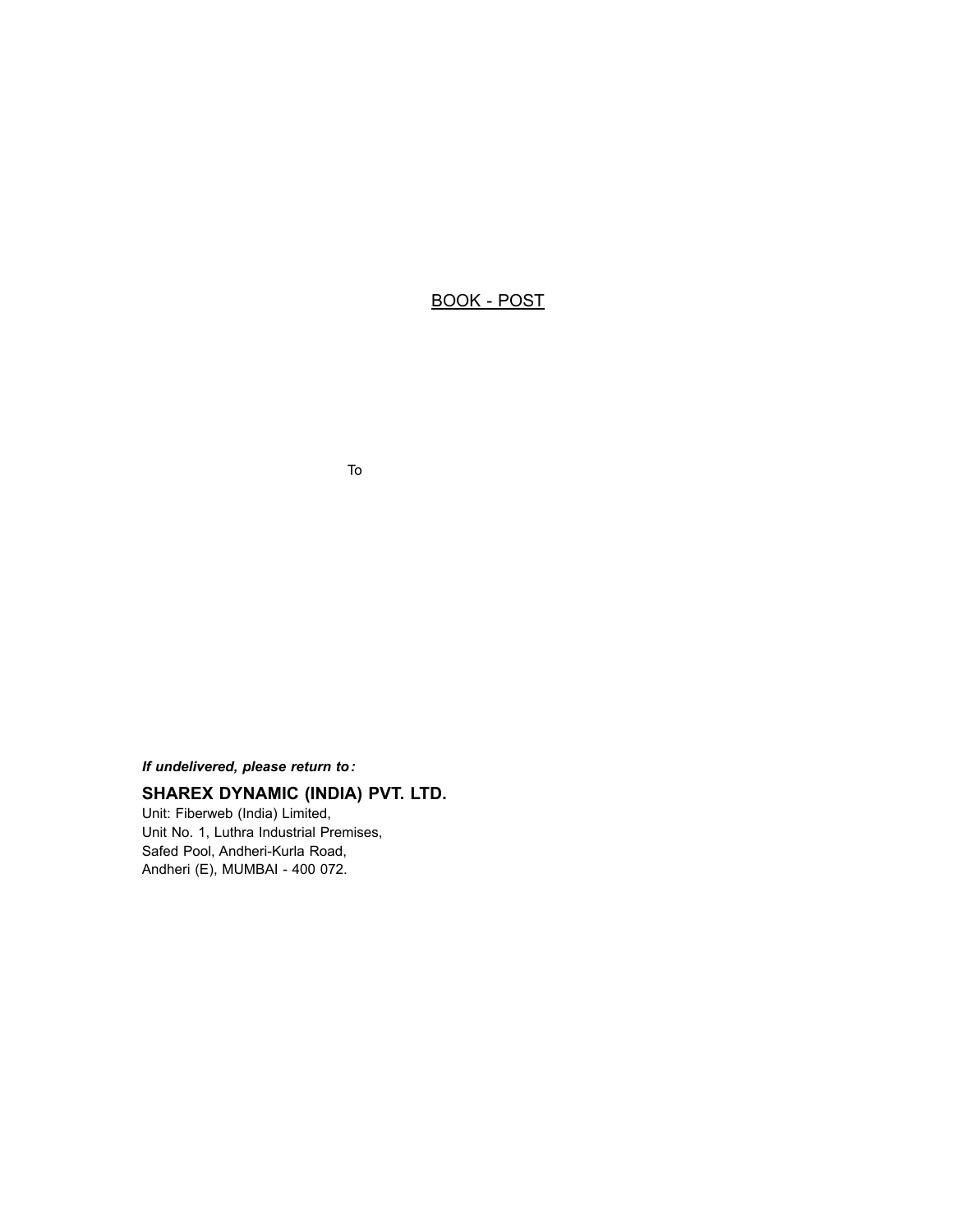<u>BOOK - POST</u>

To

***If undelivered, please return to :***

**SHAREX DYNAMIC (INDIA) PVT. LTD.**

Unit: Fiberweb (India) Limited,
Unit No. 1, Luthra Industrial Premises,
Safed Pool, Andheri-Kurla Road,
Andheri (E), MUMBAI - 400 072.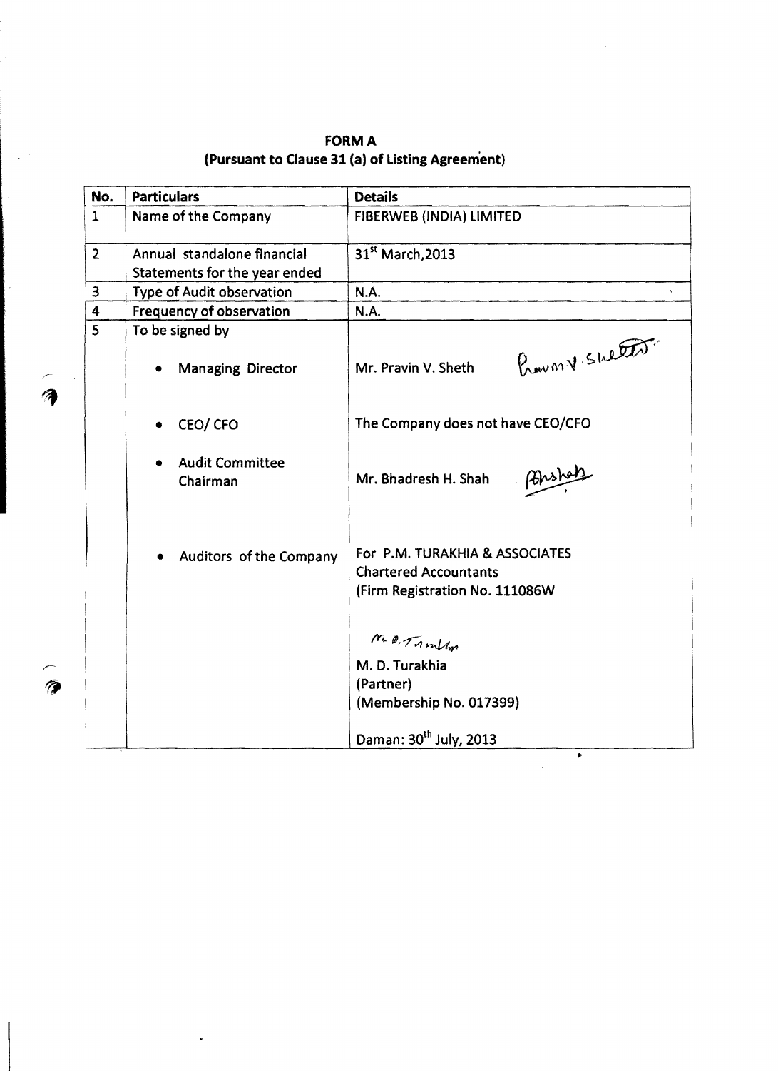**FORM A**
**(Pursuant to Clause 31 (a) of Listing Agreement)**

| No. | Particulars | Details |
|---|---|---|
| 1 | Name of the Company | FIBERWEB (INDIA) LIMITED |
| 2 | Annual standalone financial Statements for the year ended | 31st March,2013 |
| 3 | Type of Audit observation | N.A. |
| 4 | Frequency of observation | N.A. |
| 5 | To be signed by | |
| | • Managing Director | Mr. Pravin V. Sheth |
| | • CEO/ CFO | The Company does not have CEO/CFO |
| | • Audit Committee Chairman | Mr. Bhadresh H. Shah |
| | • Auditors of the Company | For P.M. TURAKHIA & ASSOCIATES<br>Chartered Accountants<br>(Firm Registration No. 111086W)<br><br>M. D. Turakhia<br>(Partner)<br>(Membership No. 017399)<br><br>Daman: 30th July, 2013 |